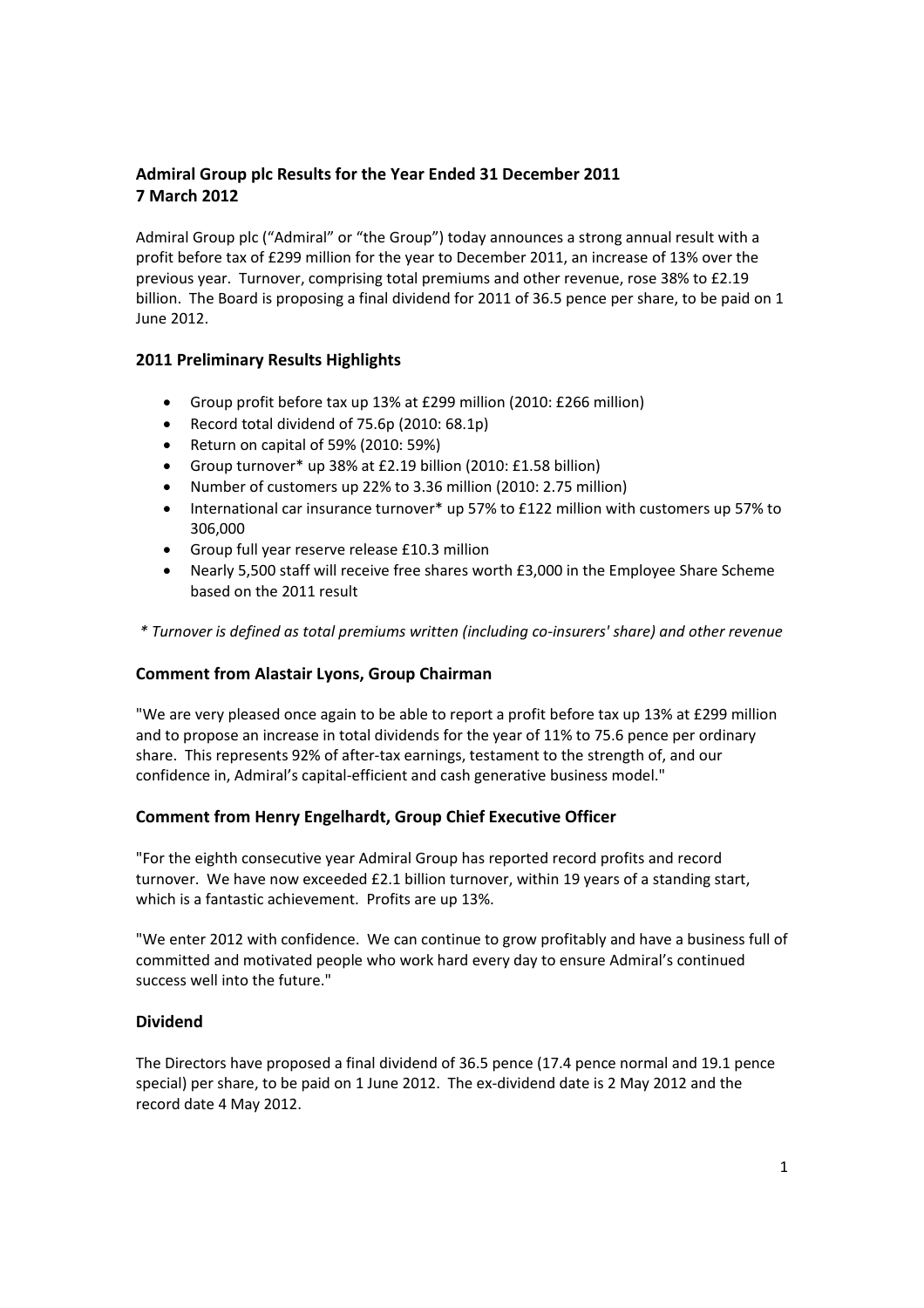# Admiral Group plc Results for the Year Ended 31 December 2011
## 7 March 2012

Admiral Group plc ("Admiral" or "the Group") today announces a strong annual result with a profit before tax of £299 million for the year to December 2011, an increase of 13% over the previous year. Turnover, comprising total premiums and other revenue, rose 38% to £2.19 billion. The Board is proposing a final dividend for 2011 of 36.5 pence per share, to be paid on 1 June 2012.

## 2011 Preliminary Results Highlights

- Group profit before tax up 13% at £299 million (2010: £266 million)
- Record total dividend of 75.6p (2010: 68.1p)
- Return on capital of 59% (2010: 59%)
- Group turnover* up 38% at £2.19 billion (2010: £1.58 billion)
- Number of customers up 22% to 3.36 million (2010: 2.75 million)
- International car insurance turnover* up 57% to £122 million with customers up 57% to 306,000
- Group full year reserve release £10.3 million
- Nearly 5,500 staff will receive free shares worth £3,000 in the Employee Share Scheme based on the 2011 result

*\* Turnover is defined as total premiums written (including co-insurers' share) and other revenue*

## Comment from Alastair Lyons, Group Chairman

"We are very pleased once again to be able to report a profit before tax up 13% at £299 million and to propose an increase in total dividends for the year of 11% to 75.6 pence per ordinary share. This represents 92% of after-tax earnings, testament to the strength of, and our confidence in, Admiral's capital-efficient and cash generative business model."

## Comment from Henry Engelhardt, Group Chief Executive Officer

"For the eighth consecutive year Admiral Group has reported record profits and record turnover. We have now exceeded £2.1 billion turnover, within 19 years of a standing start, which is a fantastic achievement. Profits are up 13%.

"We enter 2012 with confidence. We can continue to grow profitably and have a business full of committed and motivated people who work hard every day to ensure Admiral's continued success well into the future."

## Dividend

The Directors have proposed a final dividend of 36.5 pence (17.4 pence normal and 19.1 pence special) per share, to be paid on 1 June 2012. The ex-dividend date is 2 May 2012 and the record date 4 May 2012.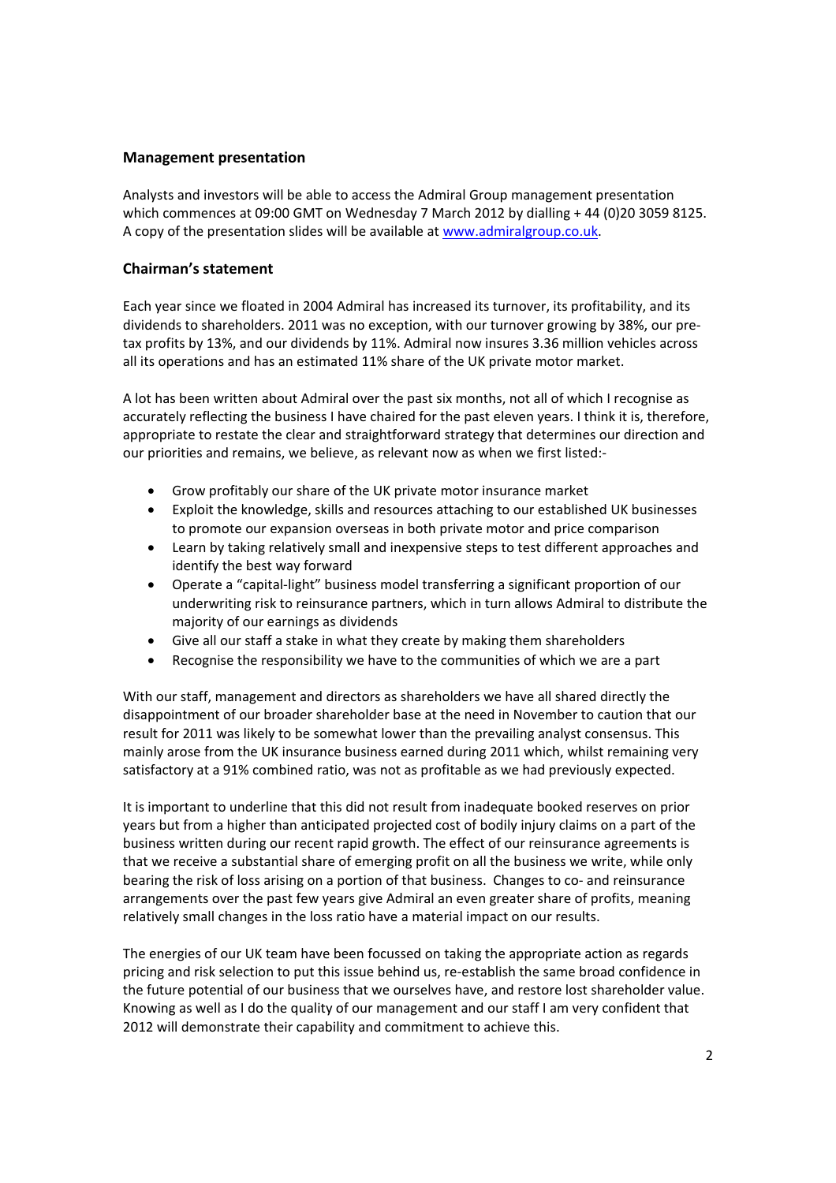## Management presentation

Analysts and investors will be able to access the Admiral Group management presentation which commences at 09:00 GMT on Wednesday 7 March 2012 by dialling + 44 (0)20 3059 8125. A copy of the presentation slides will be available at [www.admiralgroup.co.uk](http://www.admiralgroup.co.uk).

## Chairman's statement

Each year since we floated in 2004 Admiral has increased its turnover, its profitability, and its dividends to shareholders. 2011 was no exception, with our turnover growing by 38%, our pre-tax profits by 13%, and our dividends by 11%. Admiral now insures 3.36 million vehicles across all its operations and has an estimated 11% share of the UK private motor market.

A lot has been written about Admiral over the past six months, not all of which I recognise as accurately reflecting the business I have chaired for the past eleven years. I think it is, therefore, appropriate to restate the clear and straightforward strategy that determines our direction and our priorities and remains, we believe, as relevant now as when we first listed:-

- Grow profitably our share of the UK private motor insurance market
- Exploit the knowledge, skills and resources attaching to our established UK businesses to promote our expansion overseas in both private motor and price comparison
- Learn by taking relatively small and inexpensive steps to test different approaches and identify the best way forward
- Operate a "capital-light" business model transferring a significant proportion of our underwriting risk to reinsurance partners, which in turn allows Admiral to distribute the majority of our earnings as dividends
- Give all our staff a stake in what they create by making them shareholders
- Recognise the responsibility we have to the communities of which we are a part

With our staff, management and directors as shareholders we have all shared directly the disappointment of our broader shareholder base at the need in November to caution that our result for 2011 was likely to be somewhat lower than the prevailing analyst consensus. This mainly arose from the UK insurance business earned during 2011 which, whilst remaining very satisfactory at a 91% combined ratio, was not as profitable as we had previously expected.

It is important to underline that this did not result from inadequate booked reserves on prior years but from a higher than anticipated projected cost of bodily injury claims on a part of the business written during our recent rapid growth. The effect of our reinsurance agreements is that we receive a substantial share of emerging profit on all the business we write, while only bearing the risk of loss arising on a portion of that business. Changes to co- and reinsurance arrangements over the past few years give Admiral an even greater share of profits, meaning relatively small changes in the loss ratio have a material impact on our results.

The energies of our UK team have been focussed on taking the appropriate action as regards pricing and risk selection to put this issue behind us, re-establish the same broad confidence in the future potential of our business that we ourselves have, and restore lost shareholder value. Knowing as well as I do the quality of our management and our staff I am very confident that 2012 will demonstrate their capability and commitment to achieve this.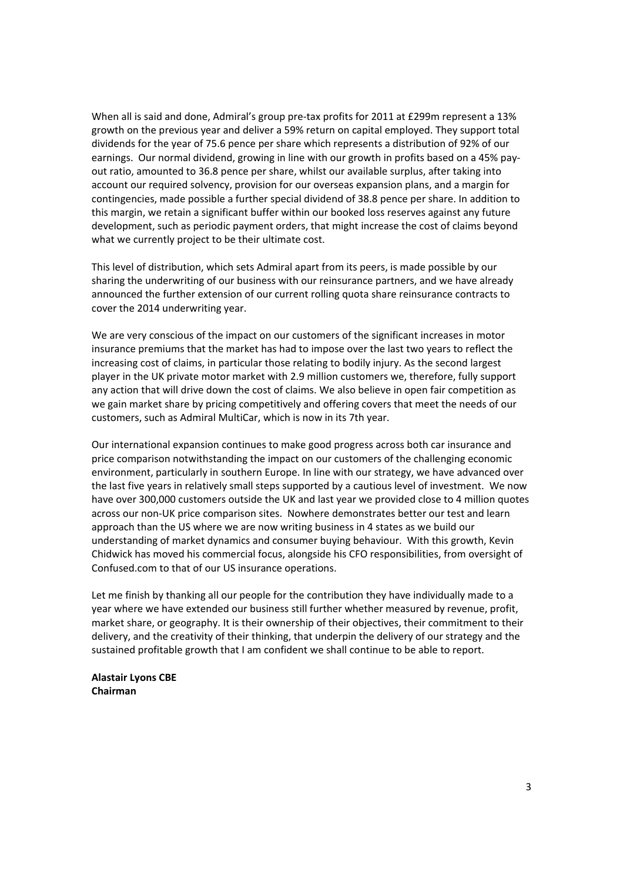When all is said and done, Admiral's group pre-tax profits for 2011 at £299m represent a 13% growth on the previous year and deliver a 59% return on capital employed. They support total dividends for the year of 75.6 pence per share which represents a distribution of 92% of our earnings. Our normal dividend, growing in line with our growth in profits based on a 45% pay-out ratio, amounted to 36.8 pence per share, whilst our available surplus, after taking into account our required solvency, provision for our overseas expansion plans, and a margin for contingencies, made possible a further special dividend of 38.8 pence per share. In addition to this margin, we retain a significant buffer within our booked loss reserves against any future development, such as periodic payment orders, that might increase the cost of claims beyond what we currently project to be their ultimate cost.

This level of distribution, which sets Admiral apart from its peers, is made possible by our sharing the underwriting of our business with our reinsurance partners, and we have already announced the further extension of our current rolling quota share reinsurance contracts to cover the 2014 underwriting year.

We are very conscious of the impact on our customers of the significant increases in motor insurance premiums that the market has had to impose over the last two years to reflect the increasing cost of claims, in particular those relating to bodily injury. As the second largest player in the UK private motor market with 2.9 million customers we, therefore, fully support any action that will drive down the cost of claims. We also believe in open fair competition as we gain market share by pricing competitively and offering covers that meet the needs of our customers, such as Admiral MultiCar, which is now in its 7th year.

Our international expansion continues to make good progress across both car insurance and price comparison notwithstanding the impact on our customers of the challenging economic environment, particularly in southern Europe. In line with our strategy, we have advanced over the last five years in relatively small steps supported by a cautious level of investment. We now have over 300,000 customers outside the UK and last year we provided close to 4 million quotes across our non-UK price comparison sites. Nowhere demonstrates better our test and learn approach than the US where we are now writing business in 4 states as we build our understanding of market dynamics and consumer buying behaviour. With this growth, Kevin Chidwick has moved his commercial focus, alongside his CFO responsibilities, from oversight of Confused.com to that of our US insurance operations.

Let me finish by thanking all our people for the contribution they have individually made to a year where we have extended our business still further whether measured by revenue, profit, market share, or geography. It is their ownership of their objectives, their commitment to their delivery, and the creativity of their thinking, that underpin the delivery of our strategy and the sustained profitable growth that I am confident we shall continue to be able to report.

**Alastair Lyons CBE**
**Chairman**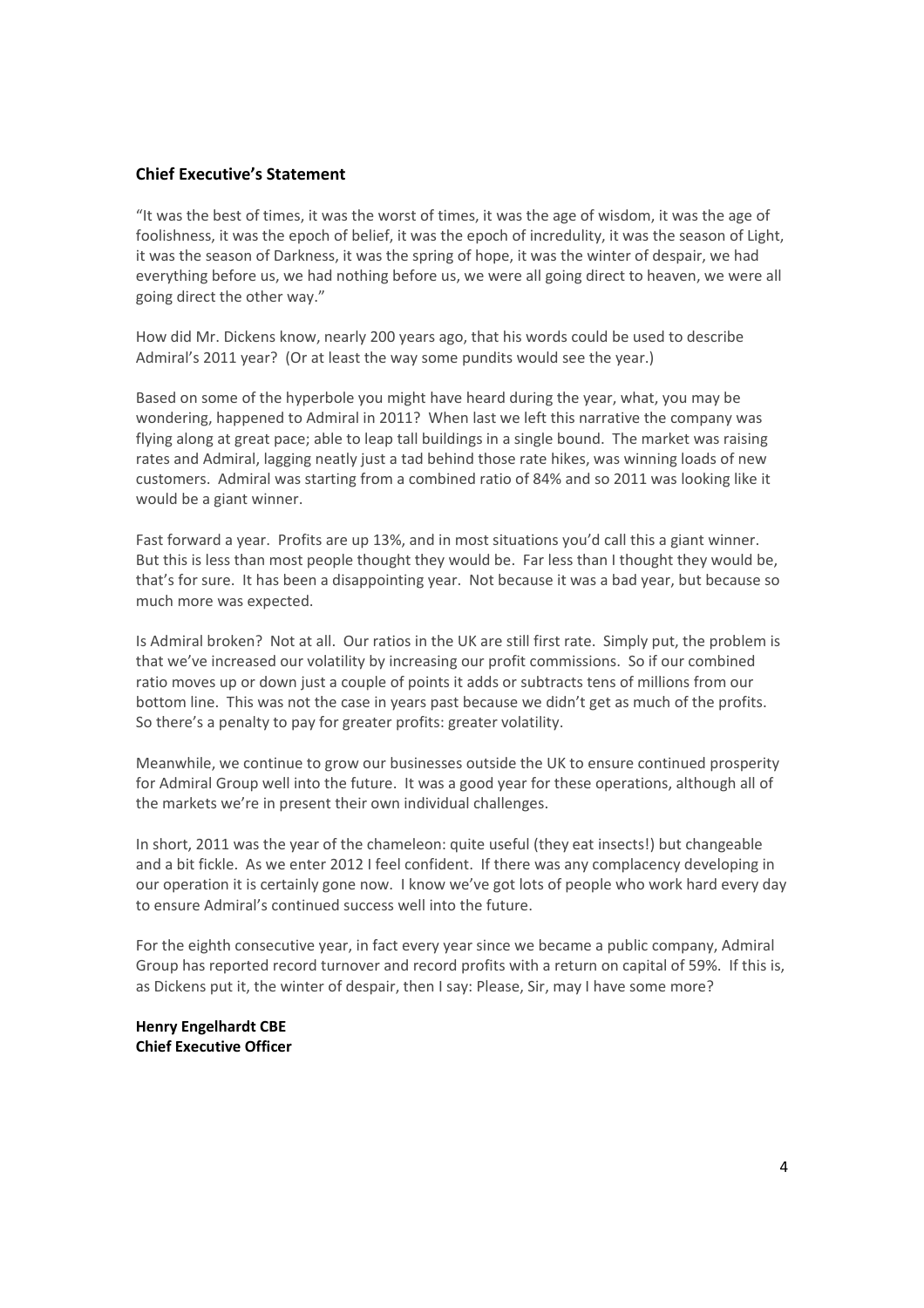## Chief Executive's Statement

"It was the best of times, it was the worst of times, it was the age of wisdom, it was the age of foolishness, it was the epoch of belief, it was the epoch of incredulity, it was the season of Light, it was the season of Darkness, it was the spring of hope, it was the winter of despair, we had everything before us, we had nothing before us, we were all going direct to heaven, we were all going direct the other way."

How did Mr. Dickens know, nearly 200 years ago, that his words could be used to describe Admiral's 2011 year? (Or at least the way some pundits would see the year.)

Based on some of the hyperbole you might have heard during the year, what, you may be wondering, happened to Admiral in 2011? When last we left this narrative the company was flying along at great pace; able to leap tall buildings in a single bound. The market was raising rates and Admiral, lagging neatly just a tad behind those rate hikes, was winning loads of new customers. Admiral was starting from a combined ratio of 84% and so 2011 was looking like it would be a giant winner.

Fast forward a year. Profits are up 13%, and in most situations you'd call this a giant winner. But this is less than most people thought they would be. Far less than I thought they would be, that's for sure. It has been a disappointing year. Not because it was a bad year, but because so much more was expected.

Is Admiral broken? Not at all. Our ratios in the UK are still first rate. Simply put, the problem is that we've increased our volatility by increasing our profit commissions. So if our combined ratio moves up or down just a couple of points it adds or subtracts tens of millions from our bottom line. This was not the case in years past because we didn't get as much of the profits. So there's a penalty to pay for greater profits: greater volatility.

Meanwhile, we continue to grow our businesses outside the UK to ensure continued prosperity for Admiral Group well into the future. It was a good year for these operations, although all of the markets we're in present their own individual challenges.

In short, 2011 was the year of the chameleon: quite useful (they eat insects!) but changeable and a bit fickle. As we enter 2012 I feel confident. If there was any complacency developing in our operation it is certainly gone now. I know we've got lots of people who work hard every day to ensure Admiral's continued success well into the future.

For the eighth consecutive year, in fact every year since we became a public company, Admiral Group has reported record turnover and record profits with a return on capital of 59%. If this is, as Dickens put it, the winter of despair, then I say: Please, Sir, may I have some more?

**Henry Engelhardt CBE**
**Chief Executive Officer**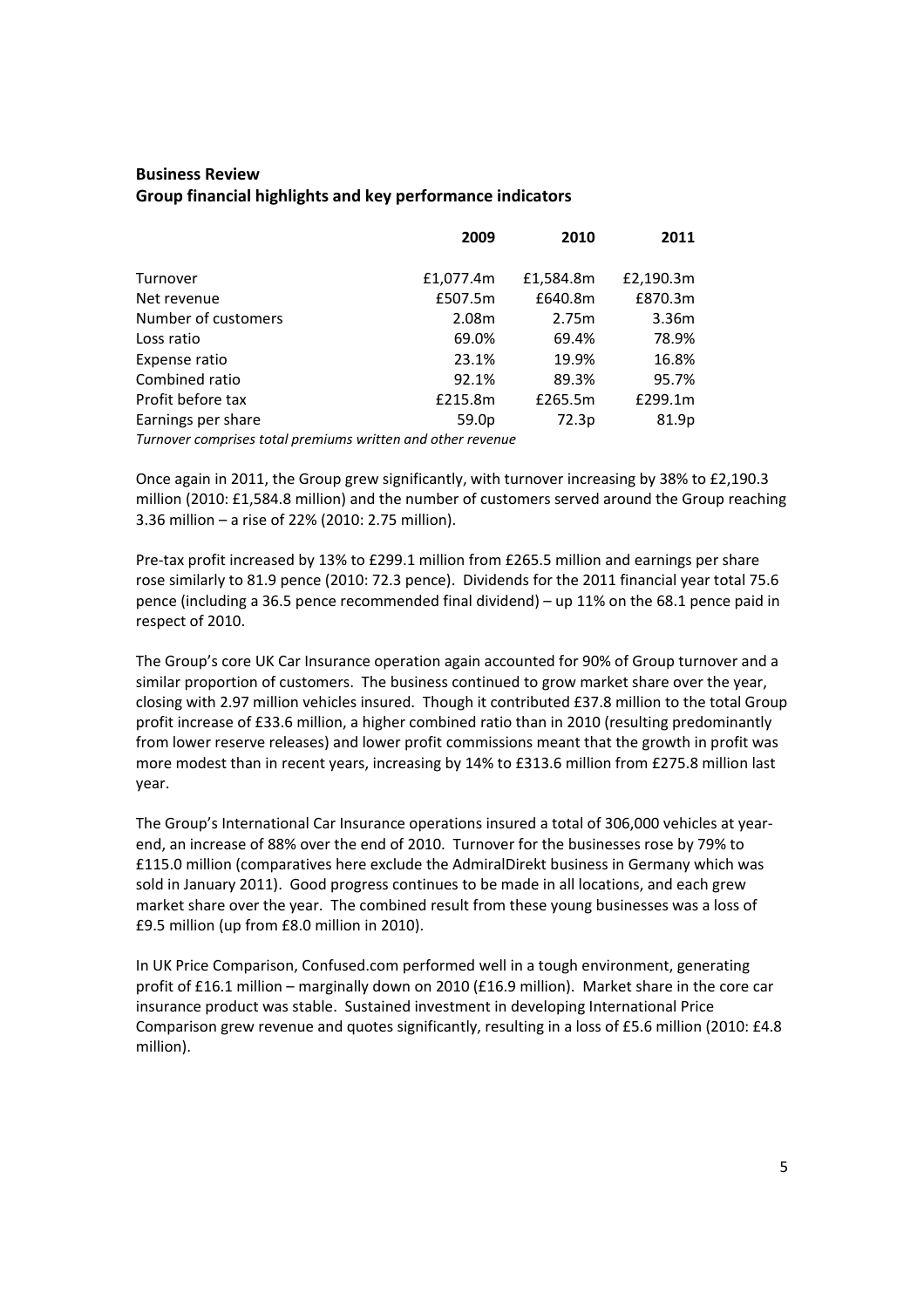## Business Review

### Group financial highlights and key performance indicators

| | 2009 | 2010 | 2011 |
|---|---|---|---|
| Turnover | £1,077.4m | £1,584.8m | £2,190.3m |
| Net revenue | £507.5m | £640.8m | £870.3m |
| Number of customers | 2.08m | 2.75m | 3.36m |
| Loss ratio | 69.0% | 69.4% | 78.9% |
| Expense ratio | 23.1% | 19.9% | 16.8% |
| Combined ratio | 92.1% | 89.3% | 95.7% |
| Profit before tax | £215.8m | £265.5m | £299.1m |
| Earnings per share | 59.0p | 72.3p | 81.9p |

*Turnover comprises total premiums written and other revenue*

Once again in 2011, the Group grew significantly, with turnover increasing by 38% to £2,190.3 million (2010: £1,584.8 million) and the number of customers served around the Group reaching 3.36 million – a rise of 22% (2010: 2.75 million).

Pre-tax profit increased by 13% to £299.1 million from £265.5 million and earnings per share rose similarly to 81.9 pence (2010: 72.3 pence). Dividends for the 2011 financial year total 75.6 pence (including a 36.5 pence recommended final dividend) – up 11% on the 68.1 pence paid in respect of 2010.

The Group's core UK Car Insurance operation again accounted for 90% of Group turnover and a similar proportion of customers. The business continued to grow market share over the year, closing with 2.97 million vehicles insured. Though it contributed £37.8 million to the total Group profit increase of £33.6 million, a higher combined ratio than in 2010 (resulting predominantly from lower reserve releases) and lower profit commissions meant that the growth in profit was more modest than in recent years, increasing by 14% to £313.6 million from £275.8 million last year.

The Group's International Car Insurance operations insured a total of 306,000 vehicles at year-end, an increase of 88% over the end of 2010. Turnover for the businesses rose by 79% to £115.0 million (comparatives here exclude the AdmiralDirekt business in Germany which was sold in January 2011). Good progress continues to be made in all locations, and each grew market share over the year. The combined result from these young businesses was a loss of £9.5 million (up from £8.0 million in 2010).

In UK Price Comparison, Confused.com performed well in a tough environment, generating profit of £16.1 million – marginally down on 2010 (£16.9 million). Market share in the core car insurance product was stable. Sustained investment in developing International Price Comparison grew revenue and quotes significantly, resulting in a loss of £5.6 million (2010: £4.8 million).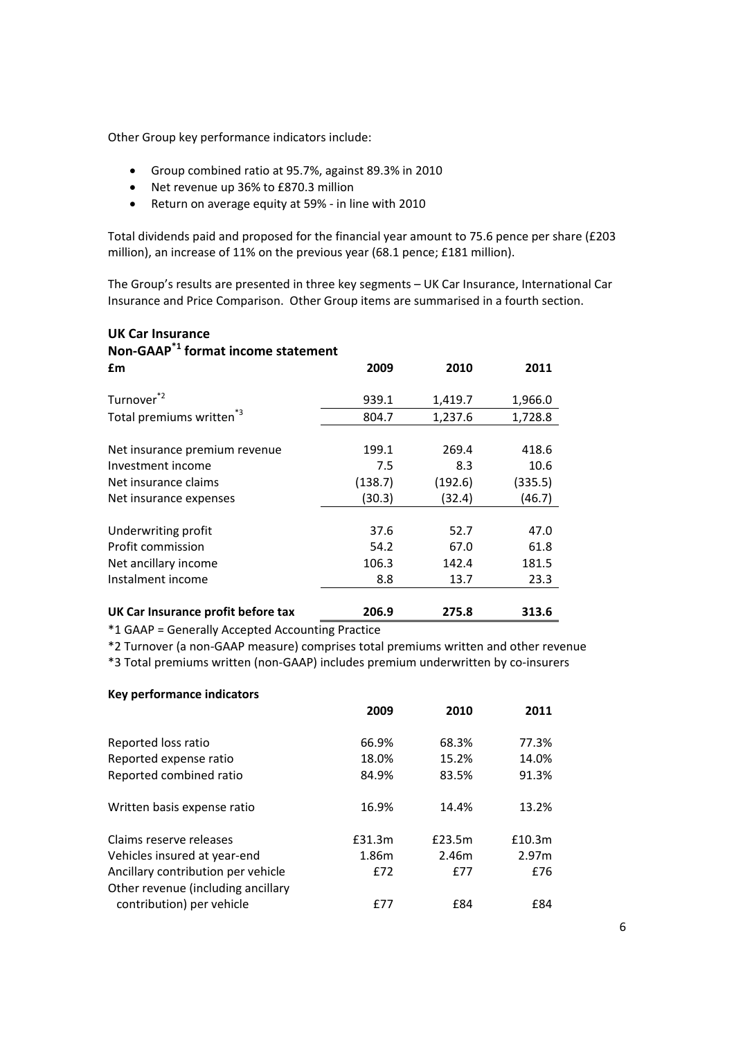Other Group key performance indicators include:

- Group combined ratio at 95.7%, against 89.3% in 2010
- Net revenue up 36% to £870.3 million
- Return on average equity at 59% - in line with 2010

Total dividends paid and proposed for the financial year amount to 75.6 pence per share (£203 million), an increase of 11% on the previous year (68.1 pence; £181 million).

The Group's results are presented in three key segments – UK Car Insurance, International Car Insurance and Price Comparison. Other Group items are summarised in a fourth section.

## UK Car Insurance

### Non-GAAP[*1] format income statement

| £m | 2009 | 2010 | 2011 |
|---|---|---|---|
| Turnover[*2] | 939.1 | 1,419.7 | 1,966.0 |
| Total premiums written[*3] | 804.7 | 1,237.6 | 1,728.8 |
| | | | |
| Net insurance premium revenue | 199.1 | 269.4 | 418.6 |
| Investment income | 7.5 | 8.3 | 10.6 |
| Net insurance claims | (138.7) | (192.6) | (335.5) |
| Net insurance expenses | (30.3) | (32.4) | (46.7) |
| | | | |
| Underwriting profit | 37.6 | 52.7 | 47.0 |
| Profit commission | 54.2 | 67.0 | 61.8 |
| Net ancillary income | 106.3 | 142.4 | 181.5 |
| Instalment income | 8.8 | 13.7 | 23.3 |
| | | | |
| **UK Car Insurance profit before tax** | **206.9** | **275.8** | **313.6** |

*1 GAAP = Generally Accepted Accounting Practice

*2 Turnover (a non-GAAP measure) comprises total premiums written and other revenue

*3 Total premiums written (non-GAAP) includes premium underwritten by co-insurers

**Key performance indicators**

| | 2009 | 2010 | 2011 |
|---|---|---|---|
| Reported loss ratio | 66.9% | 68.3% | 77.3% |
| Reported expense ratio | 18.0% | 15.2% | 14.0% |
| Reported combined ratio | 84.9% | 83.5% | 91.3% |
| | | | |
| Written basis expense ratio | 16.9% | 14.4% | 13.2% |
| | | | |
| Claims reserve releases | £31.3m | £23.5m | £10.3m |
| Vehicles insured at year-end | 1.86m | 2.46m | 2.97m |
| Ancillary contribution per vehicle | £72 | £77 | £76 |
| Other revenue (including ancillary contribution) per vehicle | £77 | £84 | £84 |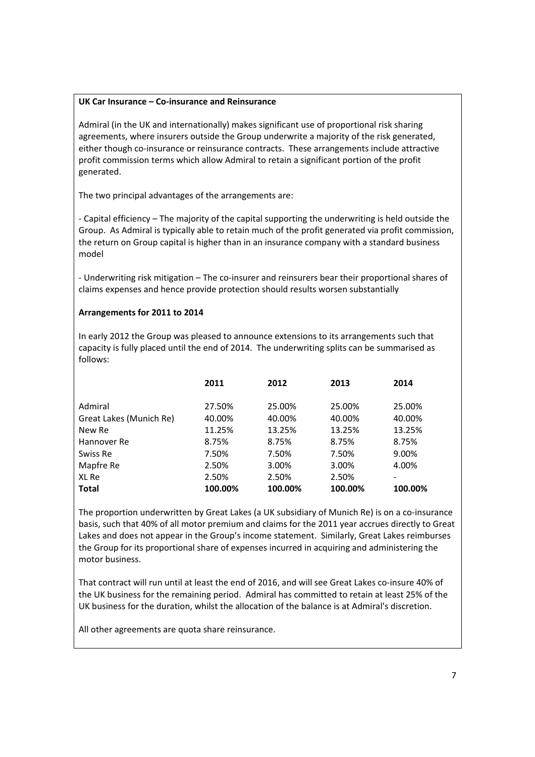**UK Car Insurance – Co-insurance and Reinsurance**

Admiral (in the UK and internationally) makes significant use of proportional risk sharing agreements, where insurers outside the Group underwrite a majority of the risk generated, either though co-insurance or reinsurance contracts. These arrangements include attractive profit commission terms which allow Admiral to retain a significant portion of the profit generated.

The two principal advantages of the arrangements are:

- Capital efficiency – The majority of the capital supporting the underwriting is held outside the Group. As Admiral is typically able to retain much of the profit generated via profit commission, the return on Group capital is higher than in an insurance company with a standard business model

- Underwriting risk mitigation – The co-insurer and reinsurers bear their proportional shares of claims expenses and hence provide protection should results worsen substantially

**Arrangements for 2011 to 2014**

In early 2012 the Group was pleased to announce extensions to its arrangements such that capacity is fully placed until the end of 2014. The underwriting splits can be summarised as follows:

| | 2011 | 2012 | 2013 | 2014 |
|---|---|---|---|---|
| Admiral | 27.50% | 25.00% | 25.00% | 25.00% |
| Great Lakes (Munich Re) | 40.00% | 40.00% | 40.00% | 40.00% |
| New Re | 11.25% | 13.25% | 13.25% | 13.25% |
| Hannover Re | 8.75% | 8.75% | 8.75% | 8.75% |
| Swiss Re | 7.50% | 7.50% | 7.50% | 9.00% |
| Mapfre Re | 2.50% | 3.00% | 3.00% | 4.00% |
| XL Re | 2.50% | 2.50% | 2.50% | - |
| **Total** | **100.00%** | **100.00%** | **100.00%** | **100.00%** |

The proportion underwritten by Great Lakes (a UK subsidiary of Munich Re) is on a co-insurance basis, such that 40% of all motor premium and claims for the 2011 year accrues directly to Great Lakes and does not appear in the Group's income statement. Similarly, Great Lakes reimburses the Group for its proportional share of expenses incurred in acquiring and administering the motor business.

That contract will run until at least the end of 2016, and will see Great Lakes co-insure 40% of the UK business for the remaining period. Admiral has committed to retain at least 25% of the UK business for the duration, whilst the allocation of the balance is at Admiral's discretion.

All other agreements are quota share reinsurance.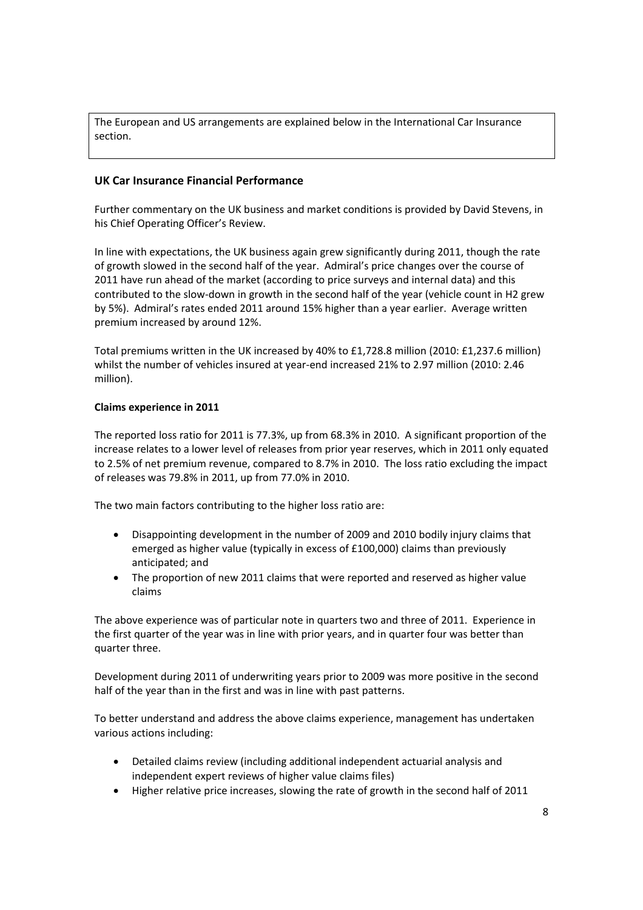The European and US arrangements are explained below in the International Car Insurance section.

## UK Car Insurance Financial Performance

Further commentary on the UK business and market conditions is provided by David Stevens, in his Chief Operating Officer's Review.

In line with expectations, the UK business again grew significantly during 2011, though the rate of growth slowed in the second half of the year. Admiral's price changes over the course of 2011 have run ahead of the market (according to price surveys and internal data) and this contributed to the slow-down in growth in the second half of the year (vehicle count in H2 grew by 5%). Admiral's rates ended 2011 around 15% higher than a year earlier. Average written premium increased by around 12%.

Total premiums written in the UK increased by 40% to £1,728.8 million (2010: £1,237.6 million) whilst the number of vehicles insured at year-end increased 21% to 2.97 million (2010: 2.46 million).

### Claims experience in 2011

The reported loss ratio for 2011 is 77.3%, up from 68.3% in 2010. A significant proportion of the increase relates to a lower level of releases from prior year reserves, which in 2011 only equated to 2.5% of net premium revenue, compared to 8.7% in 2010. The loss ratio excluding the impact of releases was 79.8% in 2011, up from 77.0% in 2010.

The two main factors contributing to the higher loss ratio are:

- Disappointing development in the number of 2009 and 2010 bodily injury claims that emerged as higher value (typically in excess of £100,000) claims than previously anticipated; and
- The proportion of new 2011 claims that were reported and reserved as higher value claims

The above experience was of particular note in quarters two and three of 2011. Experience in the first quarter of the year was in line with prior years, and in quarter four was better than quarter three.

Development during 2011 of underwriting years prior to 2009 was more positive in the second half of the year than in the first and was in line with past patterns.

To better understand and address the above claims experience, management has undertaken various actions including:

- Detailed claims review (including additional independent actuarial analysis and independent expert reviews of higher value claims files)
- Higher relative price increases, slowing the rate of growth in the second half of 2011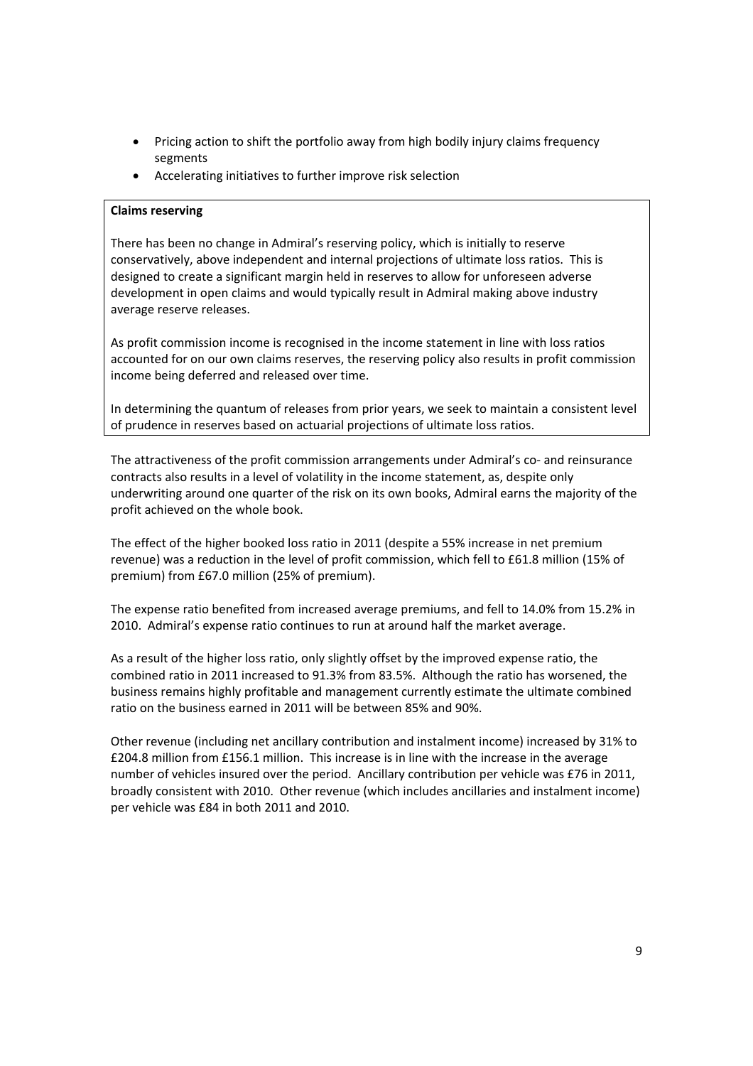- Pricing action to shift the portfolio away from high bodily injury claims frequency segments
- Accelerating initiatives to further improve risk selection

**Claims reserving**

There has been no change in Admiral's reserving policy, which is initially to reserve conservatively, above independent and internal projections of ultimate loss ratios. This is designed to create a significant margin held in reserves to allow for unforeseen adverse development in open claims and would typically result in Admiral making above industry average reserve releases.

As profit commission income is recognised in the income statement in line with loss ratios accounted for on our own claims reserves, the reserving policy also results in profit commission income being deferred and released over time.

In determining the quantum of releases from prior years, we seek to maintain a consistent level of prudence in reserves based on actuarial projections of ultimate loss ratios.

The attractiveness of the profit commission arrangements under Admiral's co- and reinsurance contracts also results in a level of volatility in the income statement, as, despite only underwriting around one quarter of the risk on its own books, Admiral earns the majority of the profit achieved on the whole book.

The effect of the higher booked loss ratio in 2011 (despite a 55% increase in net premium revenue) was a reduction in the level of profit commission, which fell to £61.8 million (15% of premium) from £67.0 million (25% of premium).

The expense ratio benefited from increased average premiums, and fell to 14.0% from 15.2% in 2010. Admiral's expense ratio continues to run at around half the market average.

As a result of the higher loss ratio, only slightly offset by the improved expense ratio, the combined ratio in 2011 increased to 91.3% from 83.5%. Although the ratio has worsened, the business remains highly profitable and management currently estimate the ultimate combined ratio on the business earned in 2011 will be between 85% and 90%.

Other revenue (including net ancillary contribution and instalment income) increased by 31% to £204.8 million from £156.1 million. This increase is in line with the increase in the average number of vehicles insured over the period. Ancillary contribution per vehicle was £76 in 2011, broadly consistent with 2010. Other revenue (which includes ancillaries and instalment income) per vehicle was £84 in both 2011 and 2010.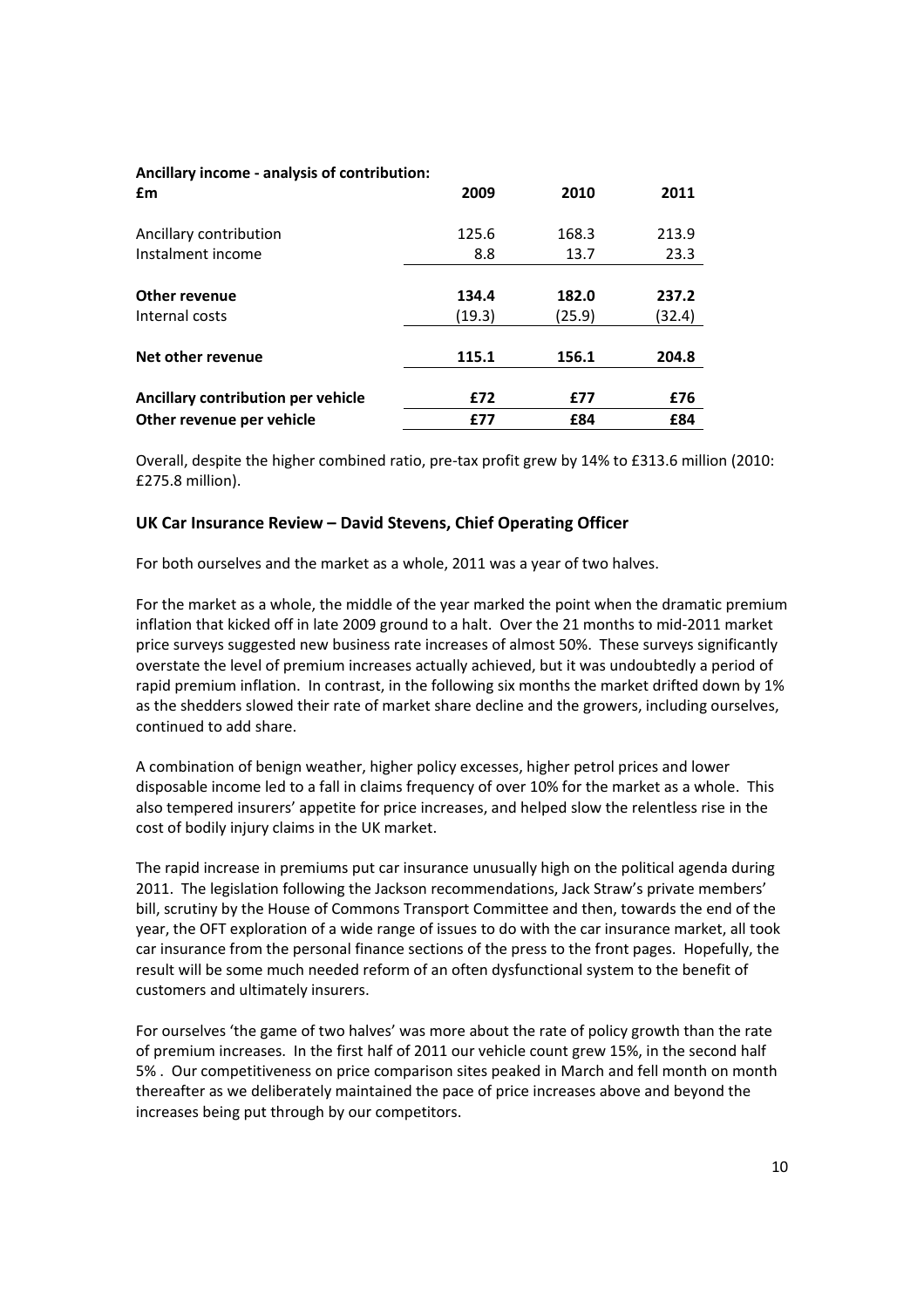**Ancillary income - analysis of contribution:**

| £m | 2009 | 2010 | 2011 |
|---|---|---|---|
| Ancillary contribution | 125.6 | 168.3 | 213.9 |
| Instalment income | 8.8 | 13.7 | 23.3 |
| **Other revenue** | **134.4** | **182.0** | **237.2** |
| Internal costs | (19.3) | (25.9) | (32.4) |
| **Net other revenue** | **115.1** | **156.1** | **204.8** |
| **Ancillary contribution per vehicle** | **£72** | **£77** | **£76** |
| **Other revenue per vehicle** | **£77** | **£84** | **£84** |

Overall, despite the higher combined ratio, pre-tax profit grew by 14% to £313.6 million (2010: £275.8 million).

## UK Car Insurance Review – David Stevens, Chief Operating Officer

For both ourselves and the market as a whole, 2011 was a year of two halves.

For the market as a whole, the middle of the year marked the point when the dramatic premium inflation that kicked off in late 2009 ground to a halt. Over the 21 months to mid-2011 market price surveys suggested new business rate increases of almost 50%. These surveys significantly overstate the level of premium increases actually achieved, but it was undoubtedly a period of rapid premium inflation. In contrast, in the following six months the market drifted down by 1% as the shedders slowed their rate of market share decline and the growers, including ourselves, continued to add share.

A combination of benign weather, higher policy excesses, higher petrol prices and lower disposable income led to a fall in claims frequency of over 10% for the market as a whole. This also tempered insurers' appetite for price increases, and helped slow the relentless rise in the cost of bodily injury claims in the UK market.

The rapid increase in premiums put car insurance unusually high on the political agenda during 2011. The legislation following the Jackson recommendations, Jack Straw's private members' bill, scrutiny by the House of Commons Transport Committee and then, towards the end of the year, the OFT exploration of a wide range of issues to do with the car insurance market, all took car insurance from the personal finance sections of the press to the front pages. Hopefully, the result will be some much needed reform of an often dysfunctional system to the benefit of customers and ultimately insurers.

For ourselves 'the game of two halves' was more about the rate of policy growth than the rate of premium increases. In the first half of 2011 our vehicle count grew 15%, in the second half 5% . Our competitiveness on price comparison sites peaked in March and fell month on month thereafter as we deliberately maintained the pace of price increases above and beyond the increases being put through by our competitors.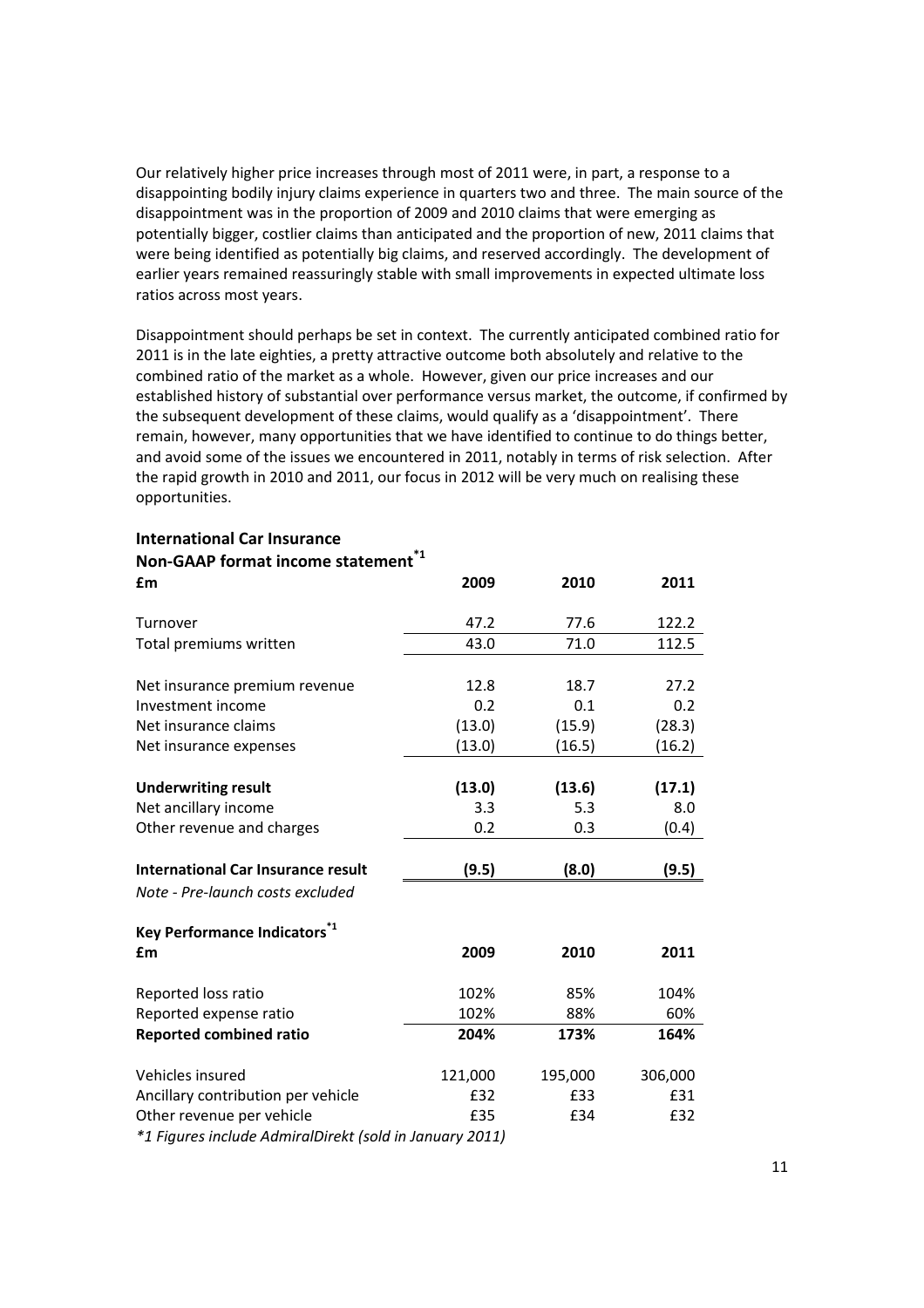Our relatively higher price increases through most of 2011 were, in part, a response to a disappointing bodily injury claims experience in quarters two and three. The main source of the disappointment was in the proportion of 2009 and 2010 claims that were emerging as potentially bigger, costlier claims than anticipated and the proportion of new, 2011 claims that were being identified as potentially big claims, and reserved accordingly. The development of earlier years remained reassuringly stable with small improvements in expected ultimate loss ratios across most years.

Disappointment should perhaps be set in context. The currently anticipated combined ratio for 2011 is in the late eighties, a pretty attractive outcome both absolutely and relative to the combined ratio of the market as a whole. However, given our price increases and our established history of substantial over performance versus market, the outcome, if confirmed by the subsequent development of these claims, would qualify as a 'disappointment'. There remain, however, many opportunities that we have identified to continue to do things better, and avoid some of the issues we encountered in 2011, notably in terms of risk selection. After the rapid growth in 2010 and 2011, our focus in 2012 will be very much on realising these opportunities.

### International Car Insurance

### Non-GAAP format income statement[*1]

| £m | 2009 | 2010 | 2011 |
|---|---|---|---|
| Turnover | 47.2 | 77.6 | 122.2 |
| Total premiums written | 43.0 | 71.0 | 112.5 |
| Net insurance premium revenue | 12.8 | 18.7 | 27.2 |
| Investment income | 0.2 | 0.1 | 0.2 |
| Net insurance claims | (13.0) | (15.9) | (28.3) |
| Net insurance expenses | (13.0) | (16.5) | (16.2) |
| **Underwriting result** | **(13.0)** | **(13.6)** | **(17.1)** |
| Net ancillary income | 3.3 | 5.3 | 8.0 |
| Other revenue and charges | 0.2 | 0.3 | (0.4) |
| **International Car Insurance result** | **(9.5)** | **(8.0)** | **(9.5)** |

*Note - Pre-launch costs excluded*

### Key Performance Indicators[*1]

| £m | 2009 | 2010 | 2011 |
|---|---|---|---|
| Reported loss ratio | 102% | 85% | 104% |
| Reported expense ratio | 102% | 88% | 60% |
| **Reported combined ratio** | **204%** | **173%** | **164%** |
| Vehicles insured | 121,000 | 195,000 | 306,000 |
| Ancillary contribution per vehicle | £32 | £33 | £31 |
| Other revenue per vehicle | £35 | £34 | £32 |

*\*1 Figures include AdmiralDirekt (sold in January 2011)*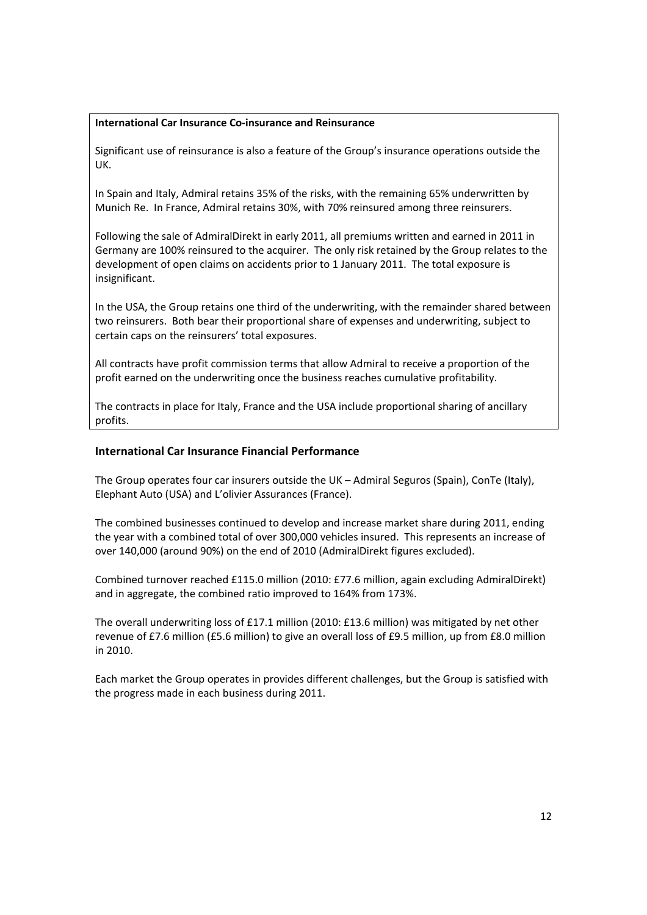**International Car Insurance Co-insurance and Reinsurance**

Significant use of reinsurance is also a feature of the Group's insurance operations outside the UK.

In Spain and Italy, Admiral retains 35% of the risks, with the remaining 65% underwritten by Munich Re. In France, Admiral retains 30%, with 70% reinsured among three reinsurers.

Following the sale of AdmiralDirekt in early 2011, all premiums written and earned in 2011 in Germany are 100% reinsured to the acquirer. The only risk retained by the Group relates to the development of open claims on accidents prior to 1 January 2011. The total exposure is insignificant.

In the USA, the Group retains one third of the underwriting, with the remainder shared between two reinsurers. Both bear their proportional share of expenses and underwriting, subject to certain caps on the reinsurers' total exposures.

All contracts have profit commission terms that allow Admiral to receive a proportion of the profit earned on the underwriting once the business reaches cumulative profitability.

The contracts in place for Italy, France and the USA include proportional sharing of ancillary profits.

## International Car Insurance Financial Performance

The Group operates four car insurers outside the UK – Admiral Seguros (Spain), ConTe (Italy), Elephant Auto (USA) and L'olivier Assurances (France).

The combined businesses continued to develop and increase market share during 2011, ending the year with a combined total of over 300,000 vehicles insured. This represents an increase of over 140,000 (around 90%) on the end of 2010 (AdmiralDirekt figures excluded).

Combined turnover reached £115.0 million (2010: £77.6 million, again excluding AdmiralDirekt) and in aggregate, the combined ratio improved to 164% from 173%.

The overall underwriting loss of £17.1 million (2010: £13.6 million) was mitigated by net other revenue of £7.6 million (£5.6 million) to give an overall loss of £9.5 million, up from £8.0 million in 2010.

Each market the Group operates in provides different challenges, but the Group is satisfied with the progress made in each business during 2011.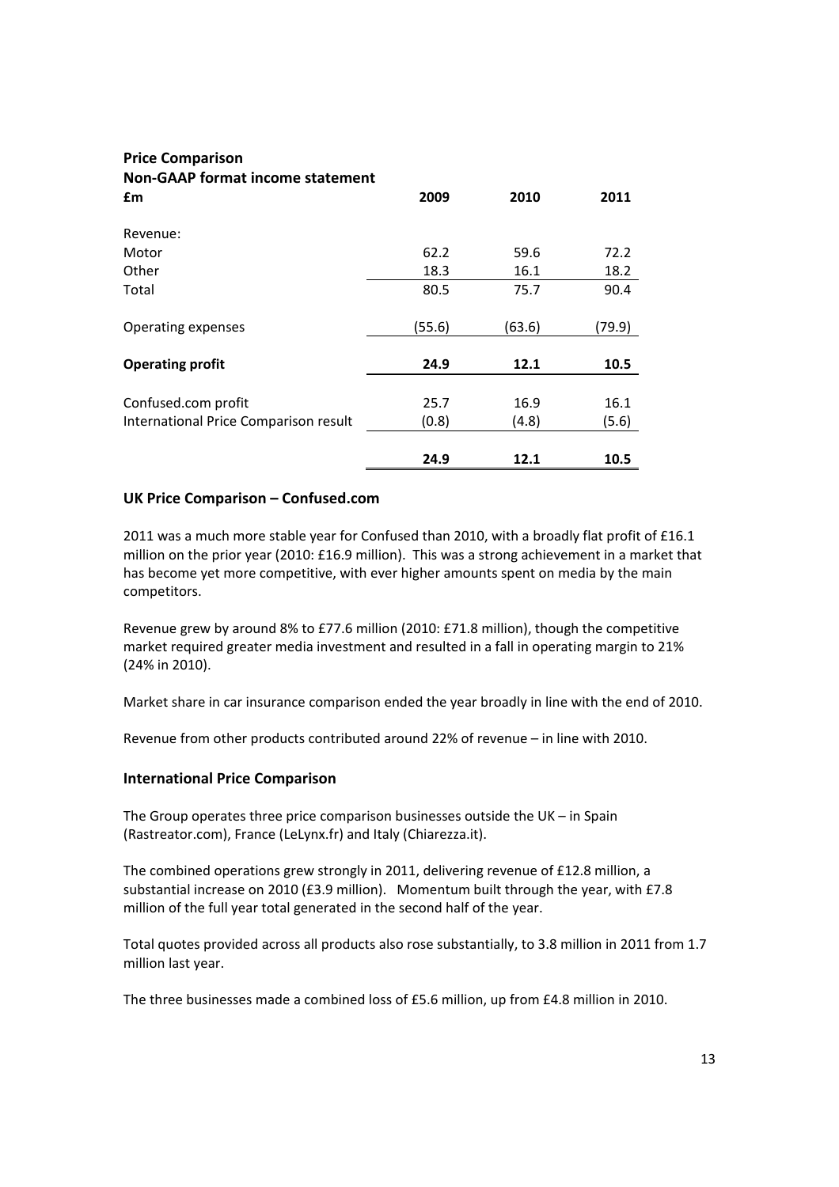## Price Comparison

### Non-GAAP format income statement

| £m | 2009 | 2010 | 2011 |
|---|---|---|---|
| Revenue: | | | |
| Motor | 62.2 | 59.6 | 72.2 |
| Other | 18.3 | 16.1 | 18.2 |
| Total | 80.5 | 75.7 | 90.4 |
| Operating expenses | (55.6) | (63.6) | (79.9) |
| **Operating profit** | **24.9** | **12.1** | **10.5** |
| Confused.com profit | 25.7 | 16.9 | 16.1 |
| International Price Comparison result | (0.8) | (4.8) | (5.6) |
| | **24.9** | **12.1** | **10.5** |

### UK Price Comparison – Confused.com

2011 was a much more stable year for Confused than 2010, with a broadly flat profit of £16.1 million on the prior year (2010: £16.9 million). This was a strong achievement in a market that has become yet more competitive, with ever higher amounts spent on media by the main competitors.

Revenue grew by around 8% to £77.6 million (2010: £71.8 million), though the competitive market required greater media investment and resulted in a fall in operating margin to 21% (24% in 2010).

Market share in car insurance comparison ended the year broadly in line with the end of 2010.

Revenue from other products contributed around 22% of revenue – in line with 2010.

### International Price Comparison

The Group operates three price comparison businesses outside the UK – in Spain (Rastreator.com), France (LeLynx.fr) and Italy (Chiarezza.it).

The combined operations grew strongly in 2011, delivering revenue of £12.8 million, a substantial increase on 2010 (£3.9 million). Momentum built through the year, with £7.8 million of the full year total generated in the second half of the year.

Total quotes provided across all products also rose substantially, to 3.8 million in 2011 from 1.7 million last year.

The three businesses made a combined loss of £5.6 million, up from £4.8 million in 2010.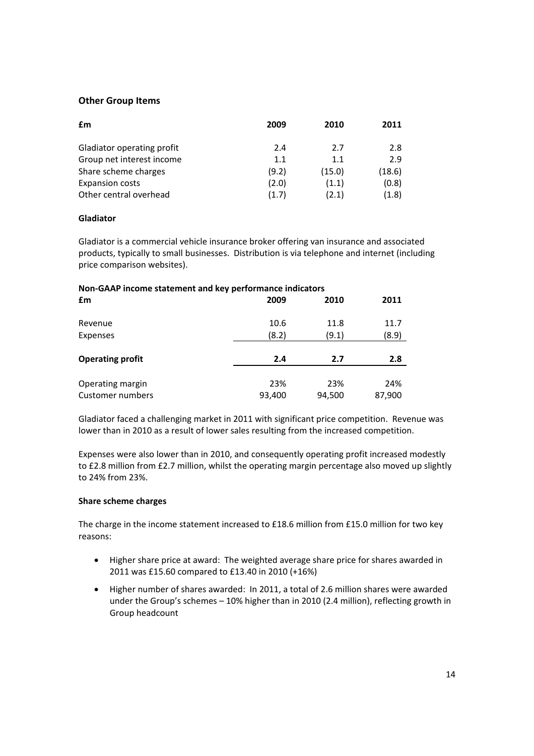## Other Group Items

| £m | 2009 | 2010 | 2011 |
|---|---|---|---|
| Gladiator operating profit | 2.4 | 2.7 | 2.8 |
| Group net interest income | 1.1 | 1.1 | 2.9 |
| Share scheme charges | (9.2) | (15.0) | (18.6) |
| Expansion costs | (2.0) | (1.1) | (0.8) |
| Other central overhead | (1.7) | (2.1) | (1.8) |

### Gladiator

Gladiator is a commercial vehicle insurance broker offering van insurance and associated products, typically to small businesses. Distribution is via telephone and internet (including price comparison websites).

**Non-GAAP income statement and key performance indicators**

| £m | 2009 | 2010 | 2011 |
|---|---|---|---|
| Revenue | 10.6 | 11.8 | 11.7 |
| Expenses | (8.2) | (9.1) | (8.9) |
| **Operating profit** | **2.4** | **2.7** | **2.8** |
| Operating margin | 23% | 23% | 24% |
| Customer numbers | 93,400 | 94,500 | 87,900 |

Gladiator faced a challenging market in 2011 with significant price competition. Revenue was lower than in 2010 as a result of lower sales resulting from the increased competition.

Expenses were also lower than in 2010, and consequently operating profit increased modestly to £2.8 million from £2.7 million, whilst the operating margin percentage also moved up slightly to 24% from 23%.

### Share scheme charges

The charge in the income statement increased to £18.6 million from £15.0 million for two key reasons:

- Higher share price at award: The weighted average share price for shares awarded in 2011 was £15.60 compared to £13.40 in 2010 (+16%)
- Higher number of shares awarded: In 2011, a total of 2.6 million shares were awarded under the Group's schemes – 10% higher than in 2010 (2.4 million), reflecting growth in Group headcount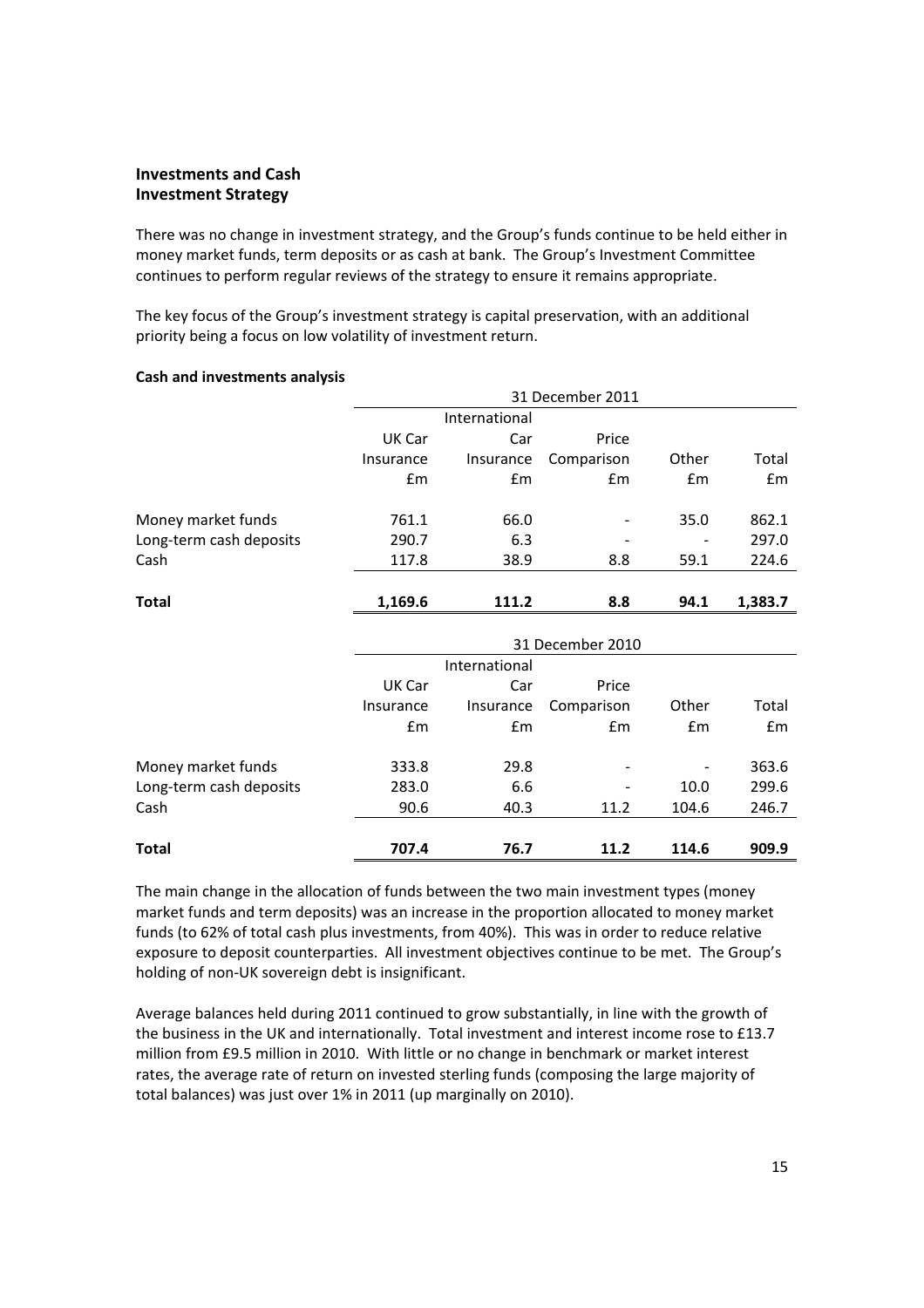## Investments and Cash

### Investment Strategy

There was no change in investment strategy, and the Group's funds continue to be held either in money market funds, term deposits or as cash at bank. The Group's Investment Committee continues to perform regular reviews of the strategy to ensure it remains appropriate.

The key focus of the Group's investment strategy is capital preservation, with an additional priority being a focus on low volatility of investment return.

**Cash and investments analysis**

| | 31 December 2011 | | | | |
|---|---|---|---|---|---|
| | UK Car Insurance £m | International Car Insurance £m | Price Comparison £m | Other £m | Total £m |
| Money market funds | 761.1 | 66.0 | - | 35.0 | 862.1 |
| Long-term cash deposits | 290.7 | 6.3 | - | - | 297.0 |
| Cash | 117.8 | 38.9 | 8.8 | 59.1 | 224.6 |
| **Total** | **1,169.6** | **111.2** | **8.8** | **94.1** | **1,383.7** |

| | 31 December 2010 | | | | |
|---|---|---|---|---|---|
| | UK Car Insurance £m | International Car Insurance £m | Price Comparison £m | Other £m | Total £m |
| Money market funds | 333.8 | 29.8 | - | - | 363.6 |
| Long-term cash deposits | 283.0 | 6.6 | - | 10.0 | 299.6 |
| Cash | 90.6 | 40.3 | 11.2 | 104.6 | 246.7 |
| **Total** | **707.4** | **76.7** | **11.2** | **114.6** | **909.9** |

The main change in the allocation of funds between the two main investment types (money market funds and term deposits) was an increase in the proportion allocated to money market funds (to 62% of total cash plus investments, from 40%). This was in order to reduce relative exposure to deposit counterparties. All investment objectives continue to be met. The Group's holding of non-UK sovereign debt is insignificant.

Average balances held during 2011 continued to grow substantially, in line with the growth of the business in the UK and internationally. Total investment and interest income rose to £13.7 million from £9.5 million in 2010. With little or no change in benchmark or market interest rates, the average rate of return on invested sterling funds (composing the large majority of total balances) was just over 1% in 2011 (up marginally on 2010).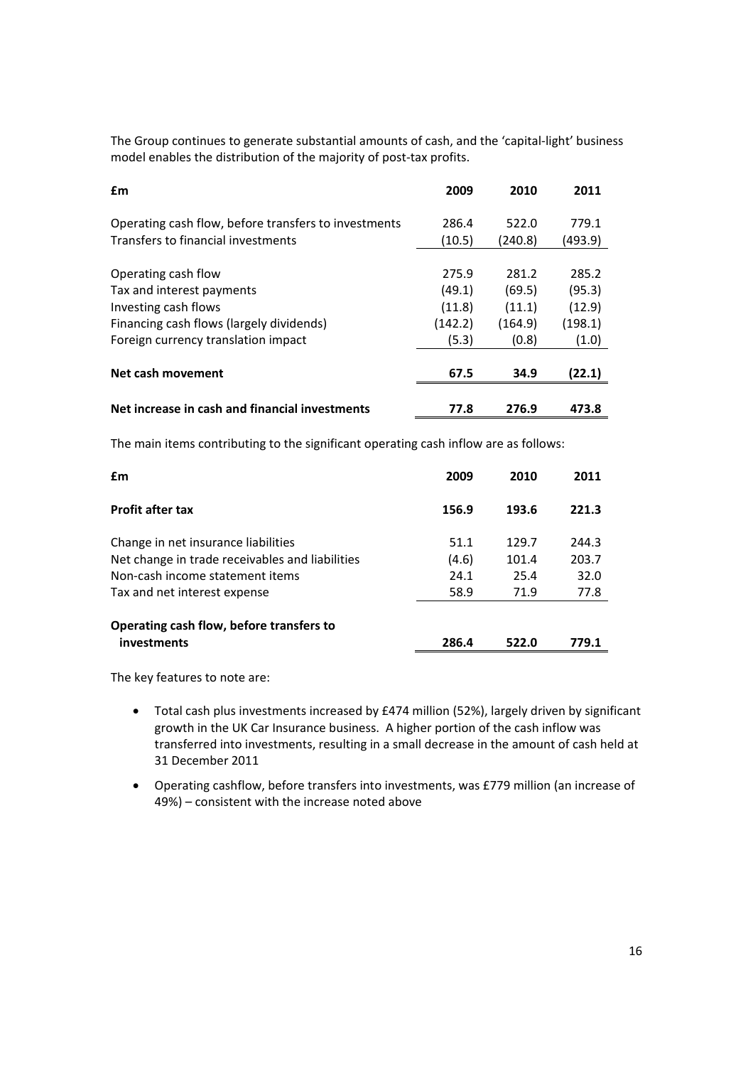The Group continues to generate substantial amounts of cash, and the 'capital-light' business model enables the distribution of the majority of post-tax profits.

| £m | 2009 | 2010 | 2011 |
|---|---|---|---|
| Operating cash flow, before transfers to investments | 286.4 | 522.0 | 779.1 |
| Transfers to financial investments | (10.5) | (240.8) | (493.9) |
| Operating cash flow | 275.9 | 281.2 | 285.2 |
| Tax and interest payments | (49.1) | (69.5) | (95.3) |
| Investing cash flows | (11.8) | (11.1) | (12.9) |
| Financing cash flows (largely dividends) | (142.2) | (164.9) | (198.1) |
| Foreign currency translation impact | (5.3) | (0.8) | (1.0) |
| **Net cash movement** | **67.5** | **34.9** | **(22.1)** |
| **Net increase in cash and financial investments** | **77.8** | **276.9** | **473.8** |

The main items contributing to the significant operating cash inflow are as follows:

| £m | 2009 | 2010 | 2011 |
|---|---|---|---|
| **Profit after tax** | **156.9** | **193.6** | **221.3** |
| Change in net insurance liabilities | 51.1 | 129.7 | 244.3 |
| Net change in trade receivables and liabilities | (4.6) | 101.4 | 203.7 |
| Non-cash income statement items | 24.1 | 25.4 | 32.0 |
| Tax and net interest expense | 58.9 | 71.9 | 77.8 |
| **Operating cash flow, before transfers to investments** | **286.4** | **522.0** | **779.1** |

The key features to note are:

- Total cash plus investments increased by £474 million (52%), largely driven by significant growth in the UK Car Insurance business. A higher portion of the cash inflow was transferred into investments, resulting in a small decrease in the amount of cash held at 31 December 2011
- Operating cashflow, before transfers into investments, was £779 million (an increase of 49%) – consistent with the increase noted above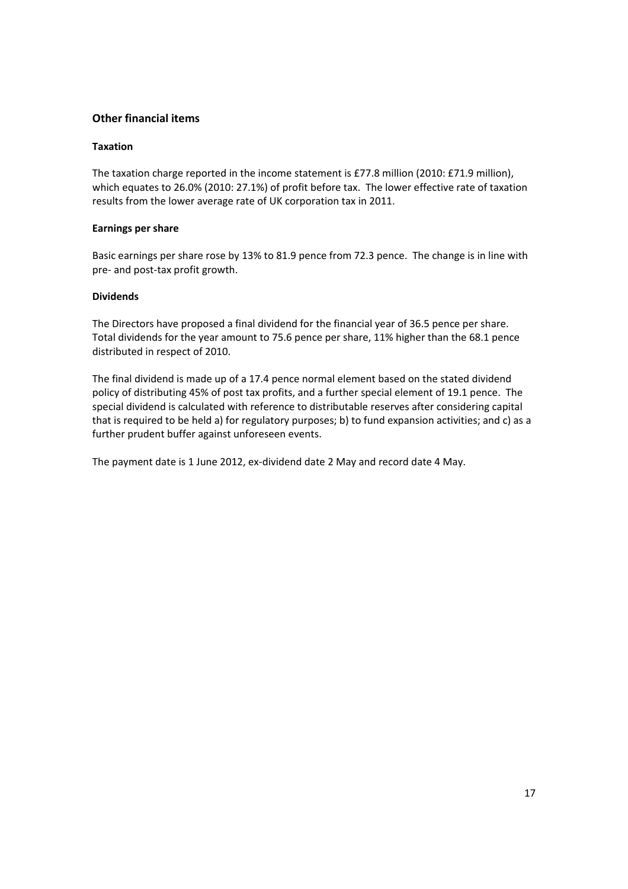## Other financial items

### Taxation

The taxation charge reported in the income statement is £77.8 million (2010: £71.9 million), which equates to 26.0% (2010: 27.1%) of profit before tax. The lower effective rate of taxation results from the lower average rate of UK corporation tax in 2011.

### Earnings per share

Basic earnings per share rose by 13% to 81.9 pence from 72.3 pence. The change is in line with pre- and post-tax profit growth.

### Dividends

The Directors have proposed a final dividend for the financial year of 36.5 pence per share. Total dividends for the year amount to 75.6 pence per share, 11% higher than the 68.1 pence distributed in respect of 2010.

The final dividend is made up of a 17.4 pence normal element based on the stated dividend policy of distributing 45% of post tax profits, and a further special element of 19.1 pence. The special dividend is calculated with reference to distributable reserves after considering capital that is required to be held a) for regulatory purposes; b) to fund expansion activities; and c) as a further prudent buffer against unforeseen events.

The payment date is 1 June 2012, ex-dividend date 2 May and record date 4 May.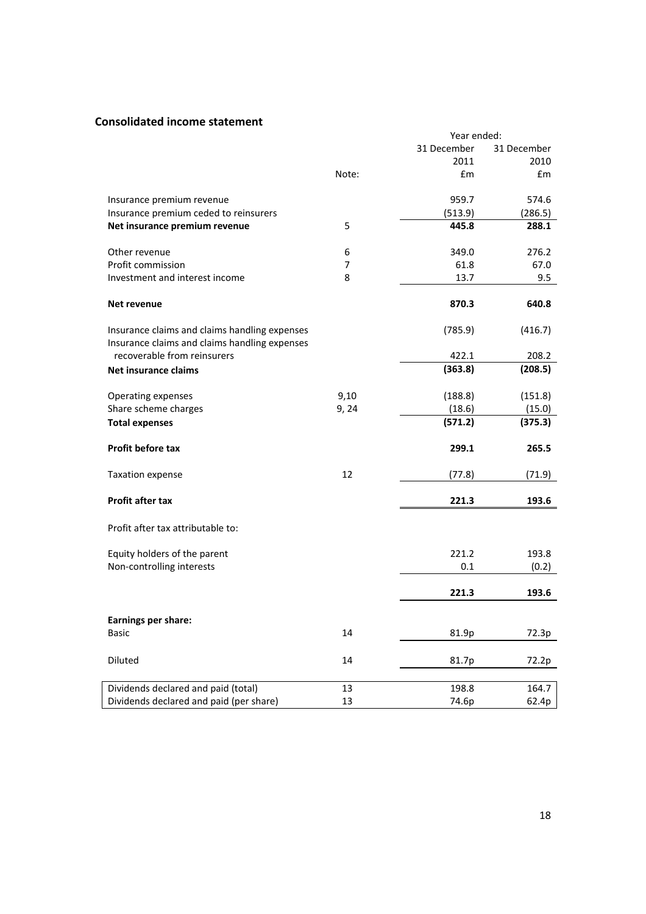## Consolidated income statement

| | Note: | Year ended: 31 December 2011 £m | 31 December 2010 £m |
|---|---|---|---|
| Insurance premium revenue | | 959.7 | 574.6 |
| Insurance premium ceded to reinsurers | | (513.9) | (286.5) |
| **Net insurance premium revenue** | 5 | **445.8** | **288.1** |
| Other revenue | 6 | 349.0 | 276.2 |
| Profit commission | 7 | 61.8 | 67.0 |
| Investment and interest income | 8 | 13.7 | 9.5 |
| **Net revenue** | | **870.3** | **640.8** |
| Insurance claims and claims handling expenses | | (785.9) | (416.7) |
| Insurance claims and claims handling expenses recoverable from reinsurers | | 422.1 | 208.2 |
| **Net insurance claims** | | **(363.8)** | **(208.5)** |
| Operating expenses | 9,10 | (188.8) | (151.8) |
| Share scheme charges | 9, 24 | (18.6) | (15.0) |
| **Total expenses** | | **(571.2)** | **(375.3)** |
| **Profit before tax** | | **299.1** | **265.5** |
| Taxation expense | 12 | (77.8) | (71.9) |
| **Profit after tax** | | **221.3** | **193.6** |
| Profit after tax attributable to: | | | |
| Equity holders of the parent | | 221.2 | 193.8 |
| Non-controlling interests | | 0.1 | (0.2) |
| | | **221.3** | **193.6** |
| **Earnings per share:** | | | |
| Basic | 14 | 81.9p | 72.3p |
| Diluted | 14 | 81.7p | 72.2p |
| Dividends declared and paid (total) | 13 | 198.8 | 164.7 |
| Dividends declared and paid (per share) | 13 | 74.6p | 62.4p |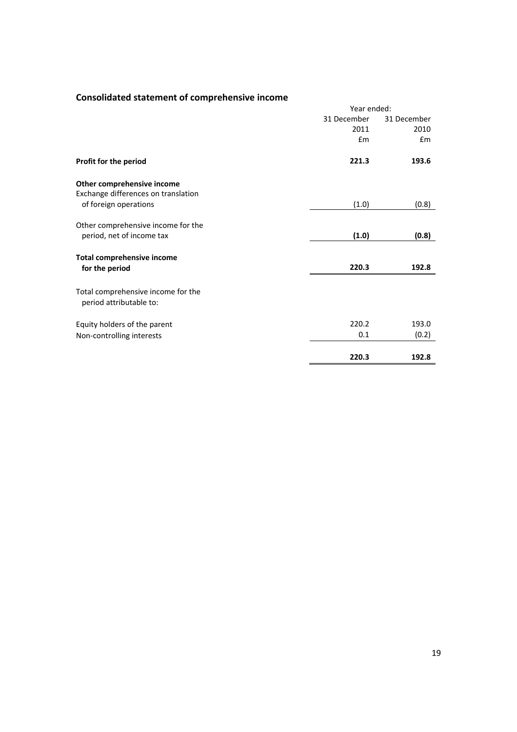## Consolidated statement of comprehensive income

| | Year ended: | |
|---|---|---|
| | 31 December 2011 | 31 December 2010 |
| | £m | £m |
| **Profit for the period** | **221.3** | **193.6** |
| **Other comprehensive income** | | |
| Exchange differences on translation of foreign operations | (1.0) | (0.8) |
| Other comprehensive income for the period, net of income tax | **(1.0)** | **(0.8)** |
| **Total comprehensive income for the period** | **220.3** | **192.8** |
| Total comprehensive income for the period attributable to: | | |
| Equity holders of the parent | 220.2 | 193.0 |
| Non-controlling interests | 0.1 | (0.2) |
| | **220.3** | **192.8** |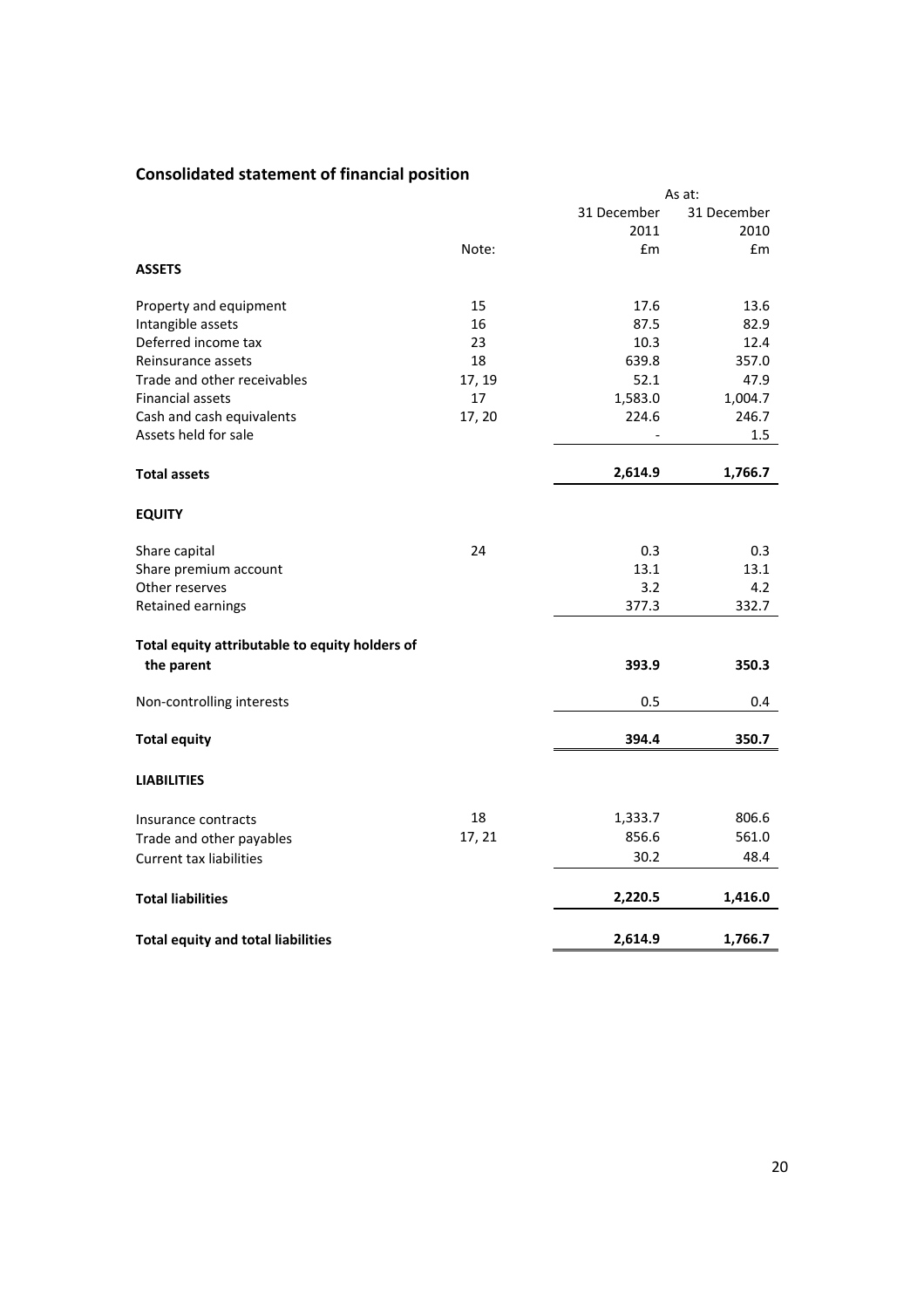## Consolidated statement of financial position

| | Note: | As at: 31 December 2011 £m | As at: 31 December 2010 £m |
|---|---|---|---|
| **ASSETS** | | | |
| Property and equipment | 15 | 17.6 | 13.6 |
| Intangible assets | 16 | 87.5 | 82.9 |
| Deferred income tax | 23 | 10.3 | 12.4 |
| Reinsurance assets | 18 | 639.8 | 357.0 |
| Trade and other receivables | 17, 19 | 52.1 | 47.9 |
| Financial assets | 17 | 1,583.0 | 1,004.7 |
| Cash and cash equivalents | 17, 20 | 224.6 | 246.7 |
| Assets held for sale | | - | 1.5 |
| **Total assets** | | **2,614.9** | **1,766.7** |
| **EQUITY** | | | |
| Share capital | 24 | 0.3 | 0.3 |
| Share premium account | | 13.1 | 13.1 |
| Other reserves | | 3.2 | 4.2 |
| Retained earnings | | 377.3 | 332.7 |
| **Total equity attributable to equity holders of the parent** | | **393.9** | **350.3** |
| Non-controlling interests | | 0.5 | 0.4 |
| **Total equity** | | **394.4** | **350.7** |
| **LIABILITIES** | | | |
| Insurance contracts | 18 | 1,333.7 | 806.6 |
| Trade and other payables | 17, 21 | 856.6 | 561.0 |
| Current tax liabilities | | 30.2 | 48.4 |
| **Total liabilities** | | **2,220.5** | **1,416.0** |
| **Total equity and total liabilities** | | **2,614.9** | **1,766.7** |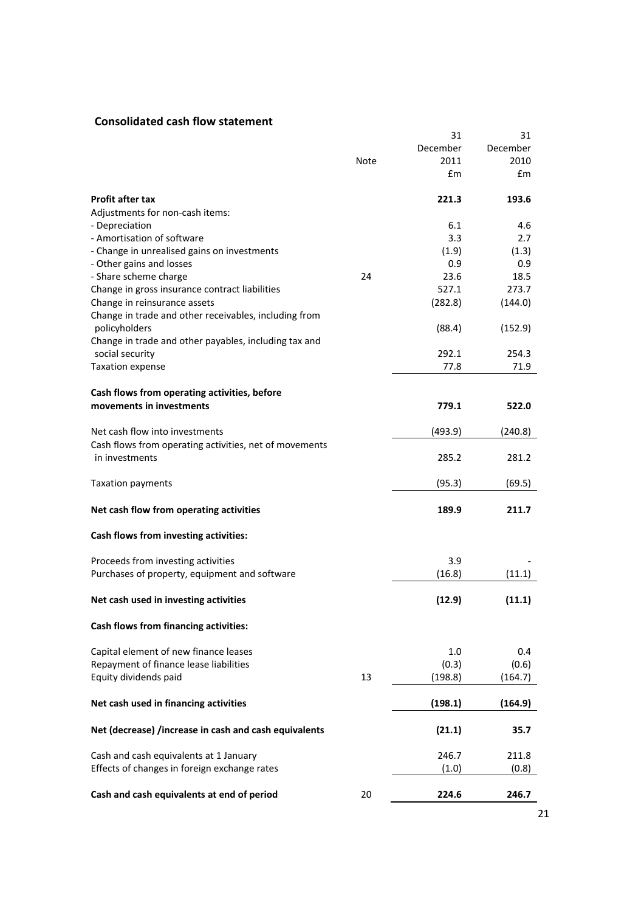## Consolidated cash flow statement

| | Note | 31 December 2011 £m | 31 December 2010 £m |
|---|---|---|---|
| **Profit after tax** | | **221.3** | **193.6** |
| Adjustments for non-cash items: | | | |
| - Depreciation | | 6.1 | 4.6 |
| - Amortisation of software | | 3.3 | 2.7 |
| - Change in unrealised gains on investments | | (1.9) | (1.3) |
| - Other gains and losses | | 0.9 | 0.9 |
| - Share scheme charge | 24 | 23.6 | 18.5 |
| Change in gross insurance contract liabilities | | 527.1 | 273.7 |
| Change in reinsurance assets | | (282.8) | (144.0) |
| Change in trade and other receivables, including from policyholders | | (88.4) | (152.9) |
| Change in trade and other payables, including tax and social security | | 292.1 | 254.3 |
| Taxation expense | | 77.8 | 71.9 |
| **Cash flows from operating activities, before movements in investments** | | **779.1** | **522.0** |
| Net cash flow into investments | | (493.9) | (240.8) |
| Cash flows from operating activities, net of movements in investments | | 285.2 | 281.2 |
| Taxation payments | | (95.3) | (69.5) |
| **Net cash flow from operating activities** | | **189.9** | **211.7** |
| **Cash flows from investing activities:** | | | |
| Proceeds from investing activities | | 3.9 | - |
| Purchases of property, equipment and software | | (16.8) | (11.1) |
| **Net cash used in investing activities** | | **(12.9)** | **(11.1)** |
| **Cash flows from financing activities:** | | | |
| Capital element of new finance leases | | 1.0 | 0.4 |
| Repayment of finance lease liabilities | | (0.3) | (0.6) |
| Equity dividends paid | 13 | (198.8) | (164.7) |
| **Net cash used in financing activities** | | **(198.1)** | **(164.9)** |
| **Net (decrease) /increase in cash and cash equivalents** | | **(21.1)** | **35.7** |
| Cash and cash equivalents at 1 January | | 246.7 | 211.8 |
| Effects of changes in foreign exchange rates | | (1.0) | (0.8) |
| **Cash and cash equivalents at end of period** | 20 | **224.6** | **246.7** |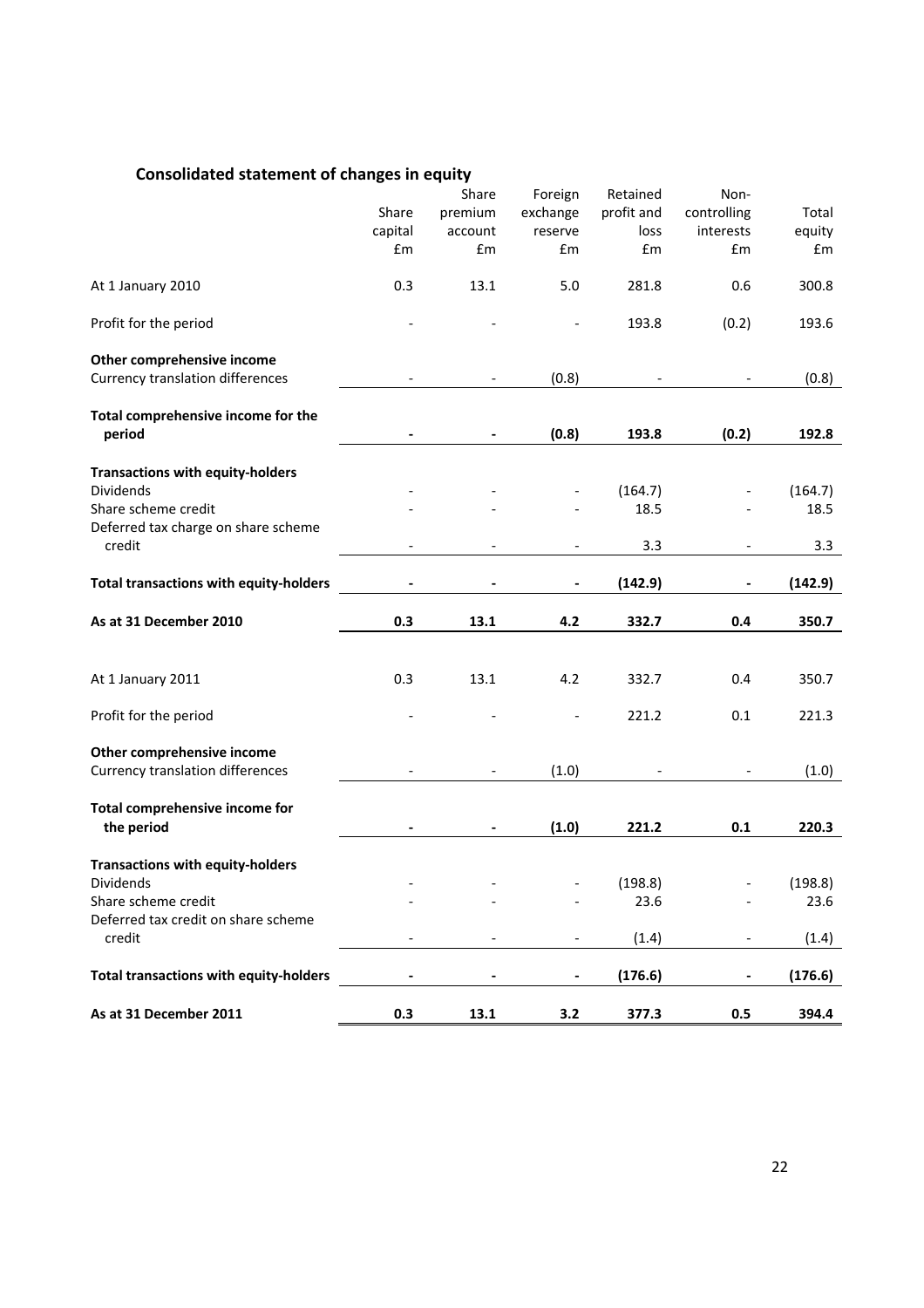## Consolidated statement of changes in equity

| | Share capital £m | Share premium account £m | Foreign exchange reserve £m | Retained profit and loss £m | Non-controlling interests £m | Total equity £m |
|---|---|---|---|---|---|---|
| At 1 January 2010 | 0.3 | 13.1 | 5.0 | 281.8 | 0.6 | 300.8 |
| Profit for the period | - | - | - | 193.8 | (0.2) | 193.6 |
| **Other comprehensive income** | | | | | | |
| Currency translation differences | - | - | (0.8) | - | - | (0.8) |
| **Total comprehensive income for the period** | **-** | **-** | **(0.8)** | **193.8** | **(0.2)** | **192.8** |
| **Transactions with equity-holders** | | | | | | |
| Dividends | - | - | - | (164.7) | - | (164.7) |
| Share scheme credit | - | - | - | 18.5 | - | 18.5 |
| Deferred tax charge on share scheme credit | - | - | - | 3.3 | - | 3.3 |
| **Total transactions with equity-holders** | **-** | **-** | **-** | **(142.9)** | **-** | **(142.9)** |
| **As at 31 December 2010** | **0.3** | **13.1** | **4.2** | **332.7** | **0.4** | **350.7** |
| | | | | | | |
| At 1 January 2011 | 0.3 | 13.1 | 4.2 | 332.7 | 0.4 | 350.7 |
| Profit for the period | - | - | - | 221.2 | 0.1 | 221.3 |
| **Other comprehensive income** | | | | | | |
| Currency translation differences | - | - | (1.0) | - | - | (1.0) |
| **Total comprehensive income for the period** | **-** | **-** | **(1.0)** | **221.2** | **0.1** | **220.3** |
| **Transactions with equity-holders** | | | | | | |
| Dividends | - | - | - | (198.8) | - | (198.8) |
| Share scheme credit | - | - | - | 23.6 | - | 23.6 |
| Deferred tax credit on share scheme credit | - | - | - | (1.4) | - | (1.4) |
| **Total transactions with equity-holders** | **-** | **-** | **-** | **(176.6)** | **-** | **(176.6)** |
| **As at 31 December 2011** | **0.3** | **13.1** | **3.2** | **377.3** | **0.5** | **394.4** |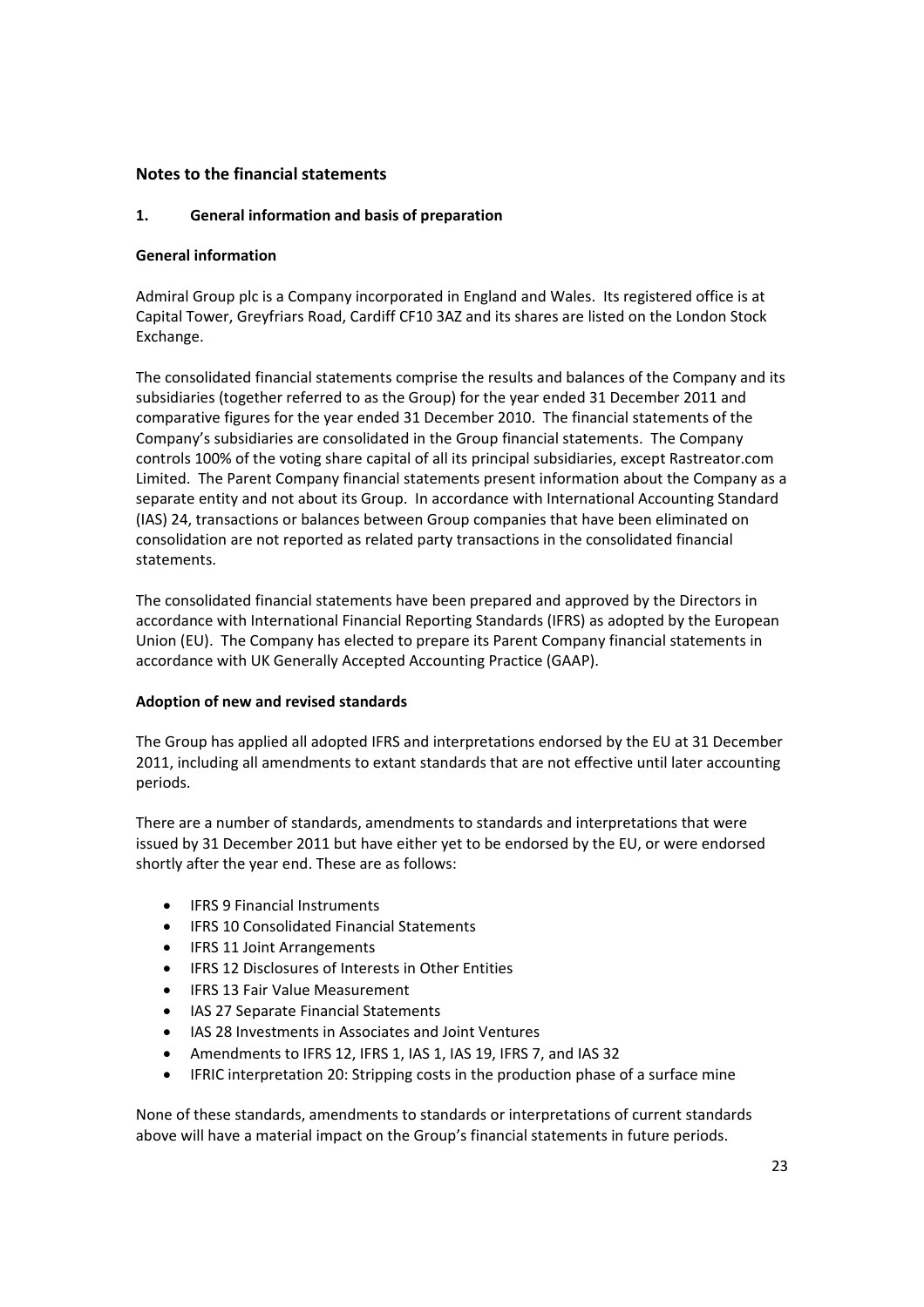## Notes to the financial statements

### 1. General information and basis of preparation

**General information**

Admiral Group plc is a Company incorporated in England and Wales. Its registered office is at Capital Tower, Greyfriars Road, Cardiff CF10 3AZ and its shares are listed on the London Stock Exchange.

The consolidated financial statements comprise the results and balances of the Company and its subsidiaries (together referred to as the Group) for the year ended 31 December 2011 and comparative figures for the year ended 31 December 2010. The financial statements of the Company's subsidiaries are consolidated in the Group financial statements. The Company controls 100% of the voting share capital of all its principal subsidiaries, except Rastreator.com Limited. The Parent Company financial statements present information about the Company as a separate entity and not about its Group. In accordance with International Accounting Standard (IAS) 24, transactions or balances between Group companies that have been eliminated on consolidation are not reported as related party transactions in the consolidated financial statements.

The consolidated financial statements have been prepared and approved by the Directors in accordance with International Financial Reporting Standards (IFRS) as adopted by the European Union (EU). The Company has elected to prepare its Parent Company financial statements in accordance with UK Generally Accepted Accounting Practice (GAAP).

**Adoption of new and revised standards**

The Group has applied all adopted IFRS and interpretations endorsed by the EU at 31 December 2011, including all amendments to extant standards that are not effective until later accounting periods.

There are a number of standards, amendments to standards and interpretations that were issued by 31 December 2011 but have either yet to be endorsed by the EU, or were endorsed shortly after the year end. These are as follows:

- IFRS 9 Financial Instruments
- IFRS 10 Consolidated Financial Statements
- IFRS 11 Joint Arrangements
- IFRS 12 Disclosures of Interests in Other Entities
- IFRS 13 Fair Value Measurement
- IAS 27 Separate Financial Statements
- IAS 28 Investments in Associates and Joint Ventures
- Amendments to IFRS 12, IFRS 1, IAS 1, IAS 19, IFRS 7, and IAS 32
- IFRIC interpretation 20: Stripping costs in the production phase of a surface mine

None of these standards, amendments to standards or interpretations of current standards above will have a material impact on the Group's financial statements in future periods.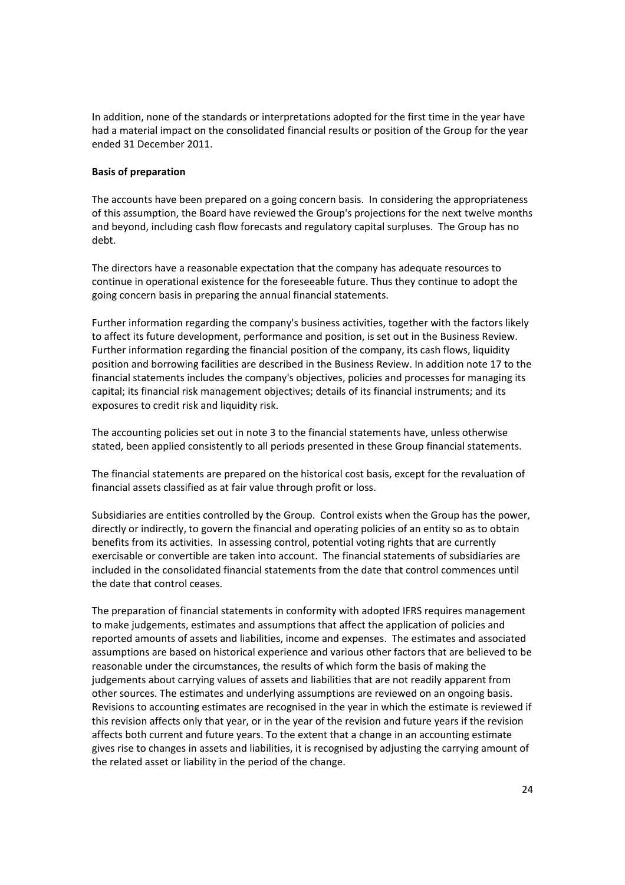In addition, none of the standards or interpretations adopted for the first time in the year have had a material impact on the consolidated financial results or position of the Group for the year ended 31 December 2011.

**Basis of preparation**

The accounts have been prepared on a going concern basis. In considering the appropriateness of this assumption, the Board have reviewed the Group's projections for the next twelve months and beyond, including cash flow forecasts and regulatory capital surpluses. The Group has no debt.

The directors have a reasonable expectation that the company has adequate resources to continue in operational existence for the foreseeable future. Thus they continue to adopt the going concern basis in preparing the annual financial statements.

Further information regarding the company's business activities, together with the factors likely to affect its future development, performance and position, is set out in the Business Review. Further information regarding the financial position of the company, its cash flows, liquidity position and borrowing facilities are described in the Business Review. In addition note 17 to the financial statements includes the company's objectives, policies and processes for managing its capital; its financial risk management objectives; details of its financial instruments; and its exposures to credit risk and liquidity risk.

The accounting policies set out in note 3 to the financial statements have, unless otherwise stated, been applied consistently to all periods presented in these Group financial statements.

The financial statements are prepared on the historical cost basis, except for the revaluation of financial assets classified as at fair value through profit or loss.

Subsidiaries are entities controlled by the Group. Control exists when the Group has the power, directly or indirectly, to govern the financial and operating policies of an entity so as to obtain benefits from its activities. In assessing control, potential voting rights that are currently exercisable or convertible are taken into account. The financial statements of subsidiaries are included in the consolidated financial statements from the date that control commences until the date that control ceases.

The preparation of financial statements in conformity with adopted IFRS requires management to make judgements, estimates and assumptions that affect the application of policies and reported amounts of assets and liabilities, income and expenses. The estimates and associated assumptions are based on historical experience and various other factors that are believed to be reasonable under the circumstances, the results of which form the basis of making the judgements about carrying values of assets and liabilities that are not readily apparent from other sources. The estimates and underlying assumptions are reviewed on an ongoing basis. Revisions to accounting estimates are recognised in the year in which the estimate is reviewed if this revision affects only that year, or in the year of the revision and future years if the revision affects both current and future years. To the extent that a change in an accounting estimate gives rise to changes in assets and liabilities, it is recognised by adjusting the carrying amount of the related asset or liability in the period of the change.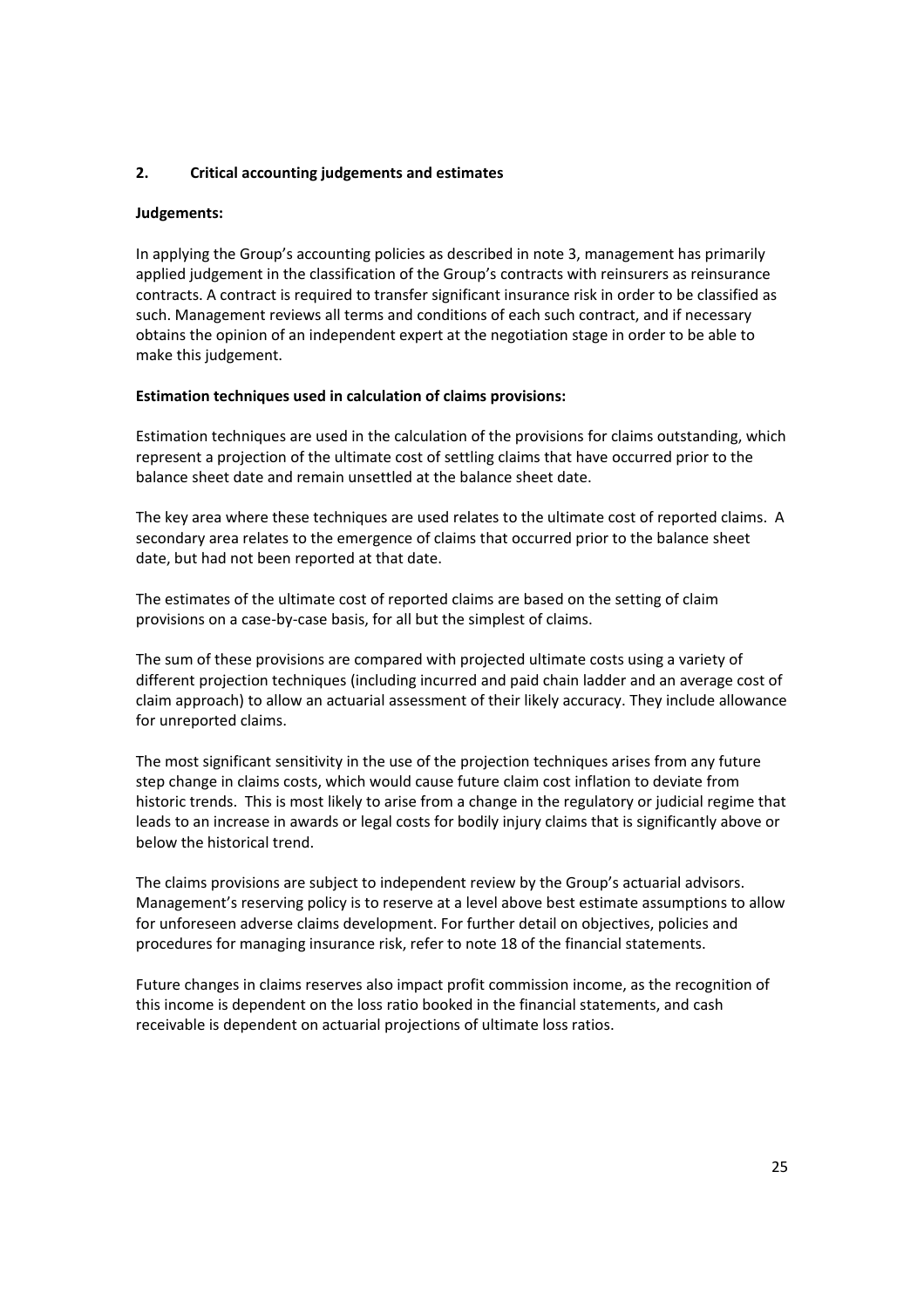## 2. Critical accounting judgements and estimates

**Judgements:**

In applying the Group's accounting policies as described in note 3, management has primarily applied judgement in the classification of the Group's contracts with reinsurers as reinsurance contracts. A contract is required to transfer significant insurance risk in order to be classified as such. Management reviews all terms and conditions of each such contract, and if necessary obtains the opinion of an independent expert at the negotiation stage in order to be able to make this judgement.

**Estimation techniques used in calculation of claims provisions:**

Estimation techniques are used in the calculation of the provisions for claims outstanding, which represent a projection of the ultimate cost of settling claims that have occurred prior to the balance sheet date and remain unsettled at the balance sheet date.

The key area where these techniques are used relates to the ultimate cost of reported claims. A secondary area relates to the emergence of claims that occurred prior to the balance sheet date, but had not been reported at that date.

The estimates of the ultimate cost of reported claims are based on the setting of claim provisions on a case-by-case basis, for all but the simplest of claims.

The sum of these provisions are compared with projected ultimate costs using a variety of different projection techniques (including incurred and paid chain ladder and an average cost of claim approach) to allow an actuarial assessment of their likely accuracy. They include allowance for unreported claims.

The most significant sensitivity in the use of the projection techniques arises from any future step change in claims costs, which would cause future claim cost inflation to deviate from historic trends. This is most likely to arise from a change in the regulatory or judicial regime that leads to an increase in awards or legal costs for bodily injury claims that is significantly above or below the historical trend.

The claims provisions are subject to independent review by the Group's actuarial advisors. Management's reserving policy is to reserve at a level above best estimate assumptions to allow for unforeseen adverse claims development. For further detail on objectives, policies and procedures for managing insurance risk, refer to note 18 of the financial statements.

Future changes in claims reserves also impact profit commission income, as the recognition of this income is dependent on the loss ratio booked in the financial statements, and cash receivable is dependent on actuarial projections of ultimate loss ratios.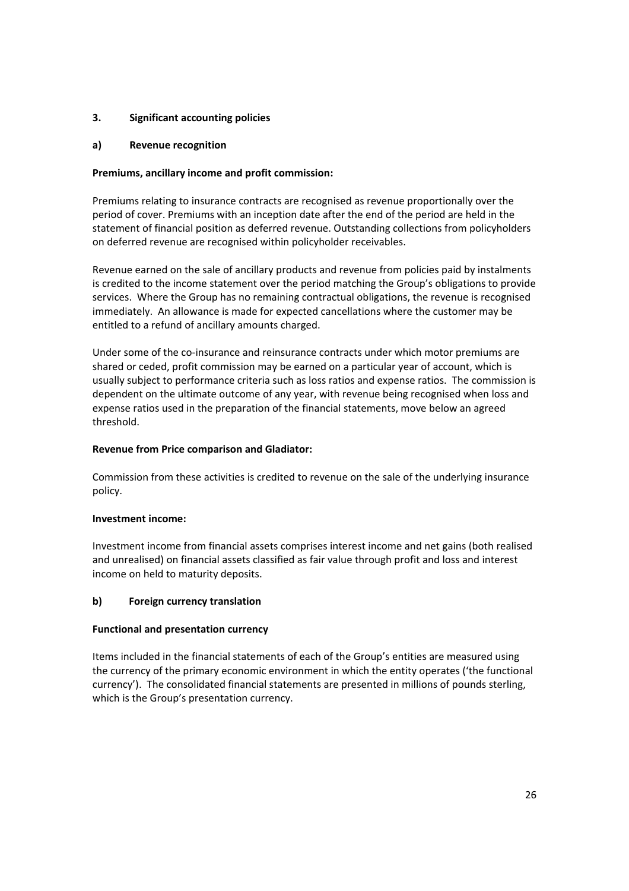## 3. Significant accounting policies

### a) Revenue recognition

**Premiums, ancillary income and profit commission:**

Premiums relating to insurance contracts are recognised as revenue proportionally over the period of cover. Premiums with an inception date after the end of the period are held in the statement of financial position as deferred revenue. Outstanding collections from policyholders on deferred revenue are recognised within policyholder receivables.

Revenue earned on the sale of ancillary products and revenue from policies paid by instalments is credited to the income statement over the period matching the Group's obligations to provide services. Where the Group has no remaining contractual obligations, the revenue is recognised immediately. An allowance is made for expected cancellations where the customer may be entitled to a refund of ancillary amounts charged.

Under some of the co-insurance and reinsurance contracts under which motor premiums are shared or ceded, profit commission may be earned on a particular year of account, which is usually subject to performance criteria such as loss ratios and expense ratios. The commission is dependent on the ultimate outcome of any year, with revenue being recognised when loss and expense ratios used in the preparation of the financial statements, move below an agreed threshold.

**Revenue from Price comparison and Gladiator:**

Commission from these activities is credited to revenue on the sale of the underlying insurance policy.

**Investment income:**

Investment income from financial assets comprises interest income and net gains (both realised and unrealised) on financial assets classified as fair value through profit and loss and interest income on held to maturity deposits.

### b) Foreign currency translation

**Functional and presentation currency**

Items included in the financial statements of each of the Group's entities are measured using the currency of the primary economic environment in which the entity operates ('the functional currency'). The consolidated financial statements are presented in millions of pounds sterling, which is the Group's presentation currency.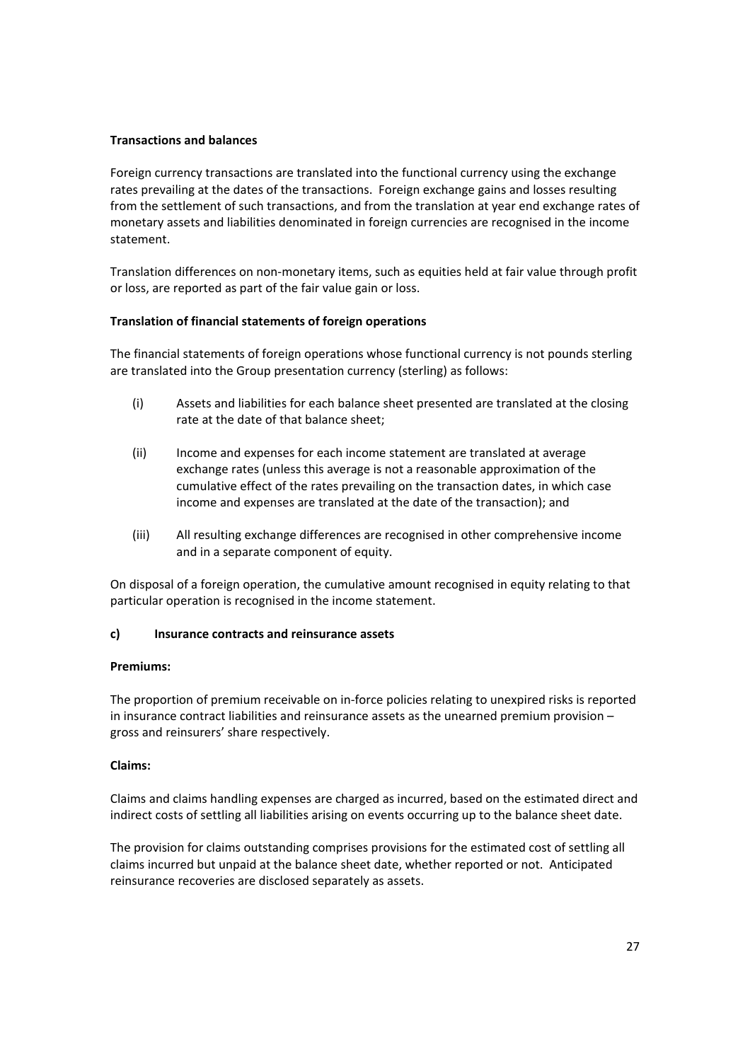**Transactions and balances**

Foreign currency transactions are translated into the functional currency using the exchange rates prevailing at the dates of the transactions. Foreign exchange gains and losses resulting from the settlement of such transactions, and from the translation at year end exchange rates of monetary assets and liabilities denominated in foreign currencies are recognised in the income statement.

Translation differences on non-monetary items, such as equities held at fair value through profit or loss, are reported as part of the fair value gain or loss.

**Translation of financial statements of foreign operations**

The financial statements of foreign operations whose functional currency is not pounds sterling are translated into the Group presentation currency (sterling) as follows:

(i) Assets and liabilities for each balance sheet presented are translated at the closing rate at the date of that balance sheet;

(ii) Income and expenses for each income statement are translated at average exchange rates (unless this average is not a reasonable approximation of the cumulative effect of the rates prevailing on the transaction dates, in which case income and expenses are translated at the date of the transaction); and

(iii) All resulting exchange differences are recognised in other comprehensive income and in a separate component of equity.

On disposal of a foreign operation, the cumulative amount recognised in equity relating to that particular operation is recognised in the income statement.

**c) Insurance contracts and reinsurance assets**

**Premiums:**

The proportion of premium receivable on in-force policies relating to unexpired risks is reported in insurance contract liabilities and reinsurance assets as the unearned premium provision – gross and reinsurers' share respectively.

**Claims:**

Claims and claims handling expenses are charged as incurred, based on the estimated direct and indirect costs of settling all liabilities arising on events occurring up to the balance sheet date.

The provision for claims outstanding comprises provisions for the estimated cost of settling all claims incurred but unpaid at the balance sheet date, whether reported or not. Anticipated reinsurance recoveries are disclosed separately as assets.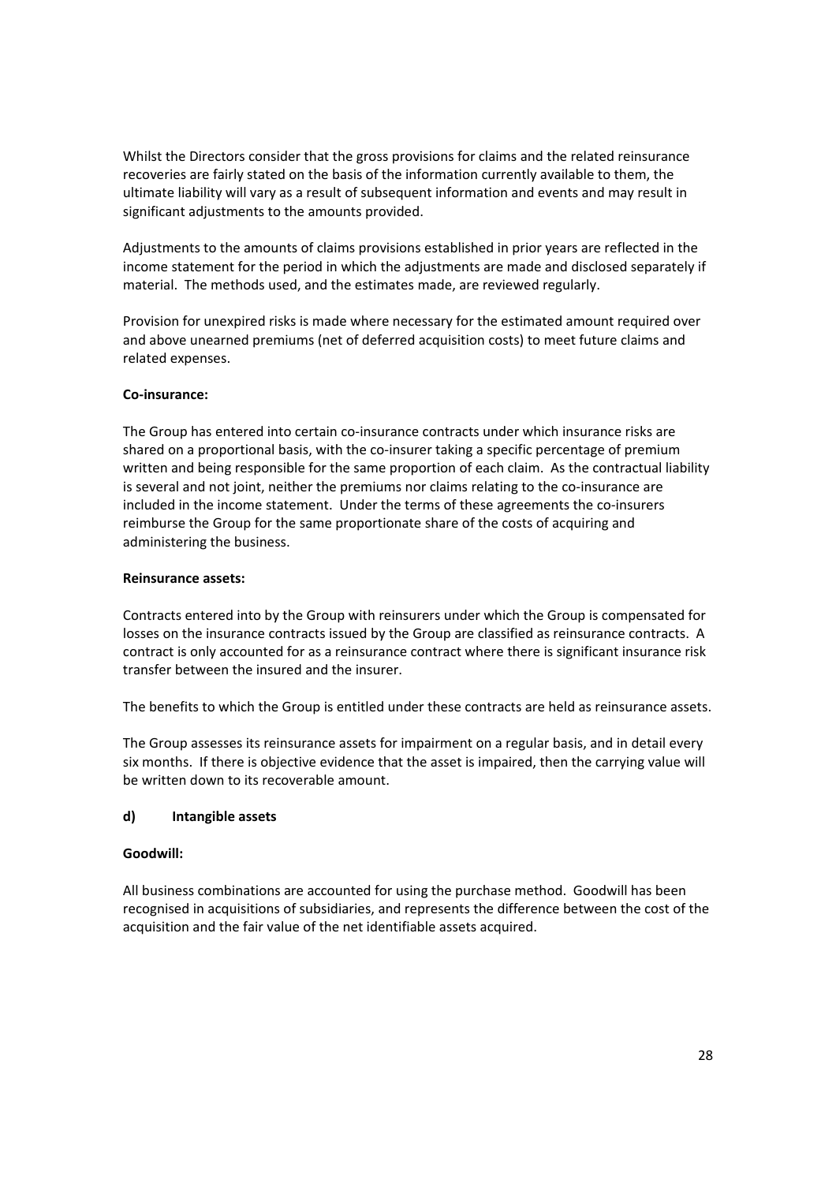Whilst the Directors consider that the gross provisions for claims and the related reinsurance recoveries are fairly stated on the basis of the information currently available to them, the ultimate liability will vary as a result of subsequent information and events and may result in significant adjustments to the amounts provided.

Adjustments to the amounts of claims provisions established in prior years are reflected in the income statement for the period in which the adjustments are made and disclosed separately if material. The methods used, and the estimates made, are reviewed regularly.

Provision for unexpired risks is made where necessary for the estimated amount required over and above unearned premiums (net of deferred acquisition costs) to meet future claims and related expenses.

**Co-insurance:**

The Group has entered into certain co-insurance contracts under which insurance risks are shared on a proportional basis, with the co-insurer taking a specific percentage of premium written and being responsible for the same proportion of each claim. As the contractual liability is several and not joint, neither the premiums nor claims relating to the co-insurance are included in the income statement. Under the terms of these agreements the co-insurers reimburse the Group for the same proportionate share of the costs of acquiring and administering the business.

**Reinsurance assets:**

Contracts entered into by the Group with reinsurers under which the Group is compensated for losses on the insurance contracts issued by the Group are classified as reinsurance contracts. A contract is only accounted for as a reinsurance contract where there is significant insurance risk transfer between the insured and the insurer.

The benefits to which the Group is entitled under these contracts are held as reinsurance assets.

The Group assesses its reinsurance assets for impairment on a regular basis, and in detail every six months. If there is objective evidence that the asset is impaired, then the carrying value will be written down to its recoverable amount.

### d) Intangible assets

**Goodwill:**

All business combinations are accounted for using the purchase method. Goodwill has been recognised in acquisitions of subsidiaries, and represents the difference between the cost of the acquisition and the fair value of the net identifiable assets acquired.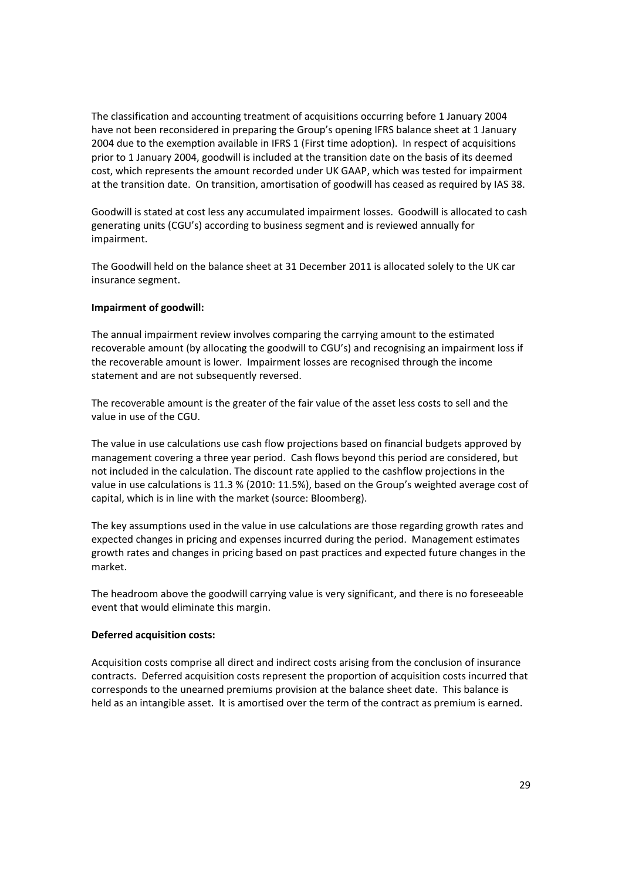The classification and accounting treatment of acquisitions occurring before 1 January 2004 have not been reconsidered in preparing the Group's opening IFRS balance sheet at 1 January 2004 due to the exemption available in IFRS 1 (First time adoption). In respect of acquisitions prior to 1 January 2004, goodwill is included at the transition date on the basis of its deemed cost, which represents the amount recorded under UK GAAP, which was tested for impairment at the transition date. On transition, amortisation of goodwill has ceased as required by IAS 38.

Goodwill is stated at cost less any accumulated impairment losses. Goodwill is allocated to cash generating units (CGU's) according to business segment and is reviewed annually for impairment.

The Goodwill held on the balance sheet at 31 December 2011 is allocated solely to the UK car insurance segment.

**Impairment of goodwill:**

The annual impairment review involves comparing the carrying amount to the estimated recoverable amount (by allocating the goodwill to CGU's) and recognising an impairment loss if the recoverable amount is lower. Impairment losses are recognised through the income statement and are not subsequently reversed.

The recoverable amount is the greater of the fair value of the asset less costs to sell and the value in use of the CGU.

The value in use calculations use cash flow projections based on financial budgets approved by management covering a three year period. Cash flows beyond this period are considered, but not included in the calculation. The discount rate applied to the cashflow projections in the value in use calculations is 11.3 % (2010: 11.5%), based on the Group's weighted average cost of capital, which is in line with the market (source: Bloomberg).

The key assumptions used in the value in use calculations are those regarding growth rates and expected changes in pricing and expenses incurred during the period. Management estimates growth rates and changes in pricing based on past practices and expected future changes in the market.

The headroom above the goodwill carrying value is very significant, and there is no foreseeable event that would eliminate this margin.

**Deferred acquisition costs:**

Acquisition costs comprise all direct and indirect costs arising from the conclusion of insurance contracts. Deferred acquisition costs represent the proportion of acquisition costs incurred that corresponds to the unearned premiums provision at the balance sheet date. This balance is held as an intangible asset. It is amortised over the term of the contract as premium is earned.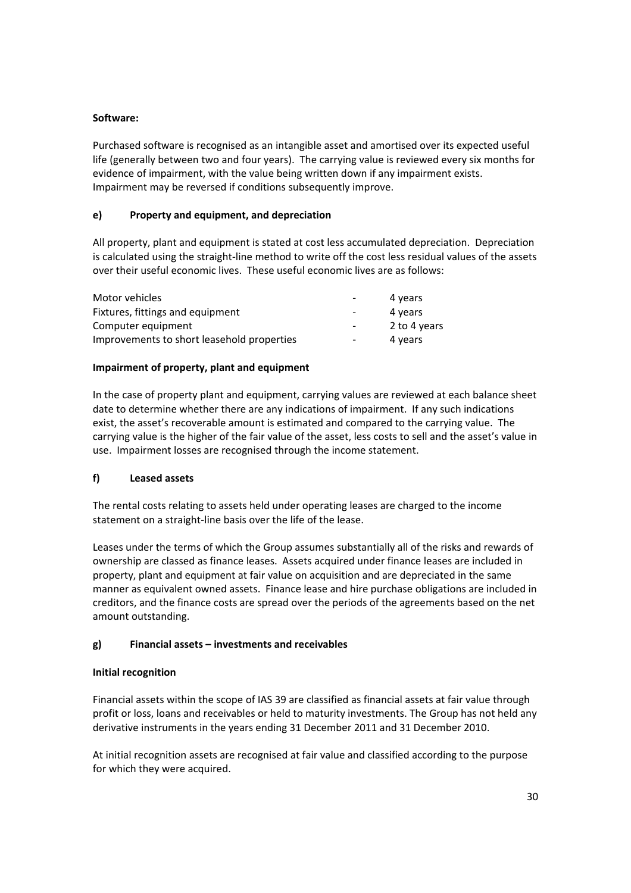**Software:**

Purchased software is recognised as an intangible asset and amortised over its expected useful life (generally between two and four years). The carrying value is reviewed every six months for evidence of impairment, with the value being written down if any impairment exists. Impairment may be reversed if conditions subsequently improve.

## e) Property and equipment, and depreciation

All property, plant and equipment is stated at cost less accumulated depreciation. Depreciation is calculated using the straight-line method to write off the cost less residual values of the assets over their useful economic lives. These useful economic lives are as follows:

| | | |
|---|---|---|
| Motor vehicles | - | 4 years |
| Fixtures, fittings and equipment | - | 4 years |
| Computer equipment | - | 2 to 4 years |
| Improvements to short leasehold properties | - | 4 years |

**Impairment of property, plant and equipment**

In the case of property plant and equipment, carrying values are reviewed at each balance sheet date to determine whether there are any indications of impairment. If any such indications exist, the asset's recoverable amount is estimated and compared to the carrying value. The carrying value is the higher of the fair value of the asset, less costs to sell and the asset's value in use. Impairment losses are recognised through the income statement.

## f) Leased assets

The rental costs relating to assets held under operating leases are charged to the income statement on a straight-line basis over the life of the lease.

Leases under the terms of which the Group assumes substantially all of the risks and rewards of ownership are classed as finance leases. Assets acquired under finance leases are included in property, plant and equipment at fair value on acquisition and are depreciated in the same manner as equivalent owned assets. Finance lease and hire purchase obligations are included in creditors, and the finance costs are spread over the periods of the agreements based on the net amount outstanding.

## g) Financial assets – investments and receivables

**Initial recognition**

Financial assets within the scope of IAS 39 are classified as financial assets at fair value through profit or loss, loans and receivables or held to maturity investments. The Group has not held any derivative instruments in the years ending 31 December 2011 and 31 December 2010.

At initial recognition assets are recognised at fair value and classified according to the purpose for which they were acquired.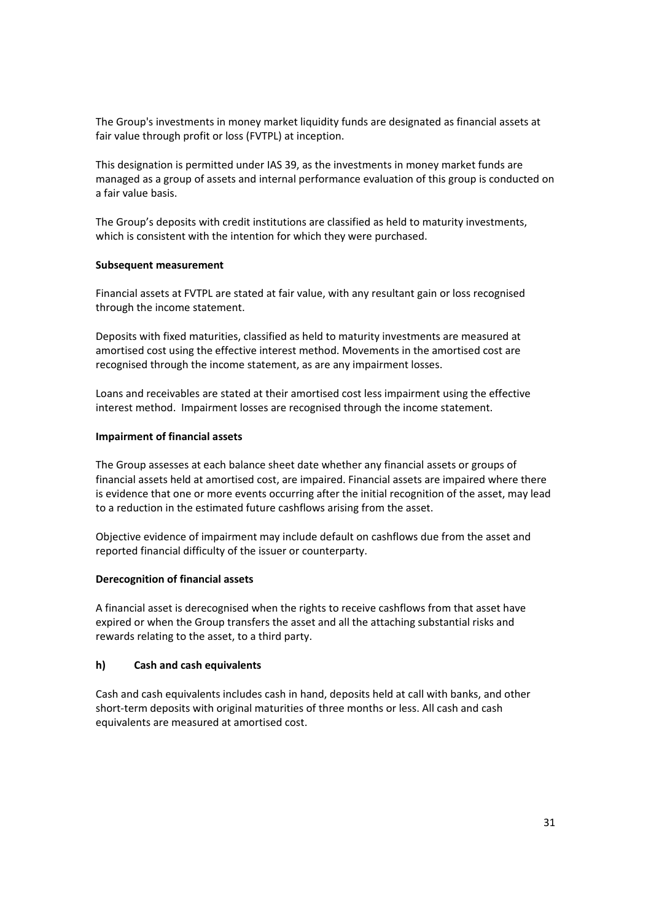The Group's investments in money market liquidity funds are designated as financial assets at fair value through profit or loss (FVTPL) at inception.

This designation is permitted under IAS 39, as the investments in money market funds are managed as a group of assets and internal performance evaluation of this group is conducted on a fair value basis.

The Group's deposits with credit institutions are classified as held to maturity investments, which is consistent with the intention for which they were purchased.

**Subsequent measurement**

Financial assets at FVTPL are stated at fair value, with any resultant gain or loss recognised through the income statement.

Deposits with fixed maturities, classified as held to maturity investments are measured at amortised cost using the effective interest method. Movements in the amortised cost are recognised through the income statement, as are any impairment losses.

Loans and receivables are stated at their amortised cost less impairment using the effective interest method. Impairment losses are recognised through the income statement.

**Impairment of financial assets**

The Group assesses at each balance sheet date whether any financial assets or groups of financial assets held at amortised cost, are impaired. Financial assets are impaired where there is evidence that one or more events occurring after the initial recognition of the asset, may lead to a reduction in the estimated future cashflows arising from the asset.

Objective evidence of impairment may include default on cashflows due from the asset and reported financial difficulty of the issuer or counterparty.

**Derecognition of financial assets**

A financial asset is derecognised when the rights to receive cashflows from that asset have expired or when the Group transfers the asset and all the attaching substantial risks and rewards relating to the asset, to a third party.

### h) Cash and cash equivalents

Cash and cash equivalents includes cash in hand, deposits held at call with banks, and other short-term deposits with original maturities of three months or less. All cash and cash equivalents are measured at amortised cost.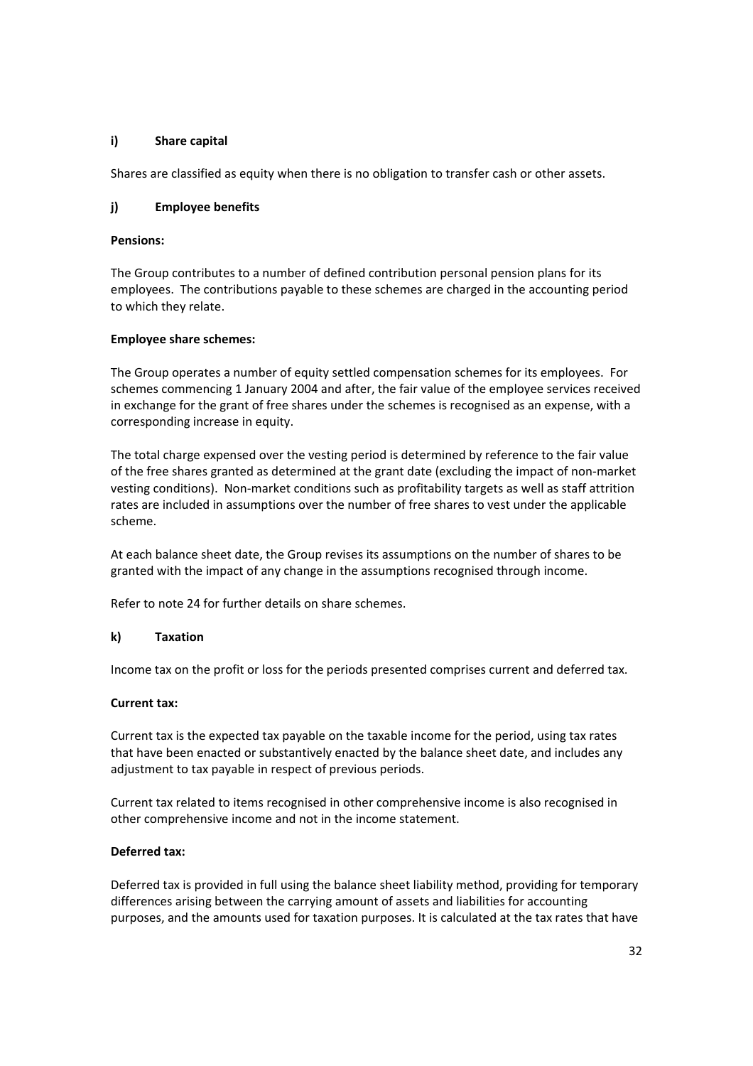### i) Share capital

Shares are classified as equity when there is no obligation to transfer cash or other assets.

### j) Employee benefits

**Pensions:**

The Group contributes to a number of defined contribution personal pension plans for its employees. The contributions payable to these schemes are charged in the accounting period to which they relate.

**Employee share schemes:**

The Group operates a number of equity settled compensation schemes for its employees. For schemes commencing 1 January 2004 and after, the fair value of the employee services received in exchange for the grant of free shares under the schemes is recognised as an expense, with a corresponding increase in equity.

The total charge expensed over the vesting period is determined by reference to the fair value of the free shares granted as determined at the grant date (excluding the impact of non-market vesting conditions). Non-market conditions such as profitability targets as well as staff attrition rates are included in assumptions over the number of free shares to vest under the applicable scheme.

At each balance sheet date, the Group revises its assumptions on the number of shares to be granted with the impact of any change in the assumptions recognised through income.

Refer to note 24 for further details on share schemes.

### k) Taxation

Income tax on the profit or loss for the periods presented comprises current and deferred tax.

**Current tax:**

Current tax is the expected tax payable on the taxable income for the period, using tax rates that have been enacted or substantively enacted by the balance sheet date, and includes any adjustment to tax payable in respect of previous periods.

Current tax related to items recognised in other comprehensive income is also recognised in other comprehensive income and not in the income statement.

**Deferred tax:**

Deferred tax is provided in full using the balance sheet liability method, providing for temporary differences arising between the carrying amount of assets and liabilities for accounting purposes, and the amounts used for taxation purposes. It is calculated at the tax rates that have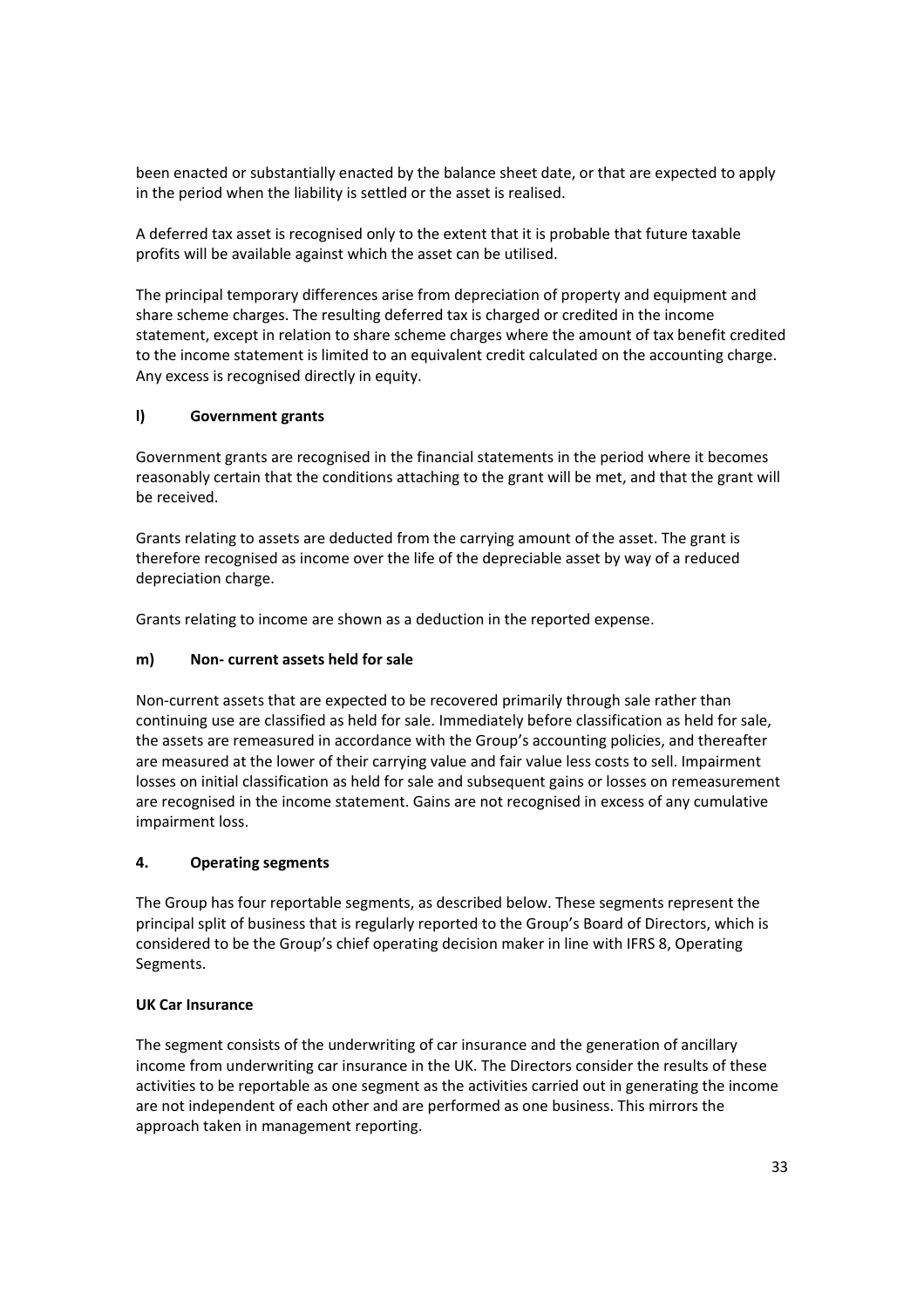been enacted or substantially enacted by the balance sheet date, or that are expected to apply in the period when the liability is settled or the asset is realised.

A deferred tax asset is recognised only to the extent that it is probable that future taxable profits will be available against which the asset can be utilised.

The principal temporary differences arise from depreciation of property and equipment and share scheme charges. The resulting deferred tax is charged or credited in the income statement, except in relation to share scheme charges where the amount of tax benefit credited to the income statement is limited to an equivalent credit calculated on the accounting charge. Any excess is recognised directly in equity.

### l) Government grants

Government grants are recognised in the financial statements in the period where it becomes reasonably certain that the conditions attaching to the grant will be met, and that the grant will be received.

Grants relating to assets are deducted from the carrying amount of the asset. The grant is therefore recognised as income over the life of the depreciable asset by way of a reduced depreciation charge.

Grants relating to income are shown as a deduction in the reported expense.

### m) Non- current assets held for sale

Non-current assets that are expected to be recovered primarily through sale rather than continuing use are classified as held for sale. Immediately before classification as held for sale, the assets are remeasured in accordance with the Group's accounting policies, and thereafter are measured at the lower of their carrying value and fair value less costs to sell. Impairment losses on initial classification as held for sale and subsequent gains or losses on remeasurement are recognised in the income statement. Gains are not recognised in excess of any cumulative impairment loss.

## 4. Operating segments

The Group has four reportable segments, as described below. These segments represent the principal split of business that is regularly reported to the Group's Board of Directors, which is considered to be the Group's chief operating decision maker in line with IFRS 8, Operating Segments.

### UK Car Insurance

The segment consists of the underwriting of car insurance and the generation of ancillary income from underwriting car insurance in the UK. The Directors consider the results of these activities to be reportable as one segment as the activities carried out in generating the income are not independent of each other and are performed as one business. This mirrors the approach taken in management reporting.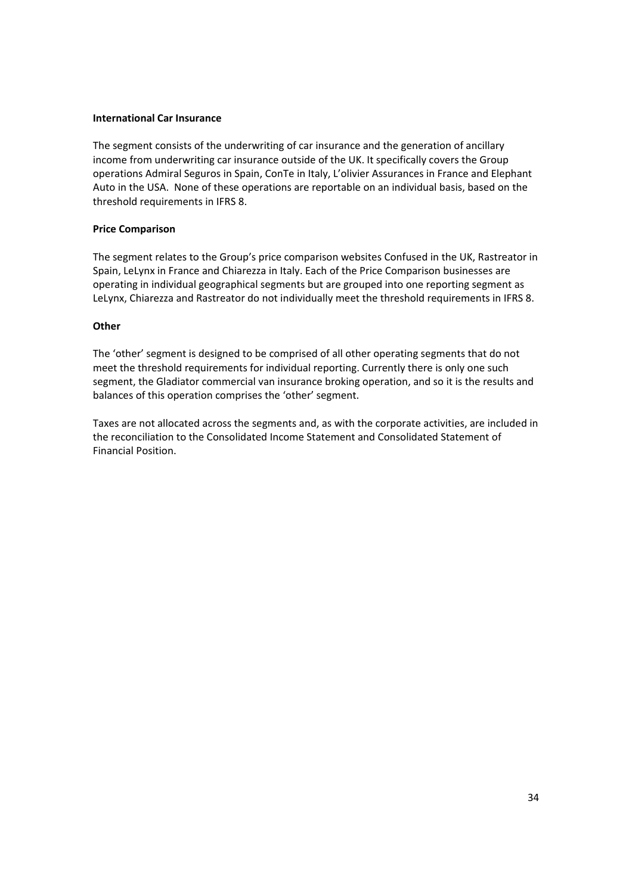**International Car Insurance**

The segment consists of the underwriting of car insurance and the generation of ancillary income from underwriting car insurance outside of the UK. It specifically covers the Group operations Admiral Seguros in Spain, ConTe in Italy, L'olivier Assurances in France and Elephant Auto in the USA. None of these operations are reportable on an individual basis, based on the threshold requirements in IFRS 8.

**Price Comparison**

The segment relates to the Group's price comparison websites Confused in the UK, Rastreator in Spain, LeLynx in France and Chiarezza in Italy. Each of the Price Comparison businesses are operating in individual geographical segments but are grouped into one reporting segment as LeLynx, Chiarezza and Rastreator do not individually meet the threshold requirements in IFRS 8.

**Other**

The 'other' segment is designed to be comprised of all other operating segments that do not meet the threshold requirements for individual reporting. Currently there is only one such segment, the Gladiator commercial van insurance broking operation, and so it is the results and balances of this operation comprises the 'other' segment.

Taxes are not allocated across the segments and, as with the corporate activities, are included in the reconciliation to the Consolidated Income Statement and Consolidated Statement of Financial Position.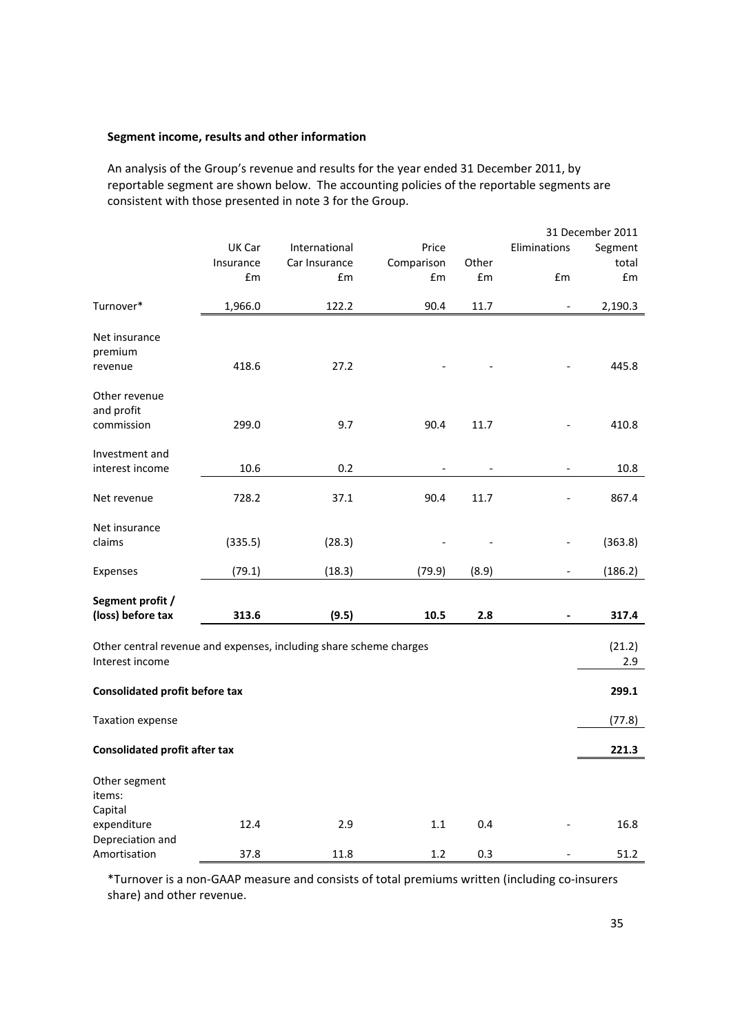**Segment income, results and other information**

An analysis of the Group's revenue and results for the year ended 31 December 2011, by reportable segment are shown below. The accounting policies of the reportable segments are consistent with those presented in note 3 for the Group.

| | UK Car Insurance | International Car Insurance | Price Comparison | Other | Eliminations | 31 December 2011 Segment total |
|---|---|---|---|---|---|---|
| | £m | £m | £m | £m | £m | £m |
| Turnover* | 1,966.0 | 122.2 | 90.4 | 11.7 | - | 2,190.3 |
| Net insurance premium revenue | 418.6 | 27.2 | - | - | - | 445.8 |
| Other revenue and profit commission | 299.0 | 9.7 | 90.4 | 11.7 | - | 410.8 |
| Investment and interest income | 10.6 | 0.2 | - | - | - | 10.8 |
| Net revenue | 728.2 | 37.1 | 90.4 | 11.7 | - | 867.4 |
| Net insurance claims | (335.5) | (28.3) | - | - | - | (363.8) |
| Expenses | (79.1) | (18.3) | (79.9) | (8.9) | - | (186.2) |
| **Segment profit / (loss) before tax** | **313.6** | **(9.5)** | **10.5** | **2.8** | **-** | **317.4** |
| Other central revenue and expenses, including share scheme charges | | | | | | (21.2) |
| Interest income | | | | | | 2.9 |
| **Consolidated profit before tax** | | | | | | **299.1** |
| Taxation expense | | | | | | (77.8) |
| **Consolidated profit after tax** | | | | | | **221.3** |
| Other segment items: | | | | | | |
| Capital expenditure | 12.4 | 2.9 | 1.1 | 0.4 | - | 16.8 |
| Depreciation and Amortisation | 37.8 | 11.8 | 1.2 | 0.3 | - | 51.2 |

*Turnover is a non-GAAP measure and consists of total premiums written (including co-insurers share) and other revenue.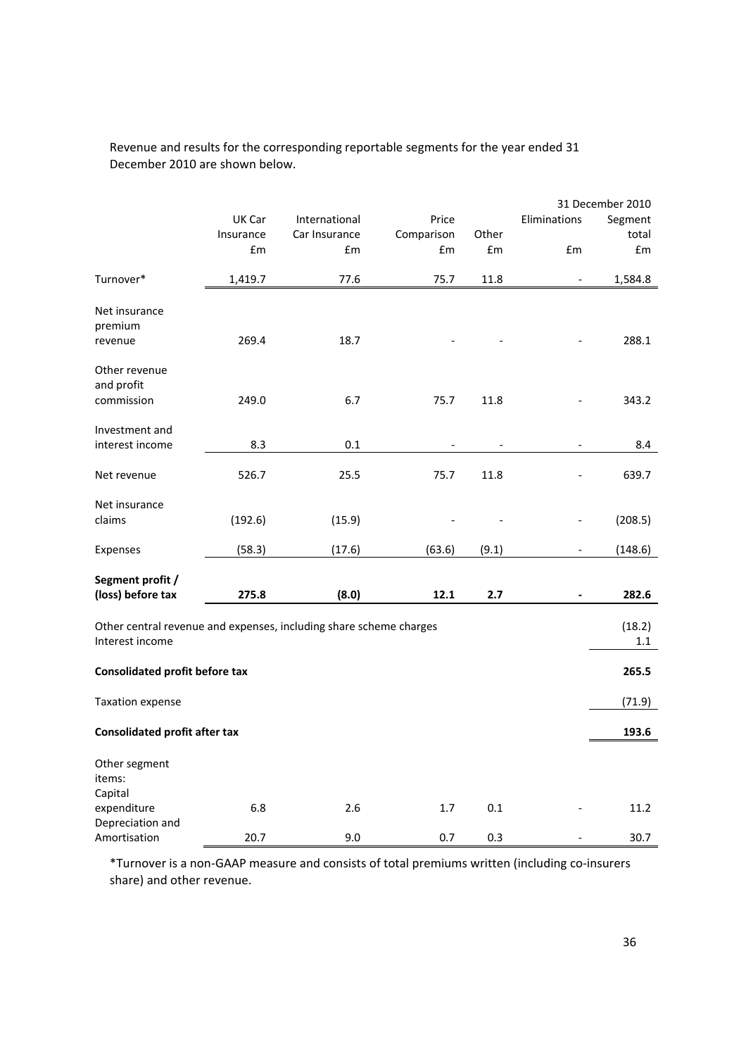Revenue and results for the corresponding reportable segments for the year ended 31 December 2010 are shown below.

| | UK Car Insurance | International Car Insurance | Price Comparison | Other | Eliminations | 31 December 2010 Segment total |
|---|---|---|---|---|---|---|
| | £m | £m | £m | £m | £m | £m |
| Turnover* | 1,419.7 | 77.6 | 75.7 | 11.8 | - | 1,584.8 |
| Net insurance premium revenue | 269.4 | 18.7 | - | - | - | 288.1 |
| Other revenue and profit commission | 249.0 | 6.7 | 75.7 | 11.8 | - | 343.2 |
| Investment and interest income | 8.3 | 0.1 | - | - | - | 8.4 |
| Net revenue | 526.7 | 25.5 | 75.7 | 11.8 | - | 639.7 |
| Net insurance claims | (192.6) | (15.9) | - | - | - | (208.5) |
| Expenses | (58.3) | (17.6) | (63.6) | (9.1) | - | (148.6) |
| **Segment profit / (loss) before tax** | **275.8** | **(8.0)** | **12.1** | **2.7** | **-** | **282.6** |
| Other central revenue and expenses, including share scheme charges | | | | | | (18.2) |
| Interest income | | | | | | 1.1 |
| **Consolidated profit before tax** | | | | | | **265.5** |
| Taxation expense | | | | | | (71.9) |
| **Consolidated profit after tax** | | | | | | **193.6** |
| Other segment items: | | | | | | |
| Capital expenditure | 6.8 | 2.6 | 1.7 | 0.1 | - | 11.2 |
| Depreciation and Amortisation | 20.7 | 9.0 | 0.7 | 0.3 | - | 30.7 |

*Turnover is a non-GAAP measure and consists of total premiums written (including co-insurers share) and other revenue.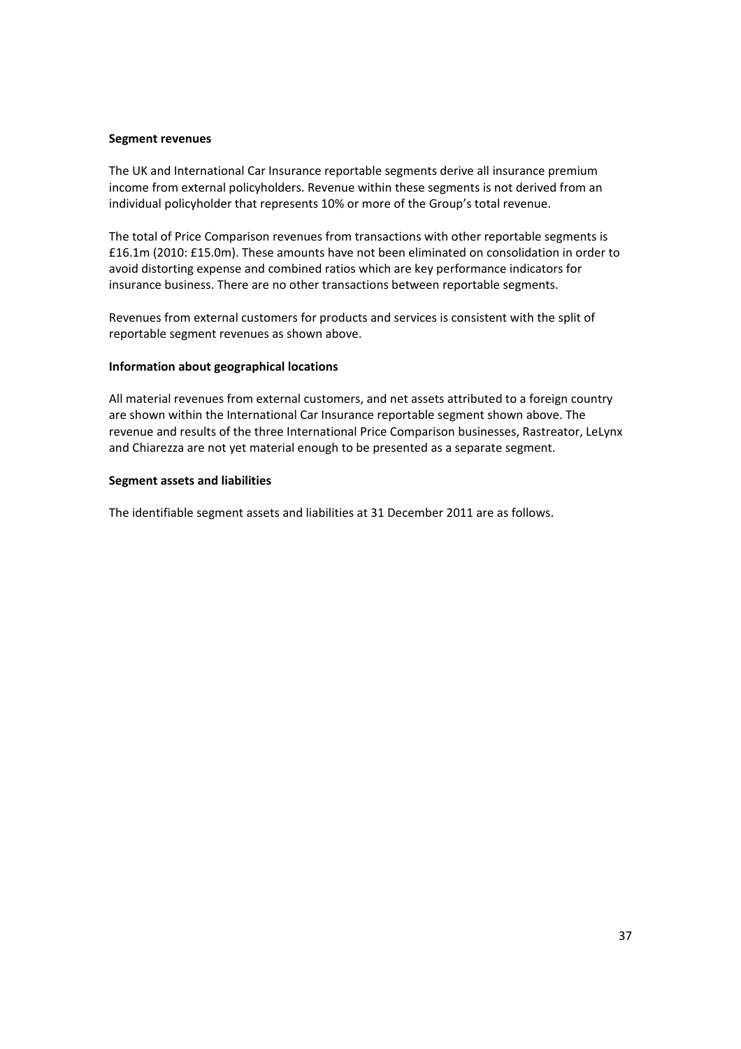**Segment revenues**

The UK and International Car Insurance reportable segments derive all insurance premium income from external policyholders. Revenue within these segments is not derived from an individual policyholder that represents 10% or more of the Group's total revenue.

The total of Price Comparison revenues from transactions with other reportable segments is £16.1m (2010: £15.0m). These amounts have not been eliminated on consolidation in order to avoid distorting expense and combined ratios which are key performance indicators for insurance business. There are no other transactions between reportable segments.

Revenues from external customers for products and services is consistent with the split of reportable segment revenues as shown above.

**Information about geographical locations**

All material revenues from external customers, and net assets attributed to a foreign country are shown within the International Car Insurance reportable segment shown above. The revenue and results of the three International Price Comparison businesses, Rastreator, LeLynx and Chiarezza are not yet material enough to be presented as a separate segment.

**Segment assets and liabilities**

The identifiable segment assets and liabilities at 31 December 2011 are as follows.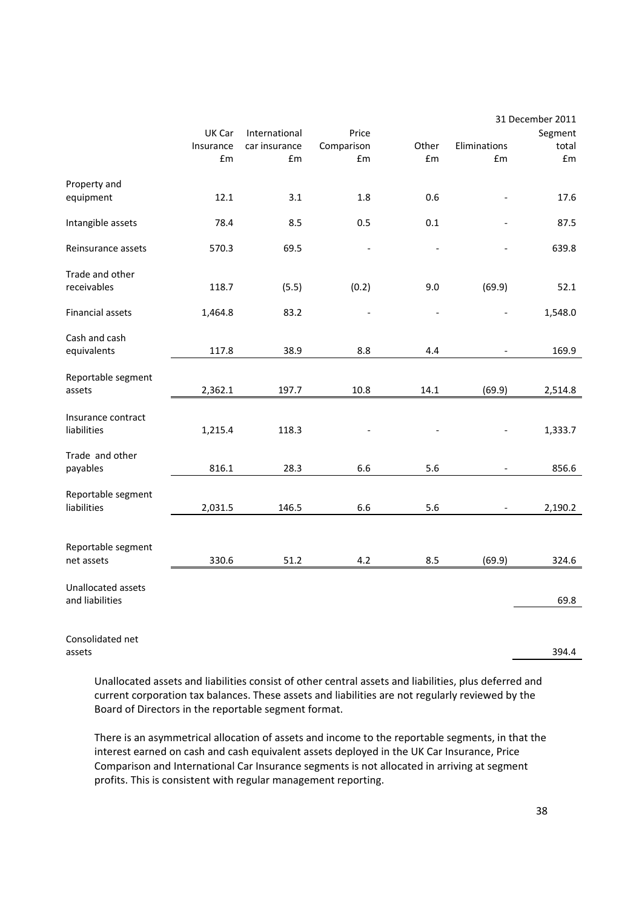| | UK Car Insurance £m | International car insurance £m | Price Comparison £m | Other £m | Eliminations £m | 31 December 2011 Segment total £m |
|---|---|---|---|---|---|---|
| Property and equipment | 12.1 | 3.1 | 1.8 | 0.6 | - | 17.6 |
| Intangible assets | 78.4 | 8.5 | 0.5 | 0.1 | - | 87.5 |
| Reinsurance assets | 570.3 | 69.5 | - | - | - | 639.8 |
| Trade and other receivables | 118.7 | (5.5) | (0.2) | 9.0 | (69.9) | 52.1 |
| Financial assets | 1,464.8 | 83.2 | - | - | - | 1,548.0 |
| Cash and cash equivalents | 117.8 | 38.9 | 8.8 | 4.4 | - | 169.9 |
| Reportable segment assets | 2,362.1 | 197.7 | 10.8 | 14.1 | (69.9) | 2,514.8 |
| Insurance contract liabilities | 1,215.4 | 118.3 | - | - | - | 1,333.7 |
| Trade and other payables | 816.1 | 28.3 | 6.6 | 5.6 | - | 856.6 |
| Reportable segment liabilities | 2,031.5 | 146.5 | 6.6 | 5.6 | - | 2,190.2 |
| Reportable segment net assets | 330.6 | 51.2 | 4.2 | 8.5 | (69.9) | 324.6 |
| Unallocated assets and liabilities | | | | | | 69.8 |
| Consolidated net assets | | | | | | 394.4 |

Unallocated assets and liabilities consist of other central assets and liabilities, plus deferred and current corporation tax balances. These assets and liabilities are not regularly reviewed by the Board of Directors in the reportable segment format.

There is an asymmetrical allocation of assets and income to the reportable segments, in that the interest earned on cash and cash equivalent assets deployed in the UK Car Insurance, Price Comparison and International Car Insurance segments is not allocated in arriving at segment profits. This is consistent with regular management reporting.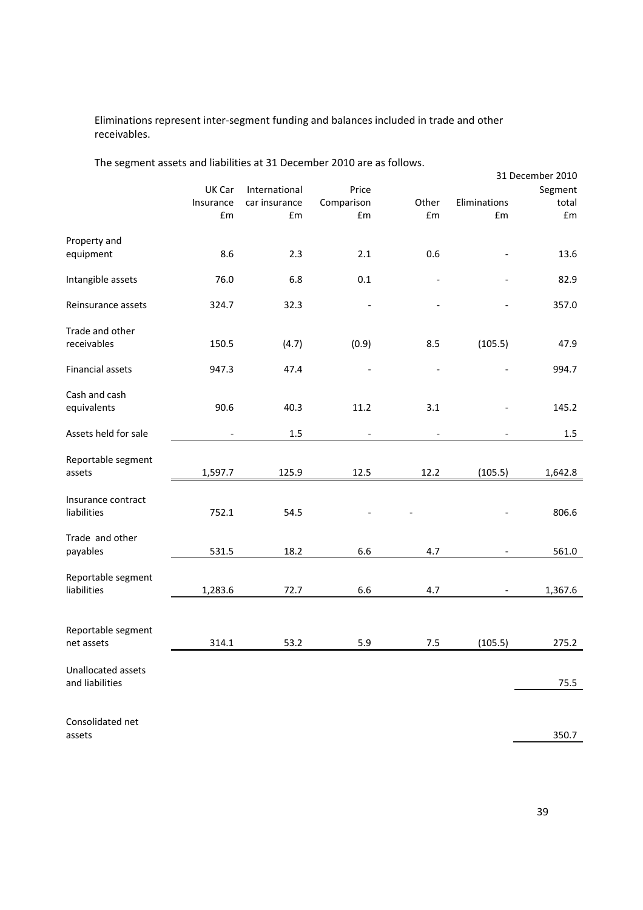Eliminations represent inter-segment funding and balances included in trade and other receivables.

The segment assets and liabilities at 31 December 2010 are as follows.

| | UK Car Insurance £m | International car insurance £m | Price Comparison £m | Other £m | Eliminations £m | 31 December 2010 Segment total £m |
|---|---|---|---|---|---|---|
| Property and equipment | 8.6 | 2.3 | 2.1 | 0.6 | - | 13.6 |
| Intangible assets | 76.0 | 6.8 | 0.1 | - | - | 82.9 |
| Reinsurance assets | 324.7 | 32.3 | - | - | - | 357.0 |
| Trade and other receivables | 150.5 | (4.7) | (0.9) | 8.5 | (105.5) | 47.9 |
| Financial assets | 947.3 | 47.4 | - | - | - | 994.7 |
| Cash and cash equivalents | 90.6 | 40.3 | 11.2 | 3.1 | - | 145.2 |
| Assets held for sale | - | 1.5 | - | - | - | 1.5 |
| Reportable segment assets | 1,597.7 | 125.9 | 12.5 | 12.2 | (105.5) | 1,642.8 |
| Insurance contract liabilities | 752.1 | 54.5 | - | - | - | 806.6 |
| Trade and other payables | 531.5 | 18.2 | 6.6 | 4.7 | - | 561.0 |
| Reportable segment liabilities | 1,283.6 | 72.7 | 6.6 | 4.7 | - | 1,367.6 |
| Reportable segment net assets | 314.1 | 53.2 | 5.9 | 7.5 | (105.5) | 275.2 |
| Unallocated assets and liabilities | | | | | | 75.5 |
| Consolidated net assets | | | | | | 350.7 |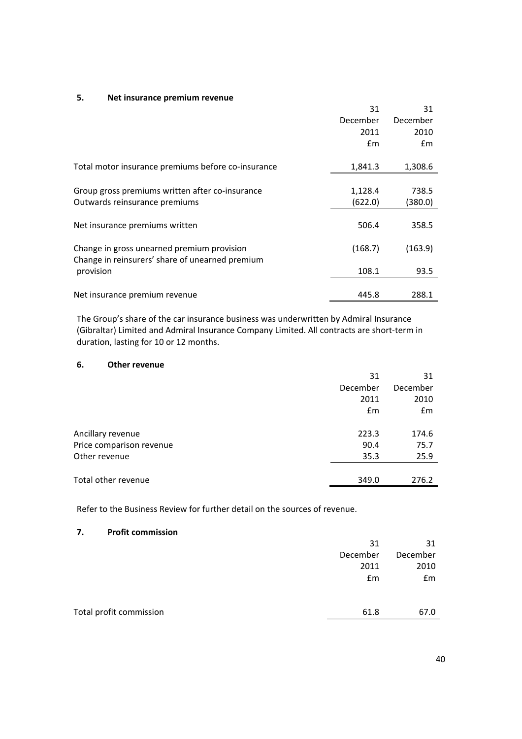## 5. Net insurance premium revenue

| | 31 December 2011 £m | 31 December 2010 £m |
|---|---|---|
| Total motor insurance premiums before co-insurance | 1,841.3 | 1,308.6 |
| | | |
| Group gross premiums written after co-insurance | 1,128.4 | 738.5 |
| Outwards reinsurance premiums | (622.0) | (380.0) |
| | | |
| Net insurance premiums written | 506.4 | 358.5 |
| | | |
| Change in gross unearned premium provision | (168.7) | (163.9) |
| Change in reinsurers' share of unearned premium provision | 108.1 | 93.5 |
| | | |
| Net insurance premium revenue | 445.8 | 288.1 |

The Group's share of the car insurance business was underwritten by Admiral Insurance (Gibraltar) Limited and Admiral Insurance Company Limited. All contracts are short-term in duration, lasting for 10 or 12 months.

## 6. Other revenue

| | 31 December 2011 £m | 31 December 2010 £m |
|---|---|---|
| Ancillary revenue | 223.3 | 174.6 |
| Price comparison revenue | 90.4 | 75.7 |
| Other revenue | 35.3 | 25.9 |
| | | |
| Total other revenue | 349.0 | 276.2 |

Refer to the Business Review for further detail on the sources of revenue.

## 7. Profit commission

| | 31 December 2011 £m | 31 December 2010 £m |
|---|---|---|
| Total profit commission | 61.8 | 67.0 |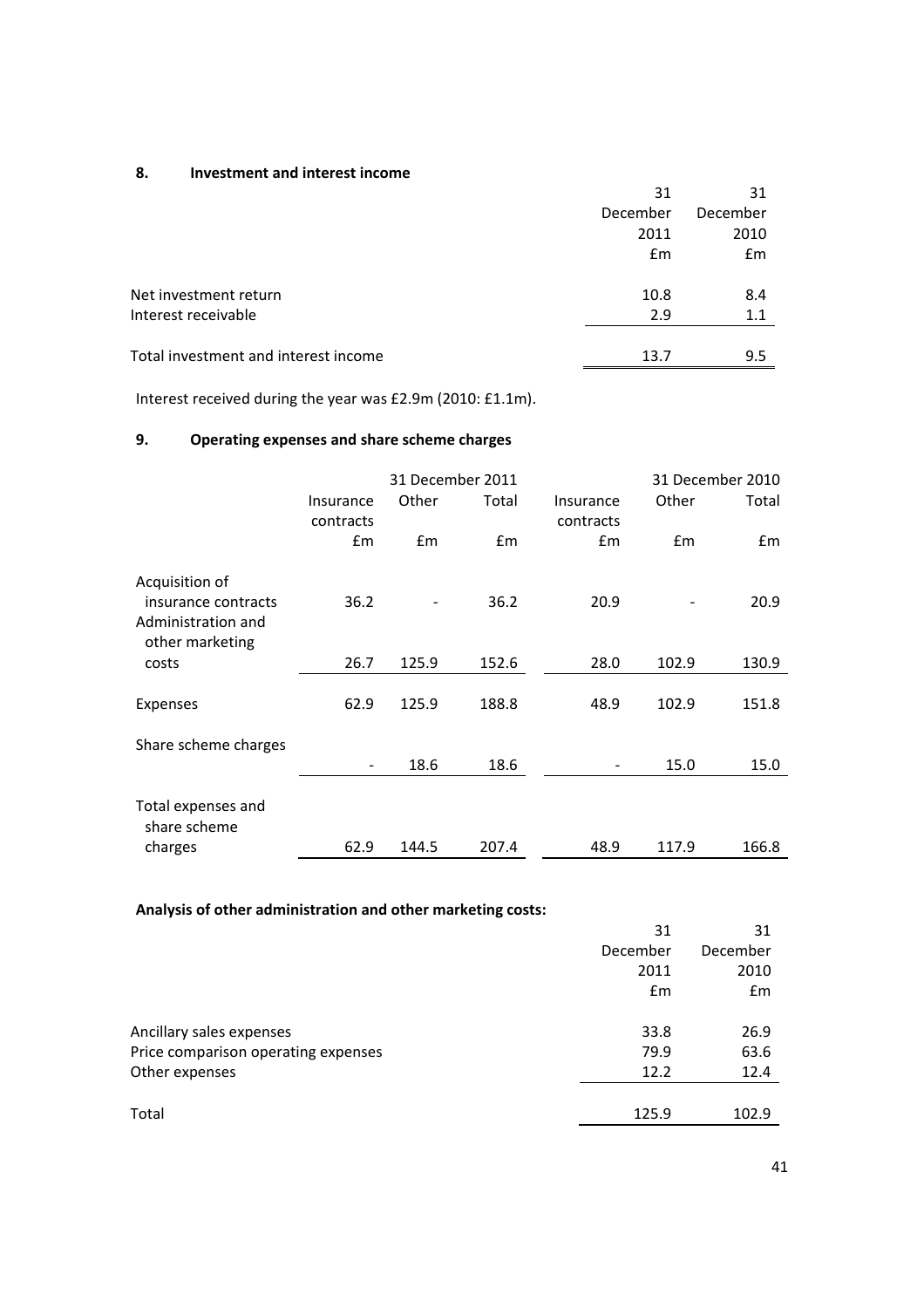## 8. Investment and interest income

| | 31 December 2011 £m | 31 December 2010 £m |
|---|---|---|
| Net investment return | 10.8 | 8.4 |
| Interest receivable | 2.9 | 1.1 |
| Total investment and interest income | 13.7 | 9.5 |

Interest received during the year was £2.9m (2010: £1.1m).

## 9. Operating expenses and share scheme charges

| | 31 December 2011 | | | 31 December 2010 | | |
|---|---|---|---|---|---|---|
| | Insurance contracts £m | Other £m | Total £m | Insurance contracts £m | Other £m | Total £m |
| Acquisition of insurance contracts | 36.2 | - | 36.2 | 20.9 | - | 20.9 |
| Administration and other marketing costs | 26.7 | 125.9 | 152.6 | 28.0 | 102.9 | 130.9 |
| Expenses | 62.9 | 125.9 | 188.8 | 48.9 | 102.9 | 151.8 |
| Share scheme charges | - | 18.6 | 18.6 | - | 15.0 | 15.0 |
| Total expenses and share scheme charges | 62.9 | 144.5 | 207.4 | 48.9 | 117.9 | 166.8 |

**Analysis of other administration and other marketing costs:**

| | 31 December 2011 £m | 31 December 2010 £m |
|---|---|---|
| Ancillary sales expenses | 33.8 | 26.9 |
| Price comparison operating expenses | 79.9 | 63.6 |
| Other expenses | 12.2 | 12.4 |
| Total | 125.9 | 102.9 |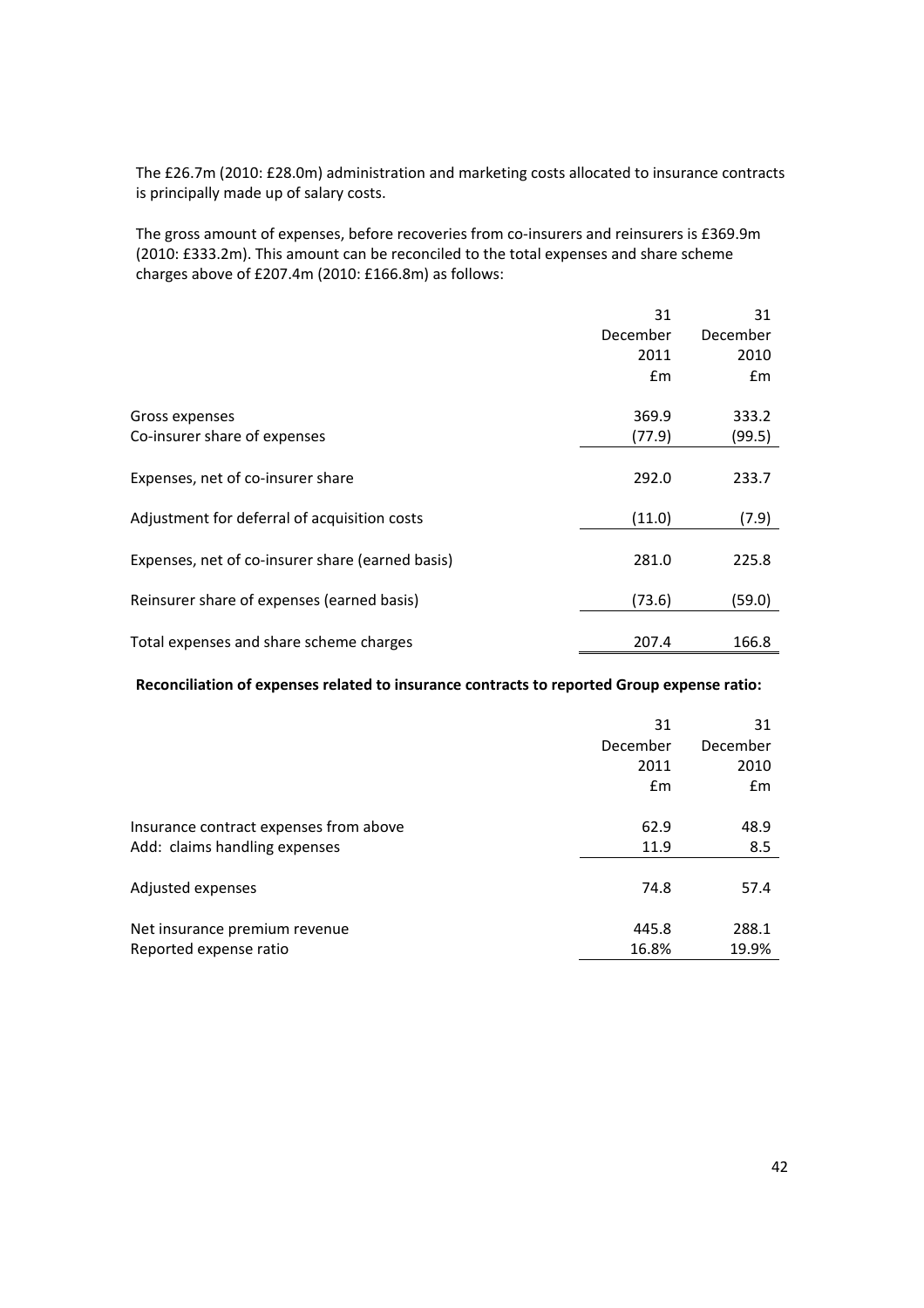The £26.7m (2010: £28.0m) administration and marketing costs allocated to insurance contracts is principally made up of salary costs.

The gross amount of expenses, before recoveries from co-insurers and reinsurers is £369.9m (2010: £333.2m). This amount can be reconciled to the total expenses and share scheme charges above of £207.4m (2010: £166.8m) as follows:

| | 31 December 2011 £m | 31 December 2010 £m |
|---|---|---|
| Gross expenses | 369.9 | 333.2 |
| Co-insurer share of expenses | (77.9) | (99.5) |
| Expenses, net of co-insurer share | 292.0 | 233.7 |
| Adjustment for deferral of acquisition costs | (11.0) | (7.9) |
| Expenses, net of co-insurer share (earned basis) | 281.0 | 225.8 |
| Reinsurer share of expenses (earned basis) | (73.6) | (59.0) |
| Total expenses and share scheme charges | 207.4 | 166.8 |

**Reconciliation of expenses related to insurance contracts to reported Group expense ratio:**

| | 31 December 2011 £m | 31 December 2010 £m |
|---|---|---|
| Insurance contract expenses from above | 62.9 | 48.9 |
| Add: claims handling expenses | 11.9 | 8.5 |
| Adjusted expenses | 74.8 | 57.4 |
| Net insurance premium revenue | 445.8 | 288.1 |
| Reported expense ratio | 16.8% | 19.9% |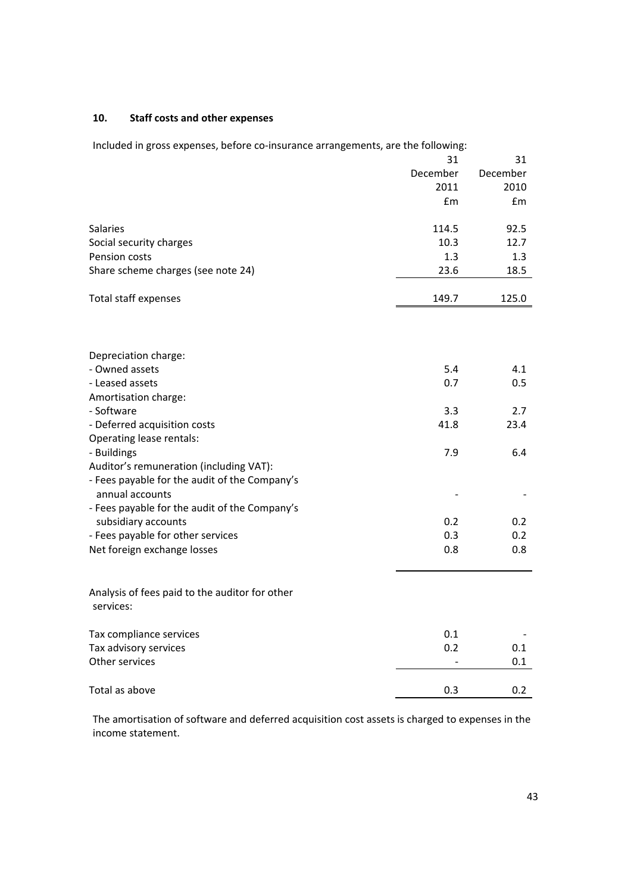## 10. Staff costs and other expenses

Included in gross expenses, before co-insurance arrangements, are the following:

| | 31 December 2011 £m | 31 December 2010 £m |
|---|---|---|
| Salaries | 114.5 | 92.5 |
| Social security charges | 10.3 | 12.7 |
| Pension costs | 1.3 | 1.3 |
| Share scheme charges (see note 24) | 23.6 | 18.5 |
| Total staff expenses | 149.7 | 125.0 |

| | 31 December 2011 £m | 31 December 2010 £m |
|---|---|---|
| Depreciation charge: | | |
| - Owned assets | 5.4 | 4.1 |
| - Leased assets | 0.7 | 0.5 |
| Amortisation charge: | | |
| - Software | 3.3 | 2.7 |
| - Deferred acquisition costs | 41.8 | 23.4 |
| Operating lease rentals: | | |
| - Buildings | 7.9 | 6.4 |
| Auditor's remuneration (including VAT): | | |
| - Fees payable for the audit of the Company's annual accounts | - | - |
| - Fees payable for the audit of the Company's subsidiary accounts | 0.2 | 0.2 |
| - Fees payable for other services | 0.3 | 0.2 |
| Net foreign exchange losses | 0.8 | 0.8 |

| Analysis of fees paid to the auditor for other services: | 31 December 2011 £m | 31 December 2010 £m |
|---|---|---|
| Tax compliance services | 0.1 | - |
| Tax advisory services | 0.2 | 0.1 |
| Other services | - | 0.1 |
| Total as above | 0.3 | 0.2 |

The amortisation of software and deferred acquisition cost assets is charged to expenses in the income statement.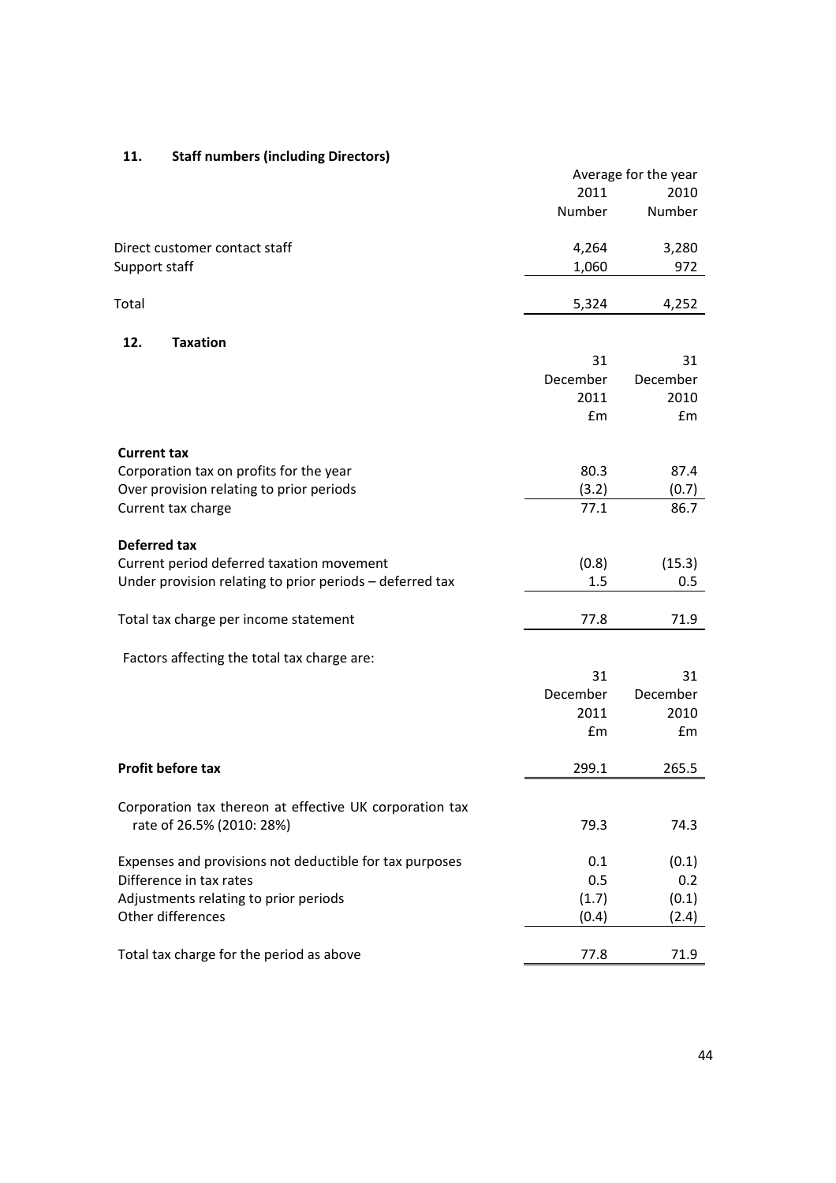## 11. Staff numbers (including Directors)

| | Average for the year 2011 Number | 2010 Number |
|---|---|---|
| Direct customer contact staff | 4,264 | 3,280 |
| Support staff | 1,060 | 972 |
| Total | 5,324 | 4,252 |

## 12. Taxation

| | 31 December 2011 £m | 31 December 2010 £m |
|---|---|---|
| **Current tax** | | |
| Corporation tax on profits for the year | 80.3 | 87.4 |
| Over provision relating to prior periods | (3.2) | (0.7) |
| Current tax charge | 77.1 | 86.7 |
| **Deferred tax** | | |
| Current period deferred taxation movement | (0.8) | (15.3) |
| Under provision relating to prior periods – deferred tax | 1.5 | 0.5 |
| Total tax charge per income statement | 77.8 | 71.9 |

Factors affecting the total tax charge are:

| | 31 December 2011 £m | 31 December 2010 £m |
|---|---|---|
| **Profit before tax** | 299.1 | 265.5 |
| Corporation tax thereon at effective UK corporation tax rate of 26.5% (2010: 28%) | 79.3 | 74.3 |
| Expenses and provisions not deductible for tax purposes | 0.1 | (0.1) |
| Difference in tax rates | 0.5 | 0.2 |
| Adjustments relating to prior periods | (1.7) | (0.1) |
| Other differences | (0.4) | (2.4) |
| Total tax charge for the period as above | 77.8 | 71.9 |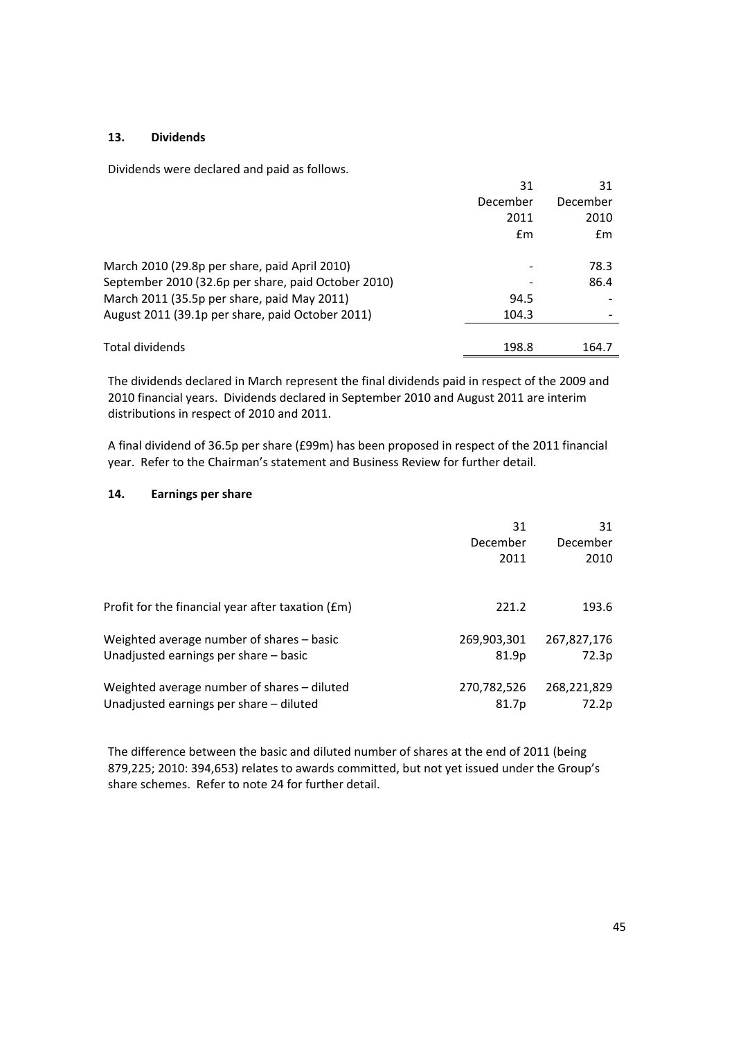## 13. Dividends

Dividends were declared and paid as follows.

| | 31 December 2011 £m | 31 December 2010 £m |
|---|---|---|
| March 2010 (29.8p per share, paid April 2010) | - | 78.3 |
| September 2010 (32.6p per share, paid October 2010) | - | 86.4 |
| March 2011 (35.5p per share, paid May 2011) | 94.5 | - |
| August 2011 (39.1p per share, paid October 2011) | 104.3 | - |
| Total dividends | 198.8 | 164.7 |

The dividends declared in March represent the final dividends paid in respect of the 2009 and 2010 financial years. Dividends declared in September 2010 and August 2011 are interim distributions in respect of 2010 and 2011.

A final dividend of 36.5p per share (£99m) has been proposed in respect of the 2011 financial year. Refer to the Chairman's statement and Business Review for further detail.

## 14. Earnings per share

| | 31 December 2011 | 31 December 2010 |
|---|---|---|
| Profit for the financial year after taxation (£m) | 221.2 | 193.6 |
| Weighted average number of shares – basic | 269,903,301 | 267,827,176 |
| Unadjusted earnings per share – basic | 81.9p | 72.3p |
| Weighted average number of shares – diluted | 270,782,526 | 268,221,829 |
| Unadjusted earnings per share – diluted | 81.7p | 72.2p |

The difference between the basic and diluted number of shares at the end of 2011 (being 879,225; 2010: 394,653) relates to awards committed, but not yet issued under the Group's share schemes. Refer to note 24 for further detail.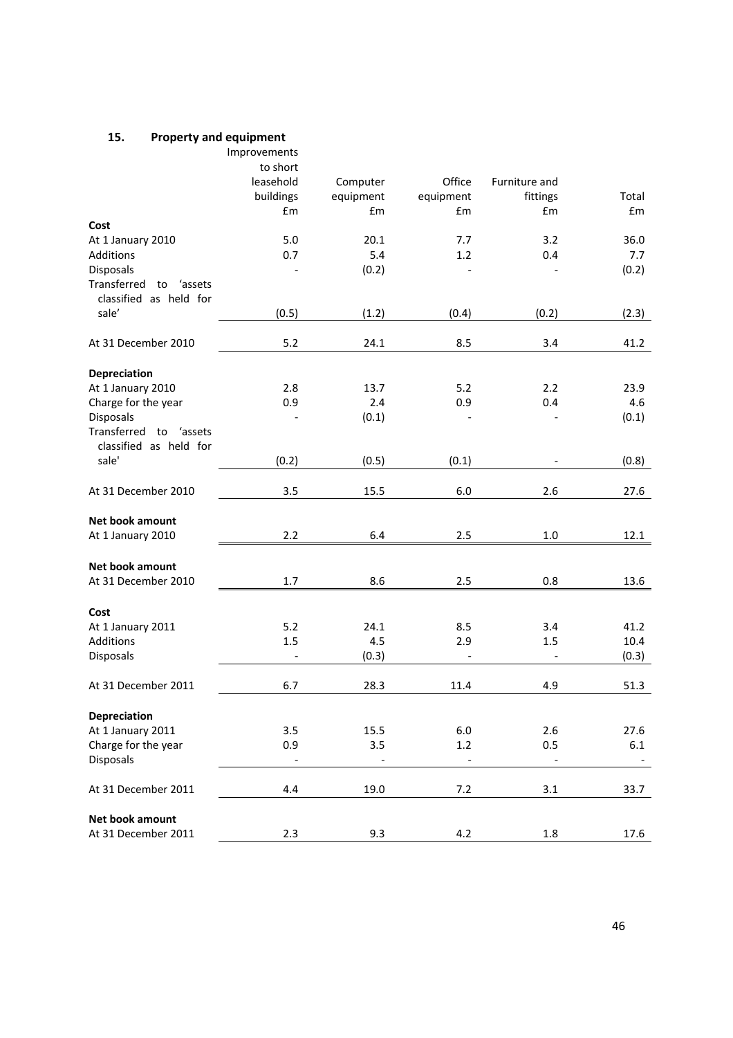## 15. Property and equipment

| | Improvements to short leasehold buildings | Computer equipment | Office equipment | Furniture and fittings | Total |
|---|---|---|---|---|---|
| | £m | £m | £m | £m | £m |
| **Cost** | | | | | |
| At 1 January 2010 | 5.0 | 20.1 | 7.7 | 3.2 | 36.0 |
| Additions | 0.7 | 5.4 | 1.2 | 0.4 | 7.7 |
| Disposals | - | (0.2) | - | - | (0.2) |
| Transferred to 'assets classified as held for sale' | (0.5) | (1.2) | (0.4) | (0.2) | (2.3) |
| At 31 December 2010 | 5.2 | 24.1 | 8.5 | 3.4 | 41.2 |
| **Depreciation** | | | | | |
| At 1 January 2010 | 2.8 | 13.7 | 5.2 | 2.2 | 23.9 |
| Charge for the year | 0.9 | 2.4 | 0.9 | 0.4 | 4.6 |
| Disposals | - | (0.1) | - | - | (0.1) |
| Transferred to 'assets classified as held for sale' | (0.2) | (0.5) | (0.1) | - | (0.8) |
| At 31 December 2010 | 3.5 | 15.5 | 6.0 | 2.6 | 27.6 |
| **Net book amount** | | | | | |
| At 1 January 2010 | 2.2 | 6.4 | 2.5 | 1.0 | 12.1 |
| **Net book amount** | | | | | |
| At 31 December 2010 | 1.7 | 8.6 | 2.5 | 0.8 | 13.6 |
| **Cost** | | | | | |
| At 1 January 2011 | 5.2 | 24.1 | 8.5 | 3.4 | 41.2 |
| Additions | 1.5 | 4.5 | 2.9 | 1.5 | 10.4 |
| Disposals | - | (0.3) | - | - | (0.3) |
| At 31 December 2011 | 6.7 | 28.3 | 11.4 | 4.9 | 51.3 |
| **Depreciation** | | | | | |
| At 1 January 2011 | 3.5 | 15.5 | 6.0 | 2.6 | 27.6 |
| Charge for the year | 0.9 | 3.5 | 1.2 | 0.5 | 6.1 |
| Disposals | - | - | - | - | - |
| At 31 December 2011 | 4.4 | 19.0 | 7.2 | 3.1 | 33.7 |
| **Net book amount** | | | | | |
| At 31 December 2011 | 2.3 | 9.3 | 4.2 | 1.8 | 17.6 |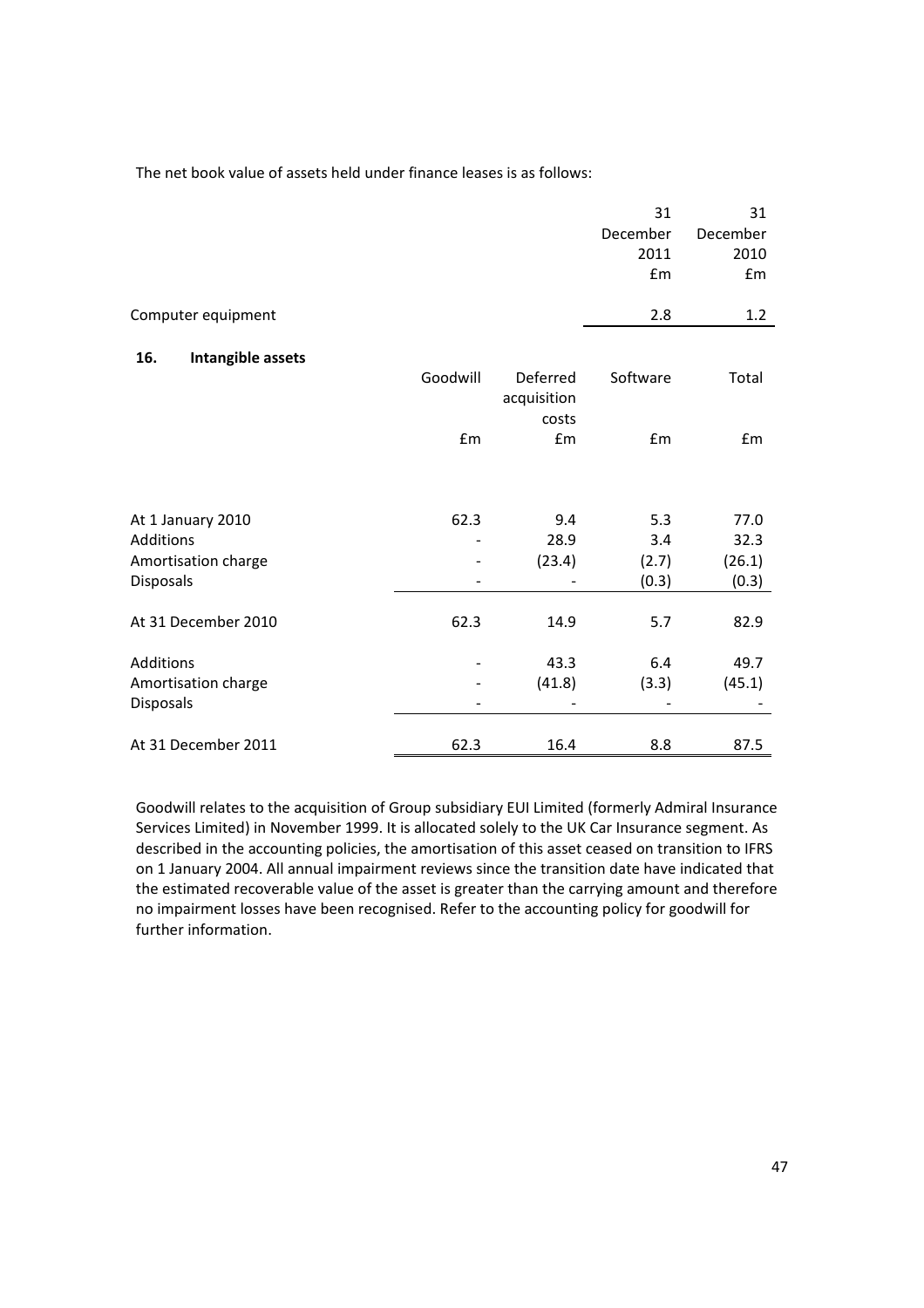The net book value of assets held under finance leases is as follows:

| | 31 December 2011 £m | 31 December 2010 £m |
|---|---|---|
| Computer equipment | 2.8 | 1.2 |

## 16. Intangible assets

| | Goodwill £m | Deferred acquisition costs £m | Software £m | Total £m |
|---|---|---|---|---|
| At 1 January 2010 | 62.3 | 9.4 | 5.3 | 77.0 |
| Additions | - | 28.9 | 3.4 | 32.3 |
| Amortisation charge | - | (23.4) | (2.7) | (26.1) |
| Disposals | - | - | (0.3) | (0.3) |
| At 31 December 2010 | 62.3 | 14.9 | 5.7 | 82.9 |
| Additions | - | 43.3 | 6.4 | 49.7 |
| Amortisation charge | - | (41.8) | (3.3) | (45.1) |
| Disposals | - | - | - | - |
| At 31 December 2011 | 62.3 | 16.4 | 8.8 | 87.5 |

Goodwill relates to the acquisition of Group subsidiary EUI Limited (formerly Admiral Insurance Services Limited) in November 1999. It is allocated solely to the UK Car Insurance segment. As described in the accounting policies, the amortisation of this asset ceased on transition to IFRS on 1 January 2004. All annual impairment reviews since the transition date have indicated that the estimated recoverable value of the asset is greater than the carrying amount and therefore no impairment losses have been recognised. Refer to the accounting policy for goodwill for further information.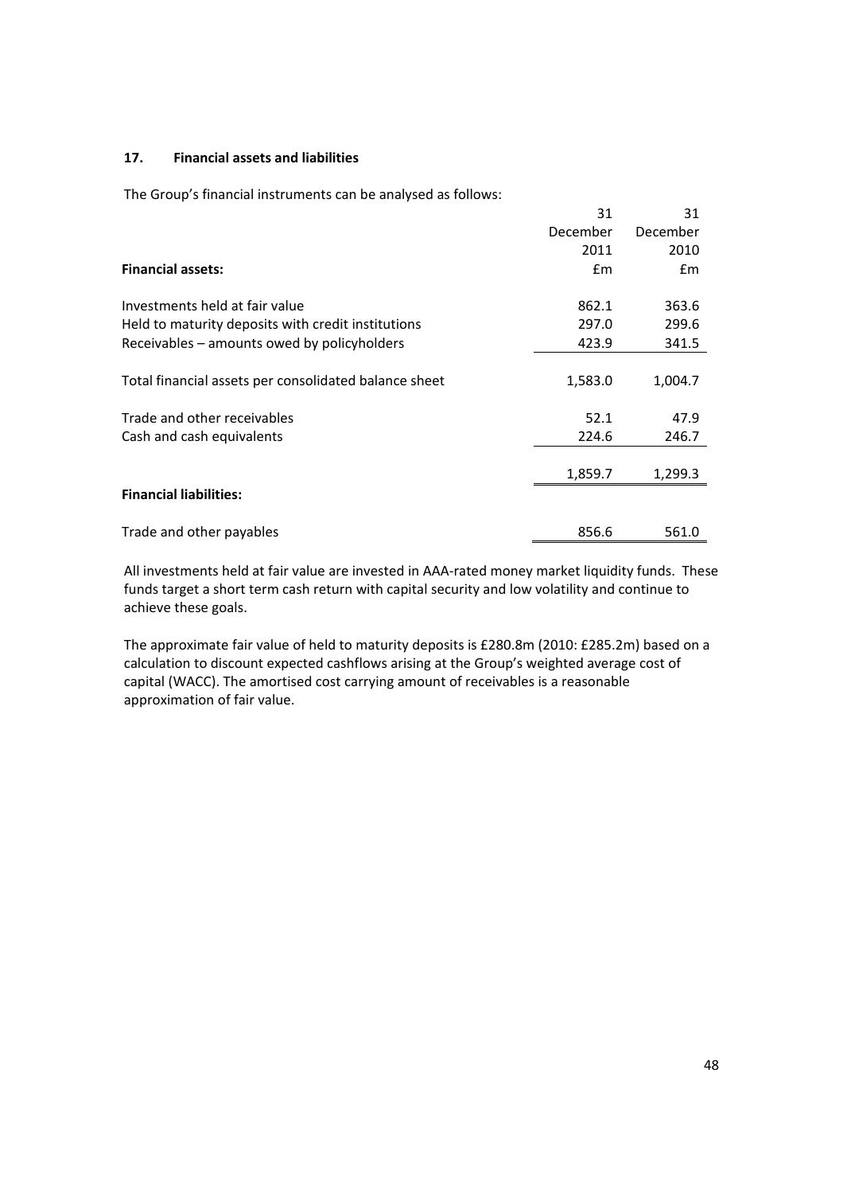### 17. Financial assets and liabilities

The Group's financial instruments can be analysed as follows:

| | 31 December 2011 | 31 December 2010 |
|---|---|---|
| **Financial assets:** | £m | £m |
| Investments held at fair value | 862.1 | 363.6 |
| Held to maturity deposits with credit institutions | 297.0 | 299.6 |
| Receivables – amounts owed by policyholders | 423.9 | 341.5 |
| Total financial assets per consolidated balance sheet | 1,583.0 | 1,004.7 |
| Trade and other receivables | 52.1 | 47.9 |
| Cash and cash equivalents | 224.6 | 246.7 |
| | 1,859.7 | 1,299.3 |
| **Financial liabilities:** | | |
| Trade and other payables | 856.6 | 561.0 |

All investments held at fair value are invested in AAA-rated money market liquidity funds. These funds target a short term cash return with capital security and low volatility and continue to achieve these goals.

The approximate fair value of held to maturity deposits is £280.8m (2010: £285.2m) based on a calculation to discount expected cashflows arising at the Group's weighted average cost of capital (WACC). The amortised cost carrying amount of receivables is a reasonable approximation of fair value.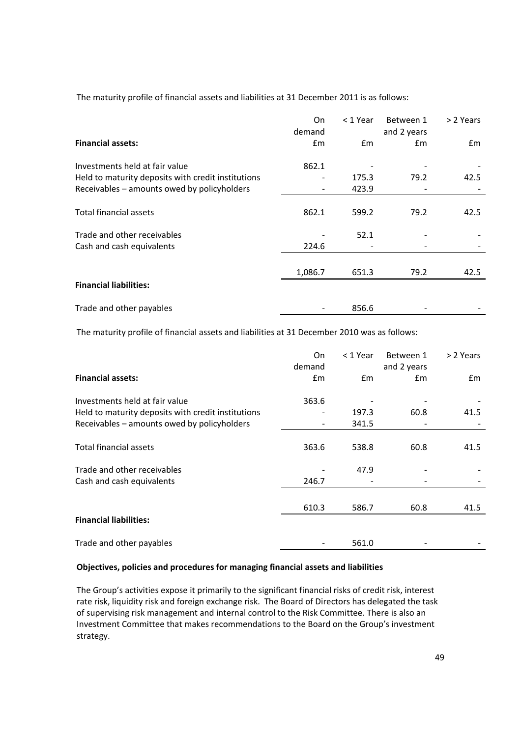The maturity profile of financial assets and liabilities at 31 December 2011 is as follows:

| **Financial assets:** | On demand £m | < 1 Year £m | Between 1 and 2 years £m | > 2 Years £m |
|---|---|---|---|---|
| Investments held at fair value | 862.1 | - | - | - |
| Held to maturity deposits with credit institutions | - | 175.3 | 79.2 | 42.5 |
| Receivables – amounts owed by policyholders | - | 423.9 | - | - |
| Total financial assets | 862.1 | 599.2 | 79.2 | 42.5 |
| Trade and other receivables | - | 52.1 | - | - |
| Cash and cash equivalents | 224.6 | - | - | - |
| | 1,086.7 | 651.3 | 79.2 | 42.5 |
| **Financial liabilities:** | | | | |
| Trade and other payables | - | 856.6 | - | - |

The maturity profile of financial assets and liabilities at 31 December 2010 was as follows:

| **Financial assets:** | On demand £m | < 1 Year £m | Between 1 and 2 years £m | > 2 Years £m |
|---|---|---|---|---|
| Investments held at fair value | 363.6 | - | - | - |
| Held to maturity deposits with credit institutions | - | 197.3 | 60.8 | 41.5 |
| Receivables – amounts owed by policyholders | - | 341.5 | - | - |
| Total financial assets | 363.6 | 538.8 | 60.8 | 41.5 |
| Trade and other receivables | - | 47.9 | - | - |
| Cash and cash equivalents | 246.7 | - | - | - |
| | 610.3 | 586.7 | 60.8 | 41.5 |
| **Financial liabilities:** | | | | |
| Trade and other payables | - | 561.0 | - | - |

**Objectives, policies and procedures for managing financial assets and liabilities**

The Group's activities expose it primarily to the significant financial risks of credit risk, interest rate risk, liquidity risk and foreign exchange risk. The Board of Directors has delegated the task of supervising risk management and internal control to the Risk Committee. There is also an Investment Committee that makes recommendations to the Board on the Group's investment strategy.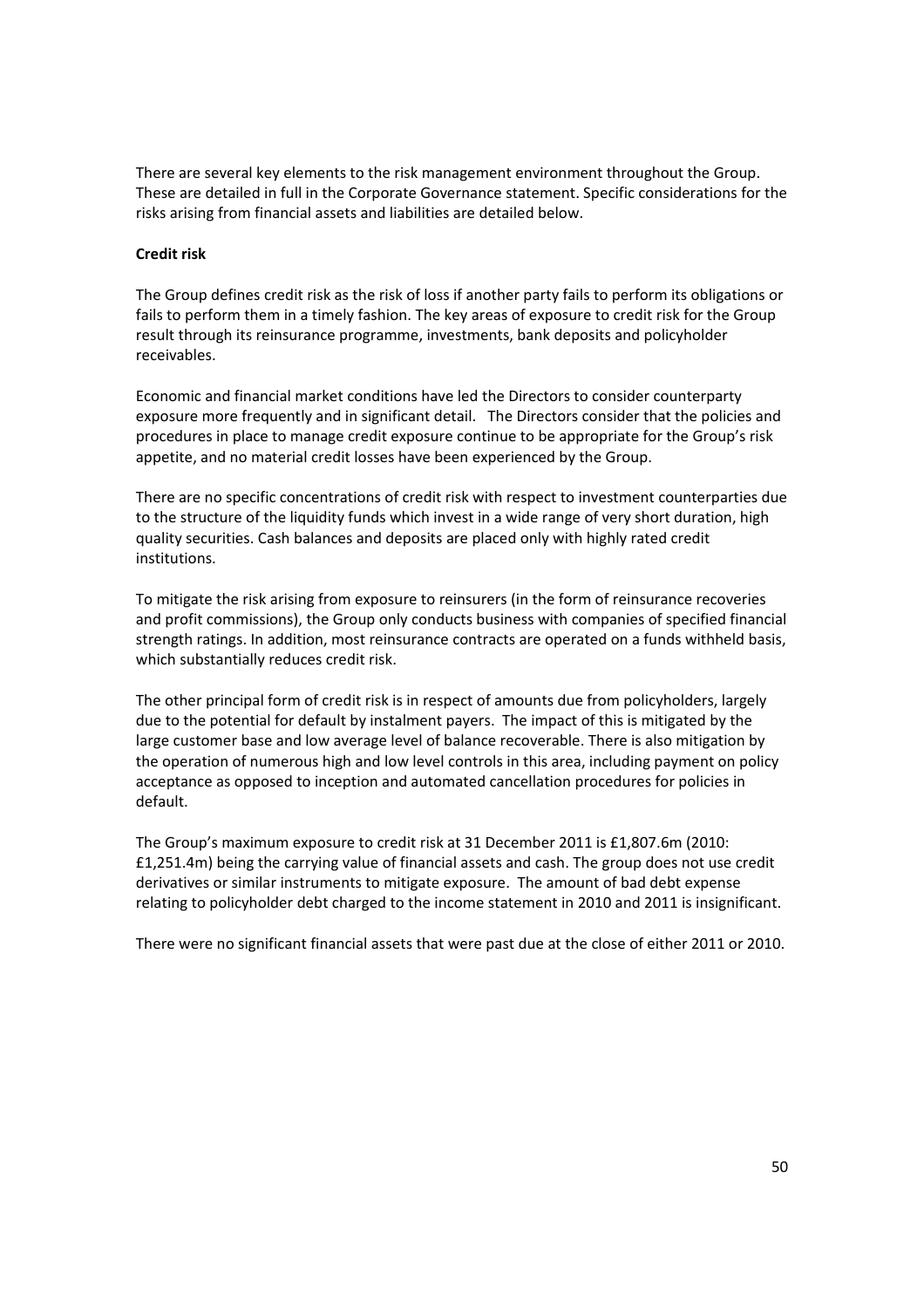There are several key elements to the risk management environment throughout the Group. These are detailed in full in the Corporate Governance statement. Specific considerations for the risks arising from financial assets and liabilities are detailed below.

**Credit risk**

The Group defines credit risk as the risk of loss if another party fails to perform its obligations or fails to perform them in a timely fashion. The key areas of exposure to credit risk for the Group result through its reinsurance programme, investments, bank deposits and policyholder receivables.

Economic and financial market conditions have led the Directors to consider counterparty exposure more frequently and in significant detail. The Directors consider that the policies and procedures in place to manage credit exposure continue to be appropriate for the Group's risk appetite, and no material credit losses have been experienced by the Group.

There are no specific concentrations of credit risk with respect to investment counterparties due to the structure of the liquidity funds which invest in a wide range of very short duration, high quality securities. Cash balances and deposits are placed only with highly rated credit institutions.

To mitigate the risk arising from exposure to reinsurers (in the form of reinsurance recoveries and profit commissions), the Group only conducts business with companies of specified financial strength ratings. In addition, most reinsurance contracts are operated on a funds withheld basis, which substantially reduces credit risk.

The other principal form of credit risk is in respect of amounts due from policyholders, largely due to the potential for default by instalment payers. The impact of this is mitigated by the large customer base and low average level of balance recoverable. There is also mitigation by the operation of numerous high and low level controls in this area, including payment on policy acceptance as opposed to inception and automated cancellation procedures for policies in default.

The Group's maximum exposure to credit risk at 31 December 2011 is £1,807.6m (2010: £1,251.4m) being the carrying value of financial assets and cash. The group does not use credit derivatives or similar instruments to mitigate exposure. The amount of bad debt expense relating to policyholder debt charged to the income statement in 2010 and 2011 is insignificant.

There were no significant financial assets that were past due at the close of either 2011 or 2010.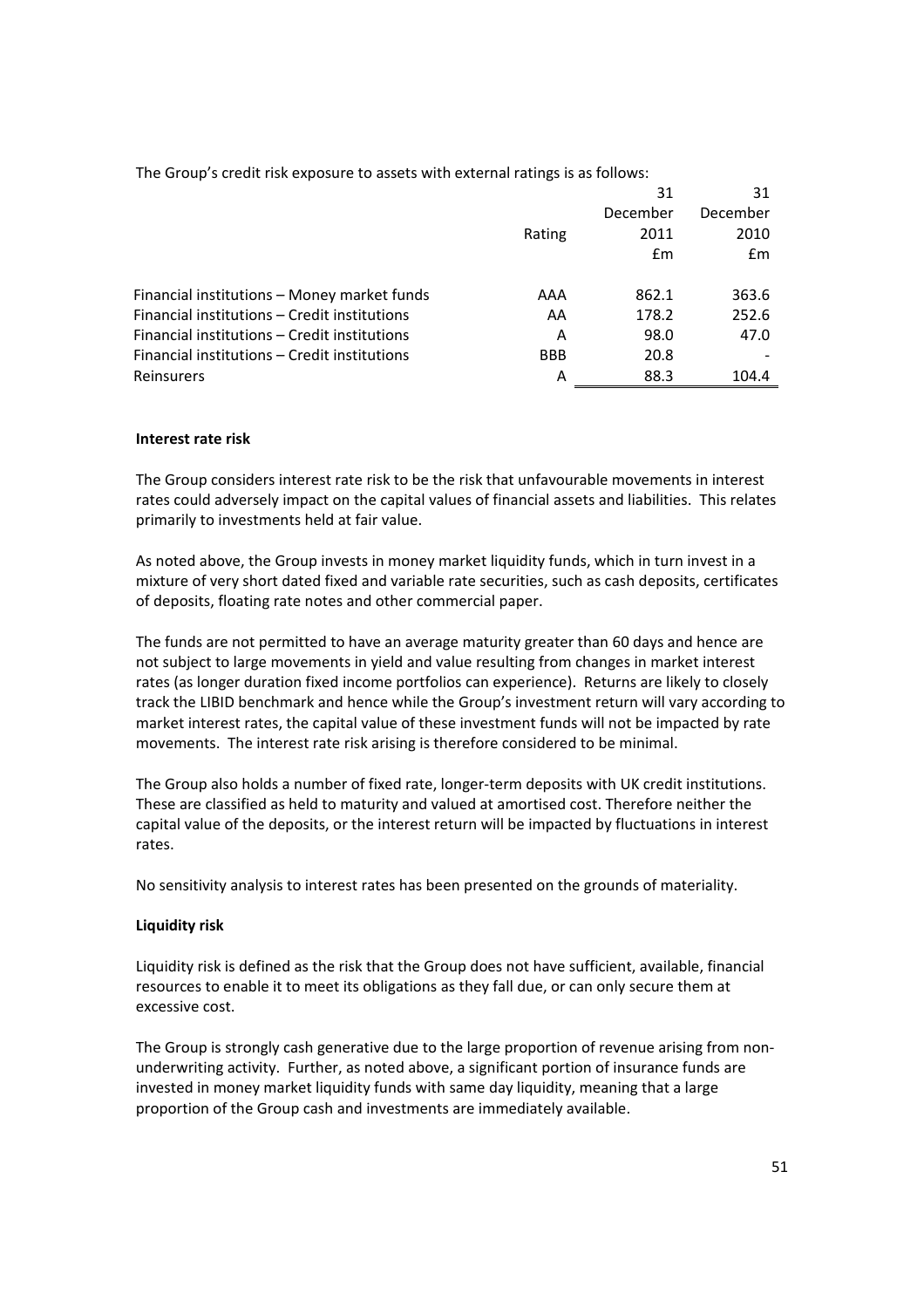The Group's credit risk exposure to assets with external ratings is as follows:

| | Rating | 31 December 2011 £m | 31 December 2010 £m |
|---|---|---|---|
| Financial institutions – Money market funds | AAA | 862.1 | 363.6 |
| Financial institutions – Credit institutions | AA | 178.2 | 252.6 |
| Financial institutions – Credit institutions | A | 98.0 | 47.0 |
| Financial institutions – Credit institutions | BBB | 20.8 | - |
| Reinsurers | A | 88.3 | 104.4 |

**Interest rate risk**

The Group considers interest rate risk to be the risk that unfavourable movements in interest rates could adversely impact on the capital values of financial assets and liabilities. This relates primarily to investments held at fair value.

As noted above, the Group invests in money market liquidity funds, which in turn invest in a mixture of very short dated fixed and variable rate securities, such as cash deposits, certificates of deposits, floating rate notes and other commercial paper.

The funds are not permitted to have an average maturity greater than 60 days and hence are not subject to large movements in yield and value resulting from changes in market interest rates (as longer duration fixed income portfolios can experience). Returns are likely to closely track the LIBID benchmark and hence while the Group's investment return will vary according to market interest rates, the capital value of these investment funds will not be impacted by rate movements. The interest rate risk arising is therefore considered to be minimal.

The Group also holds a number of fixed rate, longer-term deposits with UK credit institutions. These are classified as held to maturity and valued at amortised cost. Therefore neither the capital value of the deposits, or the interest return will be impacted by fluctuations in interest rates.

No sensitivity analysis to interest rates has been presented on the grounds of materiality.

**Liquidity risk**

Liquidity risk is defined as the risk that the Group does not have sufficient, available, financial resources to enable it to meet its obligations as they fall due, or can only secure them at excessive cost.

The Group is strongly cash generative due to the large proportion of revenue arising from non-underwriting activity. Further, as noted above, a significant portion of insurance funds are invested in money market liquidity funds with same day liquidity, meaning that a large proportion of the Group cash and investments are immediately available.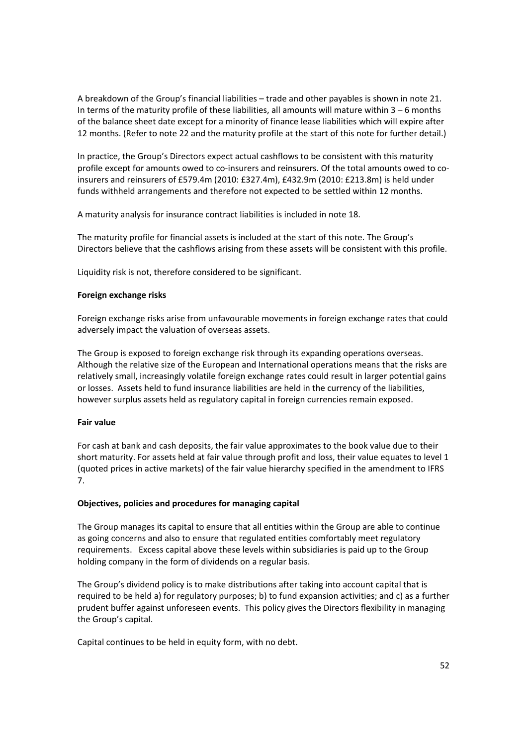A breakdown of the Group's financial liabilities – trade and other payables is shown in note 21. In terms of the maturity profile of these liabilities, all amounts will mature within 3 – 6 months of the balance sheet date except for a minority of finance lease liabilities which will expire after 12 months. (Refer to note 22 and the maturity profile at the start of this note for further detail.)

In practice, the Group's Directors expect actual cashflows to be consistent with this maturity profile except for amounts owed to co-insurers and reinsurers. Of the total amounts owed to co-insurers and reinsurers of £579.4m (2010: £327.4m), £432.9m (2010: £213.8m) is held under funds withheld arrangements and therefore not expected to be settled within 12 months.

A maturity analysis for insurance contract liabilities is included in note 18.

The maturity profile for financial assets is included at the start of this note. The Group's Directors believe that the cashflows arising from these assets will be consistent with this profile.

Liquidity risk is not, therefore considered to be significant.

**Foreign exchange risks**

Foreign exchange risks arise from unfavourable movements in foreign exchange rates that could adversely impact the valuation of overseas assets.

The Group is exposed to foreign exchange risk through its expanding operations overseas. Although the relative size of the European and International operations means that the risks are relatively small, increasingly volatile foreign exchange rates could result in larger potential gains or losses. Assets held to fund insurance liabilities are held in the currency of the liabilities, however surplus assets held as regulatory capital in foreign currencies remain exposed.

**Fair value**

For cash at bank and cash deposits, the fair value approximates to the book value due to their short maturity. For assets held at fair value through profit and loss, their value equates to level 1 (quoted prices in active markets) of the fair value hierarchy specified in the amendment to IFRS 7.

**Objectives, policies and procedures for managing capital**

The Group manages its capital to ensure that all entities within the Group are able to continue as going concerns and also to ensure that regulated entities comfortably meet regulatory requirements. Excess capital above these levels within subsidiaries is paid up to the Group holding company in the form of dividends on a regular basis.

The Group's dividend policy is to make distributions after taking into account capital that is required to be held a) for regulatory purposes; b) to fund expansion activities; and c) as a further prudent buffer against unforeseen events. This policy gives the Directors flexibility in managing the Group's capital.

Capital continues to be held in equity form, with no debt.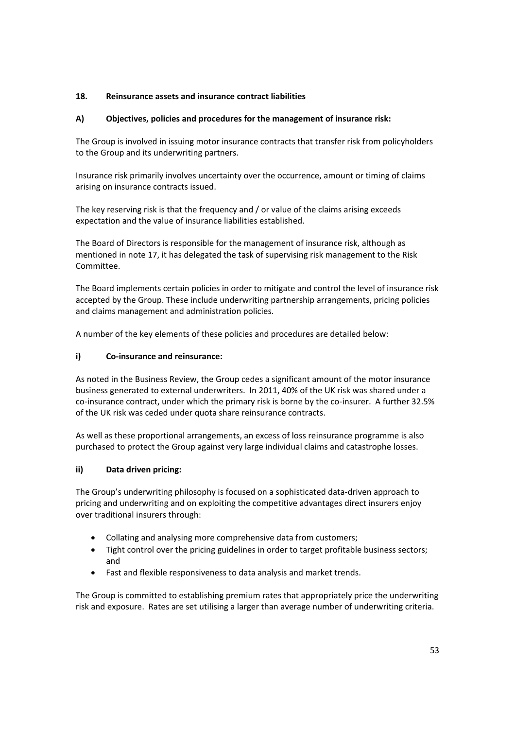## 18. Reinsurance assets and insurance contract liabilities

### A) Objectives, policies and procedures for the management of insurance risk:

The Group is involved in issuing motor insurance contracts that transfer risk from policyholders to the Group and its underwriting partners.

Insurance risk primarily involves uncertainty over the occurrence, amount or timing of claims arising on insurance contracts issued.

The key reserving risk is that the frequency and / or value of the claims arising exceeds expectation and the value of insurance liabilities established.

The Board of Directors is responsible for the management of insurance risk, although as mentioned in note 17, it has delegated the task of supervising risk management to the Risk Committee.

The Board implements certain policies in order to mitigate and control the level of insurance risk accepted by the Group. These include underwriting partnership arrangements, pricing policies and claims management and administration policies.

A number of the key elements of these policies and procedures are detailed below:

#### i) Co-insurance and reinsurance:

As noted in the Business Review, the Group cedes a significant amount of the motor insurance business generated to external underwriters. In 2011, 40% of the UK risk was shared under a co-insurance contract, under which the primary risk is borne by the co-insurer. A further 32.5% of the UK risk was ceded under quota share reinsurance contracts.

As well as these proportional arrangements, an excess of loss reinsurance programme is also purchased to protect the Group against very large individual claims and catastrophe losses.

#### ii) Data driven pricing:

The Group's underwriting philosophy is focused on a sophisticated data-driven approach to pricing and underwriting and on exploiting the competitive advantages direct insurers enjoy over traditional insurers through:

- Collating and analysing more comprehensive data from customers;
- Tight control over the pricing guidelines in order to target profitable business sectors; and
- Fast and flexible responsiveness to data analysis and market trends.

The Group is committed to establishing premium rates that appropriately price the underwriting risk and exposure. Rates are set utilising a larger than average number of underwriting criteria.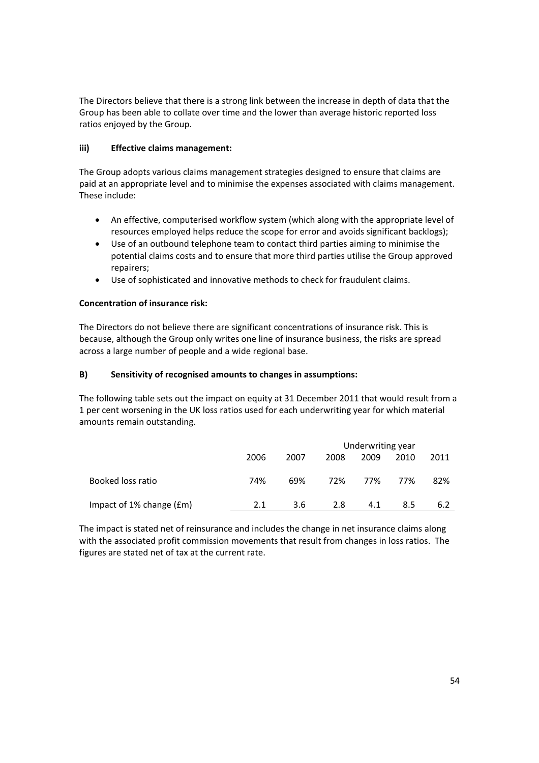The Directors believe that there is a strong link between the increase in depth of data that the Group has been able to collate over time and the lower than average historic reported loss ratios enjoyed by the Group.

#### iii) Effective claims management:

The Group adopts various claims management strategies designed to ensure that claims are paid at an appropriate level and to minimise the expenses associated with claims management. These include:

- An effective, computerised workflow system (which along with the appropriate level of resources employed helps reduce the scope for error and avoids significant backlogs);
- Use of an outbound telephone team to contact third parties aiming to minimise the potential claims costs and to ensure that more third parties utilise the Group approved repairers;
- Use of sophisticated and innovative methods to check for fraudulent claims.

#### Concentration of insurance risk:

The Directors do not believe there are significant concentrations of insurance risk. This is because, although the Group only writes one line of insurance business, the risks are spread across a large number of people and a wide regional base.

### B) Sensitivity of recognised amounts to changes in assumptions:

The following table sets out the impact on equity at 31 December 2011 that would result from a 1 per cent worsening in the UK loss ratios used for each underwriting year for which material amounts remain outstanding.

| | Underwriting year | | | | | |
|---|---|---|---|---|---|---|
| | 2006 | 2007 | 2008 | 2009 | 2010 | 2011 |
| Booked loss ratio | 74% | 69% | 72% | 77% | 77% | 82% |
| Impact of 1% change (£m) | 2.1 | 3.6 | 2.8 | 4.1 | 8.5 | 6.2 |

The impact is stated net of reinsurance and includes the change in net insurance claims along with the associated profit commission movements that result from changes in loss ratios. The figures are stated net of tax at the current rate.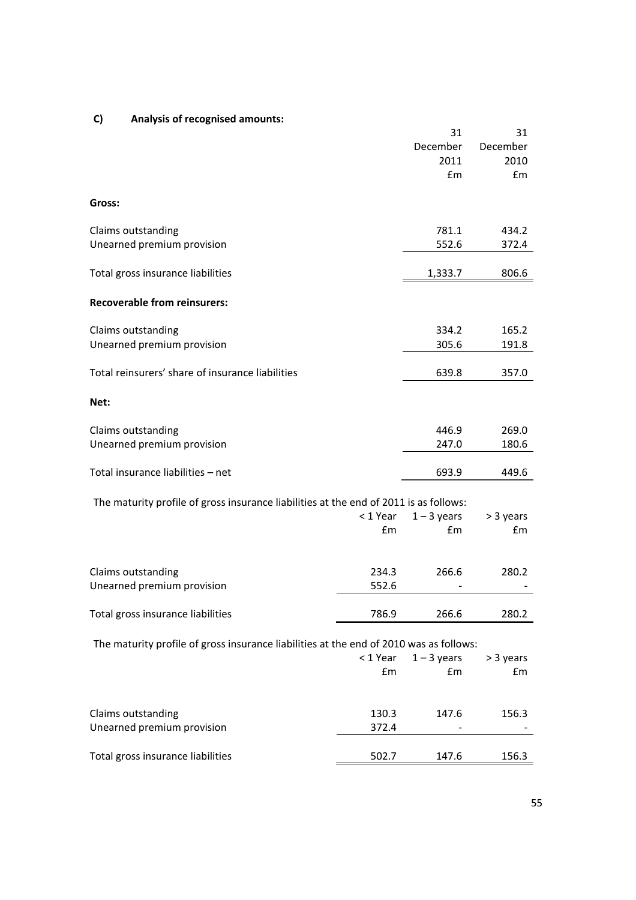## C) Analysis of recognised amounts:

| | 31 December 2011 £m | 31 December 2010 £m |
|---|---|---|
| **Gross:** | | |
| Claims outstanding | 781.1 | 434.2 |
| Unearned premium provision | 552.6 | 372.4 |
| Total gross insurance liabilities | 1,333.7 | 806.6 |
| **Recoverable from reinsurers:** | | |
| Claims outstanding | 334.2 | 165.2 |
| Unearned premium provision | 305.6 | 191.8 |
| Total reinsurers' share of insurance liabilities | 639.8 | 357.0 |
| **Net:** | | |
| Claims outstanding | 446.9 | 269.0 |
| Unearned premium provision | 247.0 | 180.6 |
| Total insurance liabilities – net | 693.9 | 449.6 |

The maturity profile of gross insurance liabilities at the end of 2011 is as follows:

| | < 1 Year £m | 1 – 3 years £m | > 3 years £m |
|---|---|---|---|
| Claims outstanding | 234.3 | 266.6 | 280.2 |
| Unearned premium provision | 552.6 | - | - |
| Total gross insurance liabilities | 786.9 | 266.6 | 280.2 |

The maturity profile of gross insurance liabilities at the end of 2010 was as follows:

| | < 1 Year £m | 1 – 3 years £m | > 3 years £m |
|---|---|---|---|
| Claims outstanding | 130.3 | 147.6 | 156.3 |
| Unearned premium provision | 372.4 | - | - |
| Total gross insurance liabilities | 502.7 | 147.6 | 156.3 |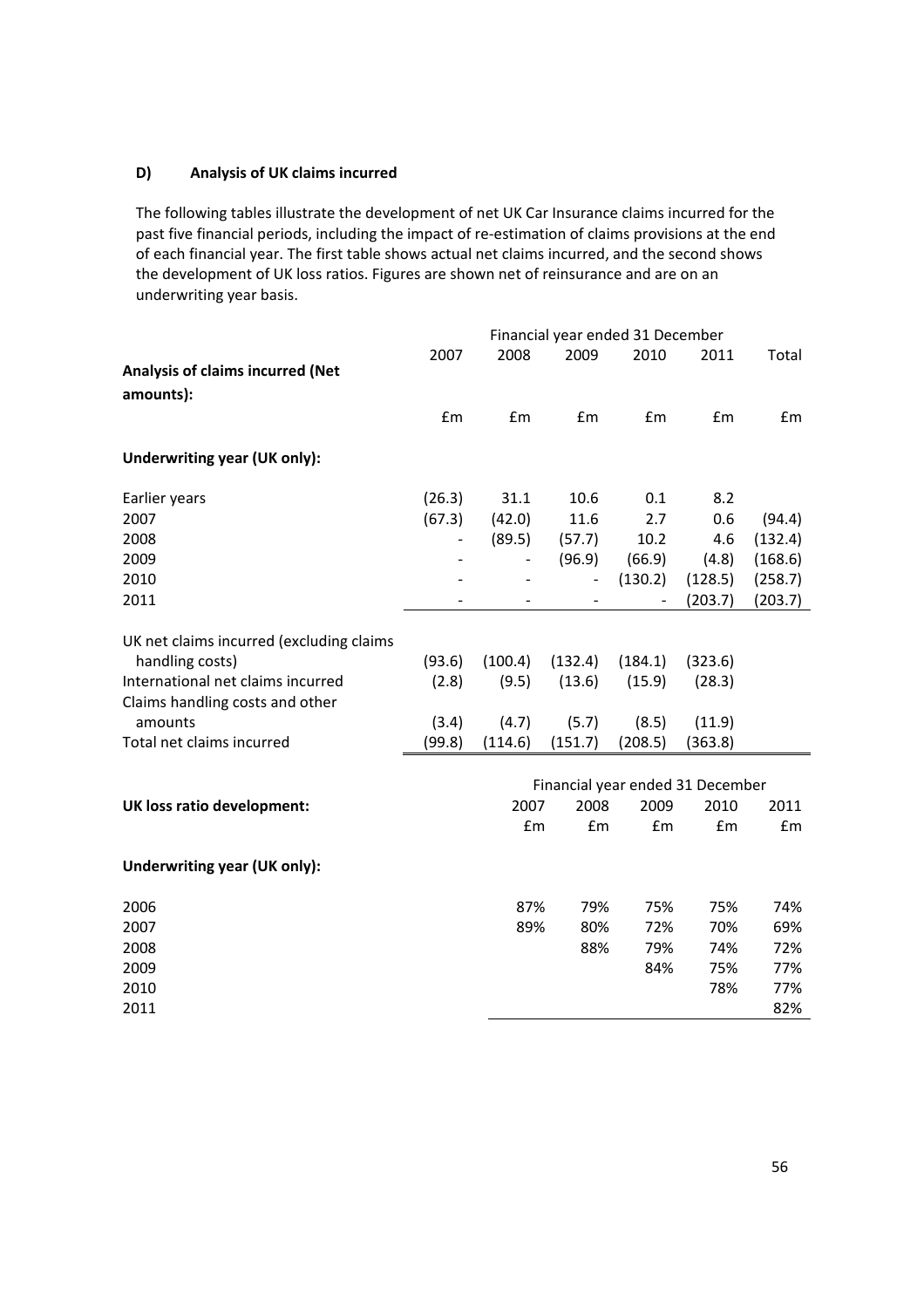### D) Analysis of UK claims incurred

The following tables illustrate the development of net UK Car Insurance claims incurred for the past five financial periods, including the impact of re-estimation of claims provisions at the end of each financial year. The first table shows actual net claims incurred, and the second shows the development of UK loss ratios. Figures are shown net of reinsurance and are on an underwriting year basis.

| | Financial year ended 31 December | | | | | |
|---|---|---|---|---|---|---|
| **Analysis of claims incurred (Net amounts):** | 2007 | 2008 | 2009 | 2010 | 2011 | Total |
| | £m | £m | £m | £m | £m | £m |
| **Underwriting year (UK only):** | | | | | | |
| Earlier years | (26.3) | 31.1 | 10.6 | 0.1 | 8.2 | |
| 2007 | (67.3) | (42.0) | 11.6 | 2.7 | 0.6 | (94.4) |
| 2008 | - | (89.5) | (57.7) | 10.2 | 4.6 | (132.4) |
| 2009 | - | - | (96.9) | (66.9) | (4.8) | (168.6) |
| 2010 | - | - | - | (130.2) | (128.5) | (258.7) |
| 2011 | - | - | - | - | (203.7) | (203.7) |
| UK net claims incurred (excluding claims handling costs) | (93.6) | (100.4) | (132.4) | (184.1) | (323.6) | |
| International net claims incurred | (2.8) | (9.5) | (13.6) | (15.9) | (28.3) | |
| Claims handling costs and other amounts | (3.4) | (4.7) | (5.7) | (8.5) | (11.9) | |
| Total net claims incurred | (99.8) | (114.6) | (151.7) | (208.5) | (363.8) | |

| | Financial year ended 31 December | | | | |
|---|---|---|---|---|---|
| **UK loss ratio development:** | 2007 | 2008 | 2009 | 2010 | 2011 |
| | £m | £m | £m | £m | £m |
| **Underwriting year (UK only):** | | | | | |
| 2006 | 87% | 79% | 75% | 75% | 74% |
| 2007 | 89% | 80% | 72% | 70% | 69% |
| 2008 | | 88% | 79% | 74% | 72% |
| 2009 | | | 84% | 75% | 77% |
| 2010 | | | | 78% | 77% |
| 2011 | | | | | 82% |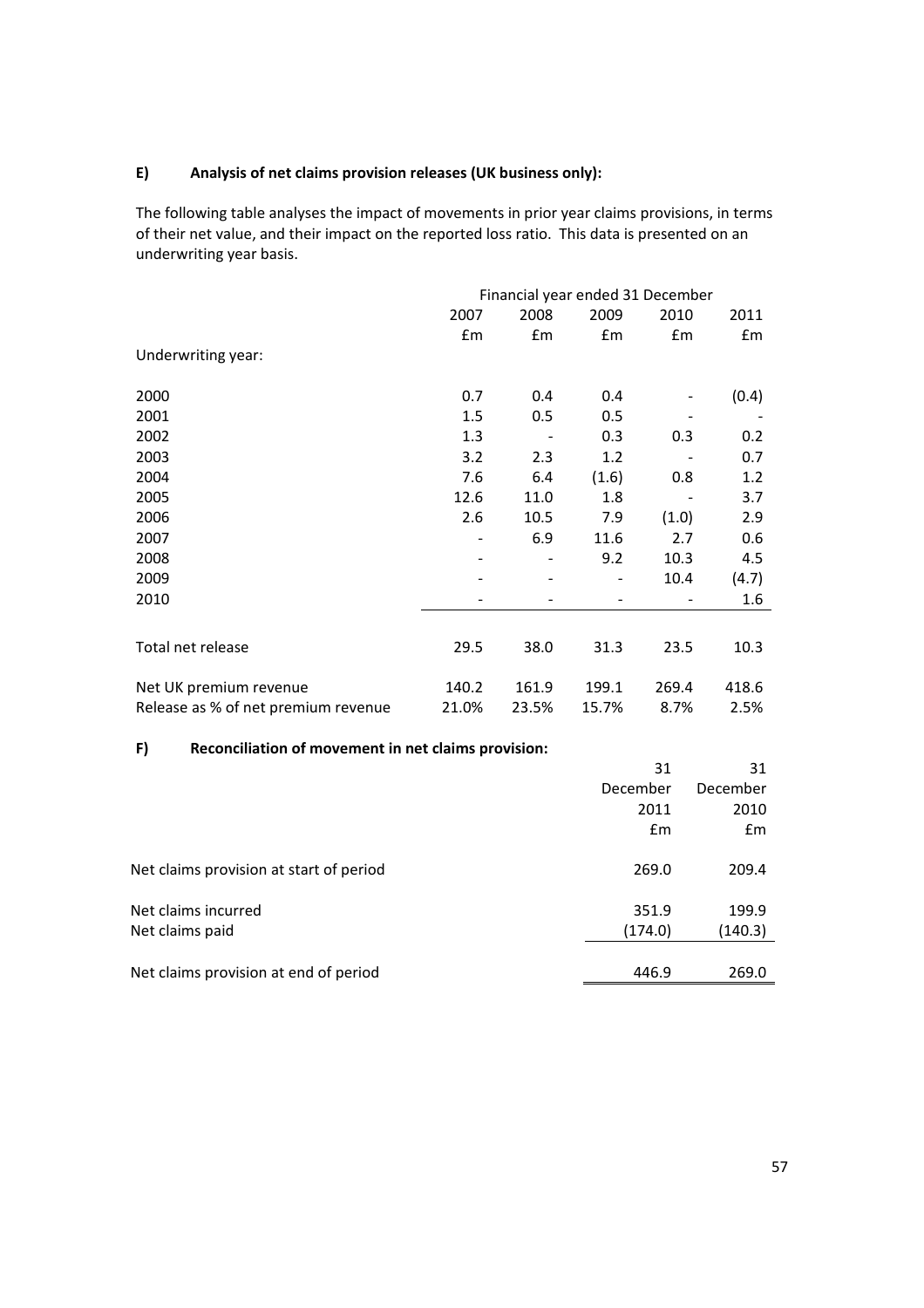## E) Analysis of net claims provision releases (UK business only):

The following table analyses the impact of movements in prior year claims provisions, in terms of their net value, and their impact on the reported loss ratio. This data is presented on an underwriting year basis.

| | Financial year ended 31 December | | | | |
|---|---|---|---|---|---|
| | 2007 | 2008 | 2009 | 2010 | 2011 |
| | £m | £m | £m | £m | £m |
| Underwriting year: | | | | | |
| 2000 | 0.7 | 0.4 | 0.4 | - | (0.4) |
| 2001 | 1.5 | 0.5 | 0.5 | - | - |
| 2002 | 1.3 | - | 0.3 | 0.3 | 0.2 |
| 2003 | 3.2 | 2.3 | 1.2 | - | 0.7 |
| 2004 | 7.6 | 6.4 | (1.6) | 0.8 | 1.2 |
| 2005 | 12.6 | 11.0 | 1.8 | - | 3.7 |
| 2006 | 2.6 | 10.5 | 7.9 | (1.0) | 2.9 |
| 2007 | - | 6.9 | 11.6 | 2.7 | 0.6 |
| 2008 | - | - | 9.2 | 10.3 | 4.5 |
| 2009 | - | - | - | 10.4 | (4.7) |
| 2010 | - | - | - | - | 1.6 |
| Total net release | 29.5 | 38.0 | 31.3 | 23.5 | 10.3 |
| Net UK premium revenue | 140.2 | 161.9 | 199.1 | 269.4 | 418.6 |
| Release as % of net premium revenue | 21.0% | 23.5% | 15.7% | 8.7% | 2.5% |

## F) Reconciliation of movement in net claims provision:

| | 31 December 2011 | 31 December 2010 |
|---|---|---|
| | £m | £m |
| Net claims provision at start of period | 269.0 | 209.4 |
| Net claims incurred | 351.9 | 199.9 |
| Net claims paid | (174.0) | (140.3) |
| Net claims provision at end of period | 446.9 | 269.0 |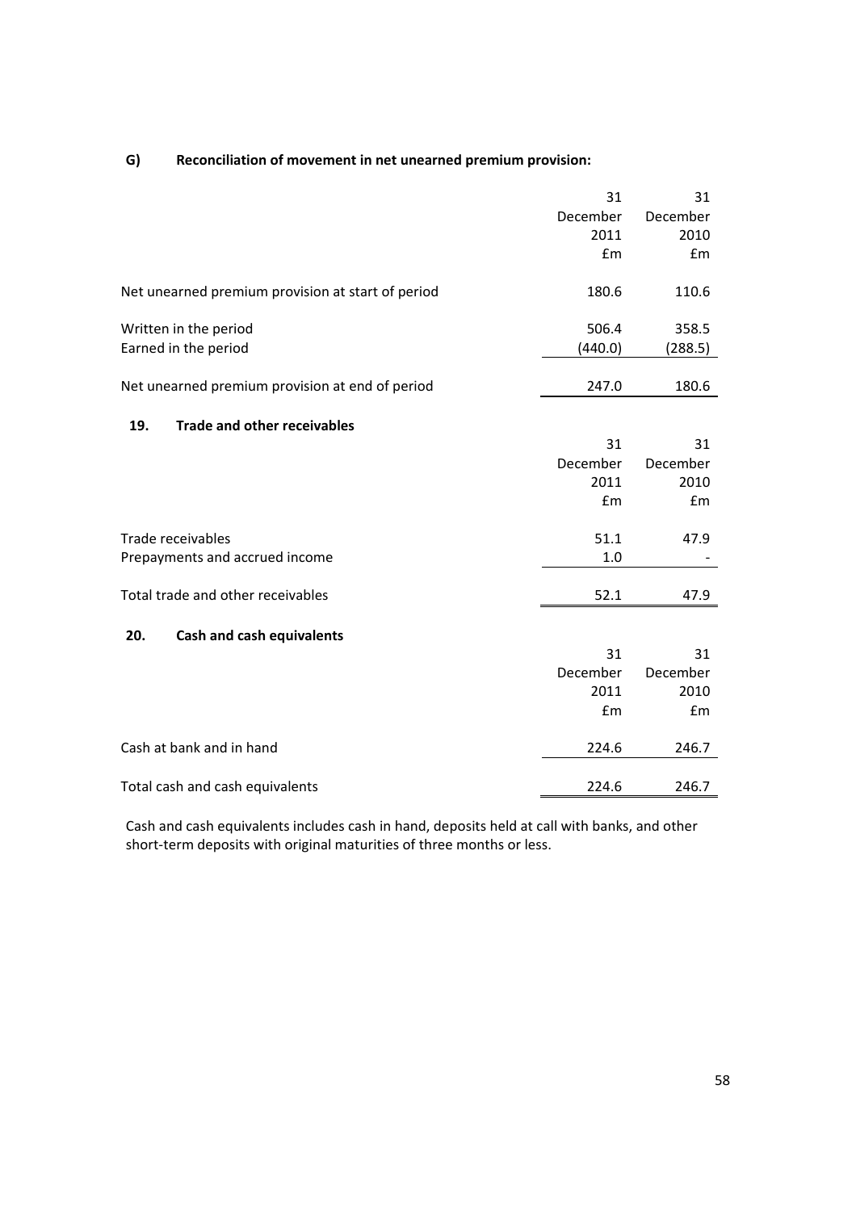**G) Reconciliation of movement in net unearned premium provision:**

| | 31 December 2011 £m | 31 December 2010 £m |
|---|---|---|
| Net unearned premium provision at start of period | 180.6 | 110.6 |
| Written in the period | 506.4 | 358.5 |
| Earned in the period | (440.0) | (288.5) |
| Net unearned premium provision at end of period | 247.0 | 180.6 |

## 19. Trade and other receivables

| | 31 December 2011 £m | 31 December 2010 £m |
|---|---|---|
| Trade receivables | 51.1 | 47.9 |
| Prepayments and accrued income | 1.0 | - |
| Total trade and other receivables | 52.1 | 47.9 |

## 20. Cash and cash equivalents

| | 31 December 2011 £m | 31 December 2010 £m |
|---|---|---|
| Cash at bank and in hand | 224.6 | 246.7 |
| Total cash and cash equivalents | 224.6 | 246.7 |

Cash and cash equivalents includes cash in hand, deposits held at call with banks, and other short-term deposits with original maturities of three months or less.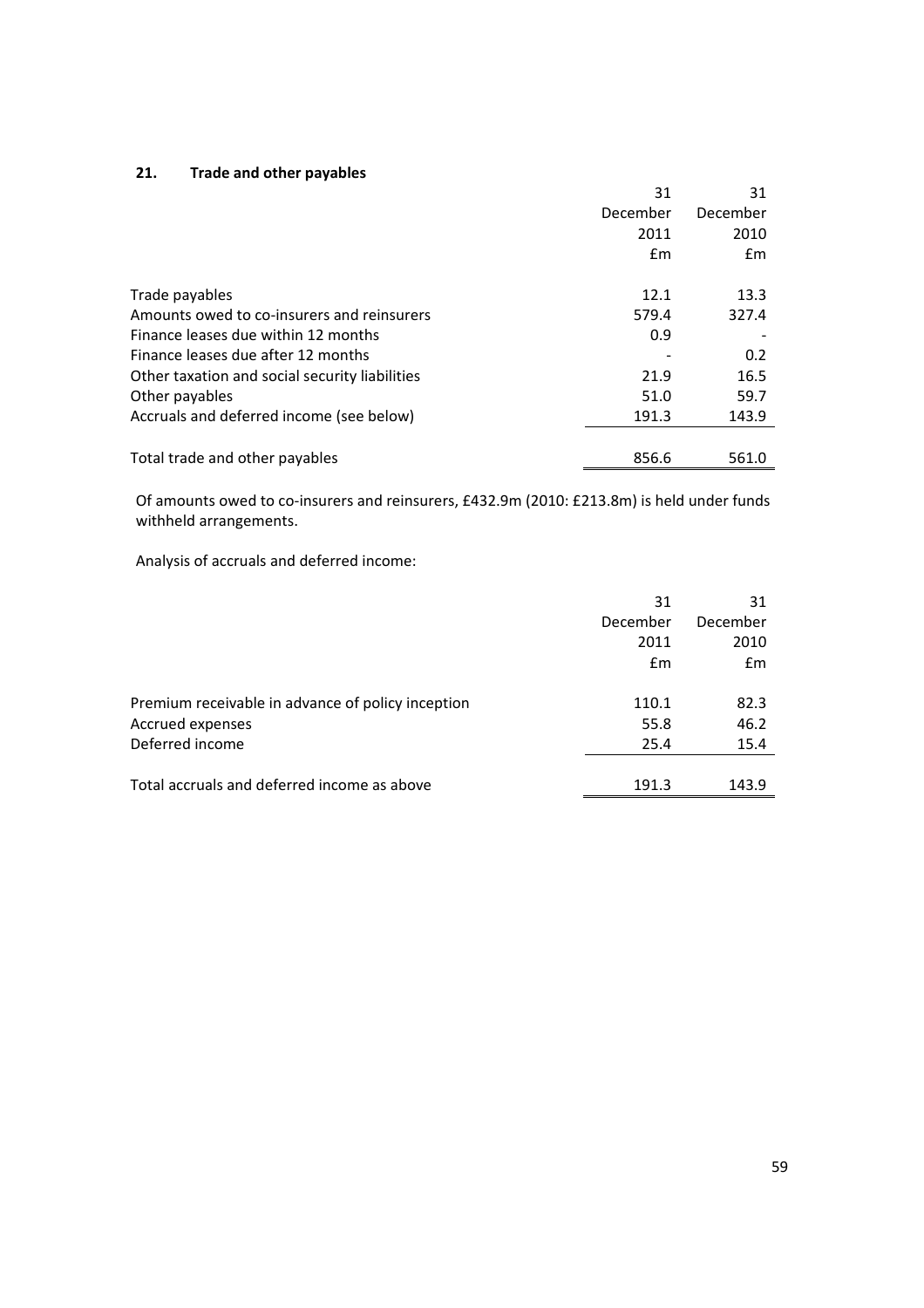## 21. Trade and other payables

| | 31 December 2011 £m | 31 December 2010 £m |
|---|---|---|
| Trade payables | 12.1 | 13.3 |
| Amounts owed to co-insurers and reinsurers | 579.4 | 327.4 |
| Finance leases due within 12 months | 0.9 | - |
| Finance leases due after 12 months | - | 0.2 |
| Other taxation and social security liabilities | 21.9 | 16.5 |
| Other payables | 51.0 | 59.7 |
| Accruals and deferred income (see below) | 191.3 | 143.9 |
| Total trade and other payables | 856.6 | 561.0 |

Of amounts owed to co-insurers and reinsurers, £432.9m (2010: £213.8m) is held under funds withheld arrangements.

Analysis of accruals and deferred income:

| | 31 December 2011 £m | 31 December 2010 £m |
|---|---|---|
| Premium receivable in advance of policy inception | 110.1 | 82.3 |
| Accrued expenses | 55.8 | 46.2 |
| Deferred income | 25.4 | 15.4 |
| Total accruals and deferred income as above | 191.3 | 143.9 |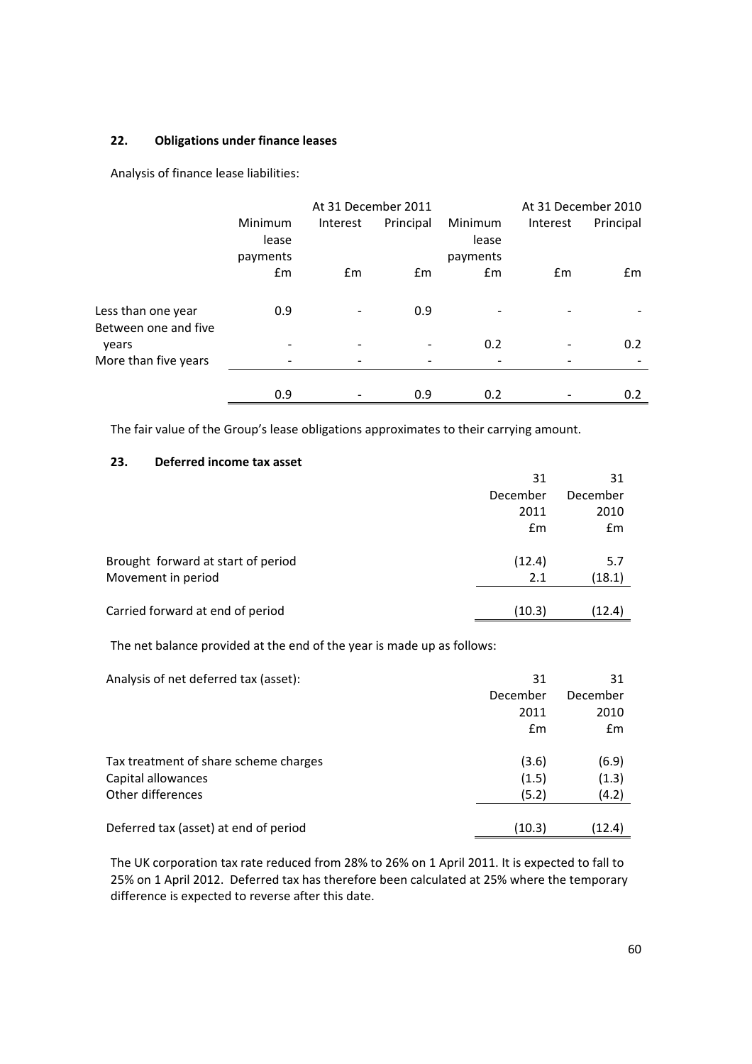## 22. Obligations under finance leases

Analysis of finance lease liabilities:

| | At 31 December 2011 | | | At 31 December 2010 | | |
|---|---|---|---|---|---|---|
| | Minimum lease payments | Interest | Principal | Minimum lease payments | Interest | Principal |
| | £m | £m | £m | £m | £m | £m |
| Less than one year | 0.9 | - | 0.9 | - | - | - |
| Between one and five years | - | - | - | 0.2 | - | 0.2 |
| More than five years | - | - | - | - | - | - |
| | 0.9 | - | 0.9 | 0.2 | - | 0.2 |

The fair value of the Group's lease obligations approximates to their carrying amount.

## 23. Deferred income tax asset

| | 31 December 2011 | 31 December 2010 |
|---|---|---|
| | £m | £m |
| Brought forward at start of period | (12.4) | 5.7 |
| Movement in period | 2.1 | (18.1) |
| Carried forward at end of period | (10.3) | (12.4) |

The net balance provided at the end of the year is made up as follows:

| Analysis of net deferred tax (asset): | 31 December 2011 | 31 December 2010 |
|---|---|---|
| | £m | £m |
| Tax treatment of share scheme charges | (3.6) | (6.9) |
| Capital allowances | (1.5) | (1.3) |
| Other differences | (5.2) | (4.2) |
| Deferred tax (asset) at end of period | (10.3) | (12.4) |

The UK corporation tax rate reduced from 28% to 26% on 1 April 2011. It is expected to fall to 25% on 1 April 2012. Deferred tax has therefore been calculated at 25% where the temporary difference is expected to reverse after this date.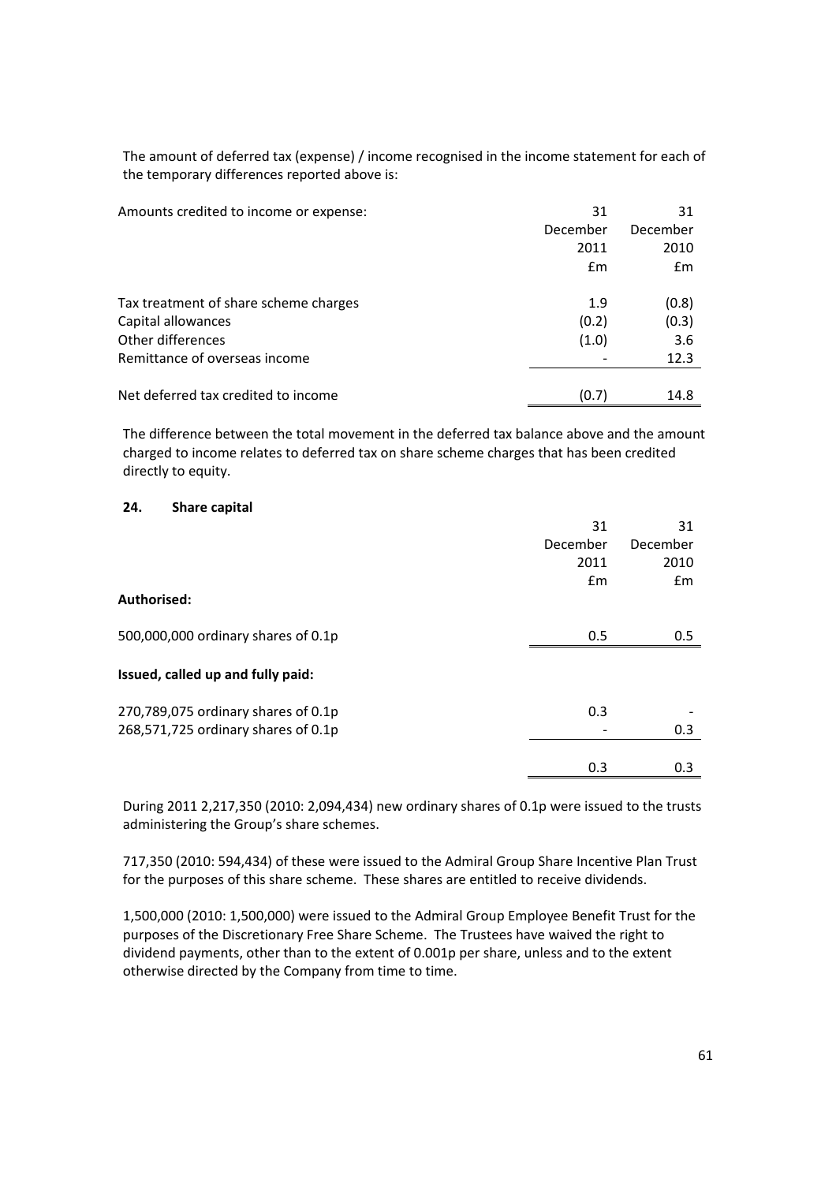The amount of deferred tax (expense) / income recognised in the income statement for each of the temporary differences reported above is:

| Amounts credited to income or expense: | 31 December 2011 £m | 31 December 2010 £m |
|---|---|---|
| Tax treatment of share scheme charges | 1.9 | (0.8) |
| Capital allowances | (0.2) | (0.3) |
| Other differences | (1.0) | 3.6 |
| Remittance of overseas income | - | 12.3 |
| Net deferred tax credited to income | (0.7) | 14.8 |

The difference between the total movement in the deferred tax balance above and the amount charged to income relates to deferred tax on share scheme charges that has been credited directly to equity.

## 24. Share capital

| | 31 December 2011 £m | 31 December 2010 £m |
|---|---|---|
| **Authorised:** | | |
| 500,000,000 ordinary shares of 0.1p | 0.5 | 0.5 |
| **Issued, called up and fully paid:** | | |
| 270,789,075 ordinary shares of 0.1p | 0.3 | - |
| 268,571,725 ordinary shares of 0.1p | - | 0.3 |
| | 0.3 | 0.3 |

During 2011 2,217,350 (2010: 2,094,434) new ordinary shares of 0.1p were issued to the trusts administering the Group's share schemes.

717,350 (2010: 594,434) of these were issued to the Admiral Group Share Incentive Plan Trust for the purposes of this share scheme. These shares are entitled to receive dividends.

1,500,000 (2010: 1,500,000) were issued to the Admiral Group Employee Benefit Trust for the purposes of the Discretionary Free Share Scheme. The Trustees have waived the right to dividend payments, other than to the extent of 0.001p per share, unless and to the extent otherwise directed by the Company from time to time.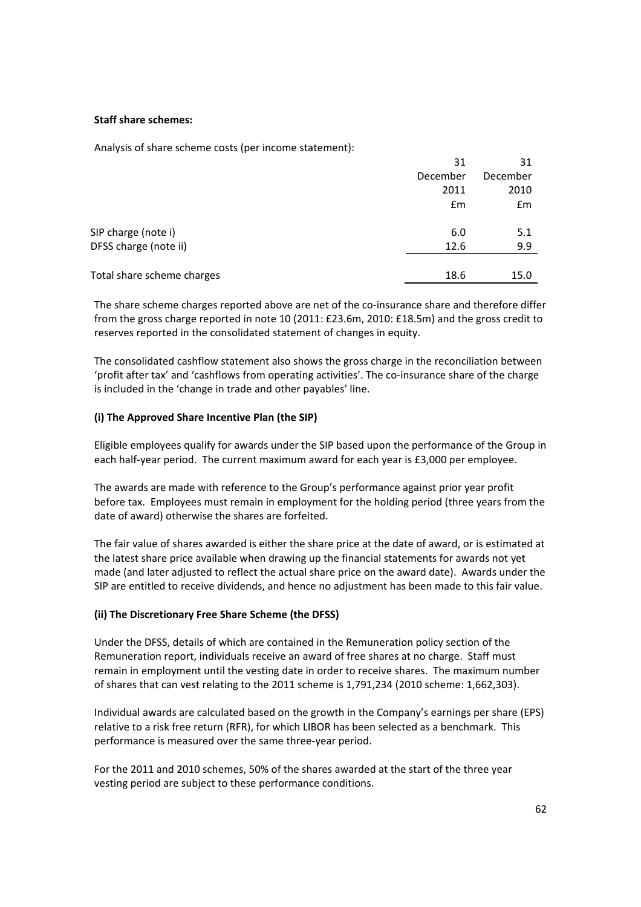**Staff share schemes:**

Analysis of share scheme costs (per income statement):

| | 31 December 2011 £m | 31 December 2010 £m |
|---|---|---|
| SIP charge (note i) | 6.0 | 5.1 |
| DFSS charge (note ii) | 12.6 | 9.9 |
| Total share scheme charges | 18.6 | 15.0 |

The share scheme charges reported above are net of the co-insurance share and therefore differ from the gross charge reported in note 10 (2011: £23.6m, 2010: £18.5m) and the gross credit to reserves reported in the consolidated statement of changes in equity.

The consolidated cashflow statement also shows the gross charge in the reconciliation between 'profit after tax' and 'cashflows from operating activities'. The co-insurance share of the charge is included in the 'change in trade and other payables' line.

**(i) The Approved Share Incentive Plan (the SIP)**

Eligible employees qualify for awards under the SIP based upon the performance of the Group in each half-year period. The current maximum award for each year is £3,000 per employee.

The awards are made with reference to the Group's performance against prior year profit before tax. Employees must remain in employment for the holding period (three years from the date of award) otherwise the shares are forfeited.

The fair value of shares awarded is either the share price at the date of award, or is estimated at the latest share price available when drawing up the financial statements for awards not yet made (and later adjusted to reflect the actual share price on the award date). Awards under the SIP are entitled to receive dividends, and hence no adjustment has been made to this fair value.

**(ii) The Discretionary Free Share Scheme (the DFSS)**

Under the DFSS, details of which are contained in the Remuneration policy section of the Remuneration report, individuals receive an award of free shares at no charge. Staff must remain in employment until the vesting date in order to receive shares. The maximum number of shares that can vest relating to the 2011 scheme is 1,791,234 (2010 scheme: 1,662,303).

Individual awards are calculated based on the growth in the Company's earnings per share (EPS) relative to a risk free return (RFR), for which LIBOR has been selected as a benchmark. This performance is measured over the same three-year period.

For the 2011 and 2010 schemes, 50% of the shares awarded at the start of the three year vesting period are subject to these performance conditions.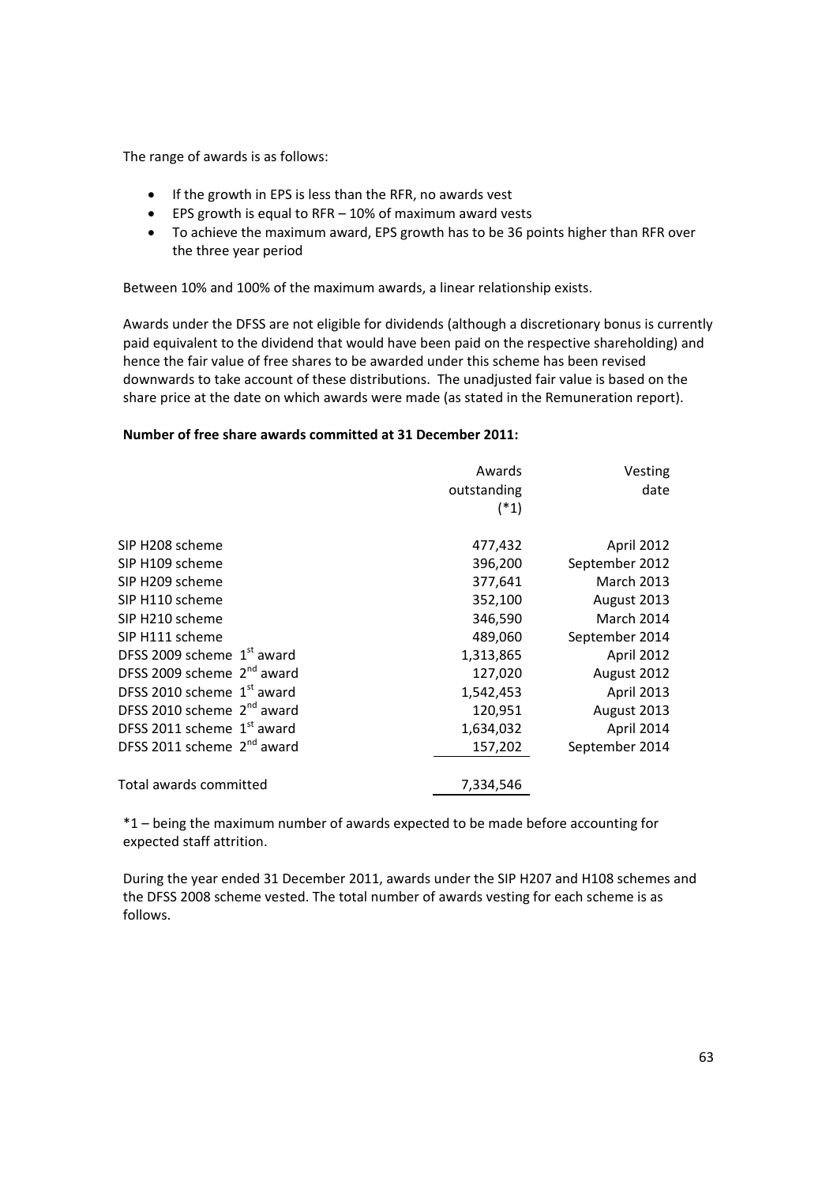The range of awards is as follows:

- If the growth in EPS is less than the RFR, no awards vest
- EPS growth is equal to RFR – 10% of maximum award vests
- To achieve the maximum award, EPS growth has to be 36 points higher than RFR over the three year period

Between 10% and 100% of the maximum awards, a linear relationship exists.

Awards under the DFSS are not eligible for dividends (although a discretionary bonus is currently paid equivalent to the dividend that would have been paid on the respective shareholding) and hence the fair value of free shares to be awarded under this scheme has been revised downwards to take account of these distributions. The unadjusted fair value is based on the share price at the date on which awards were made (as stated in the Remuneration report).

**Number of free share awards committed at 31 December 2011:**

| | Awards outstanding (*1) | Vesting date |
|---|---|---|
| SIP H208 scheme | 477,432 | April 2012 |
| SIP H109 scheme | 396,200 | September 2012 |
| SIP H209 scheme | 377,641 | March 2013 |
| SIP H110 scheme | 352,100 | August 2013 |
| SIP H210 scheme | 346,590 | March 2014 |
| SIP H111 scheme | 489,060 | September 2014 |
| DFSS 2009 scheme 1st award | 1,313,865 | April 2012 |
| DFSS 2009 scheme 2nd award | 127,020 | August 2012 |
| DFSS 2010 scheme 1st award | 1,542,453 | April 2013 |
| DFSS 2010 scheme 2nd award | 120,951 | August 2013 |
| DFSS 2011 scheme 1st award | 1,634,032 | April 2014 |
| DFSS 2011 scheme 2nd award | 157,202 | September 2014 |
| Total awards committed | 7,334,546 | |

*1 – being the maximum number of awards expected to be made before accounting for expected staff attrition.

During the year ended 31 December 2011, awards under the SIP H207 and H108 schemes and the DFSS 2008 scheme vested. The total number of awards vesting for each scheme is as follows.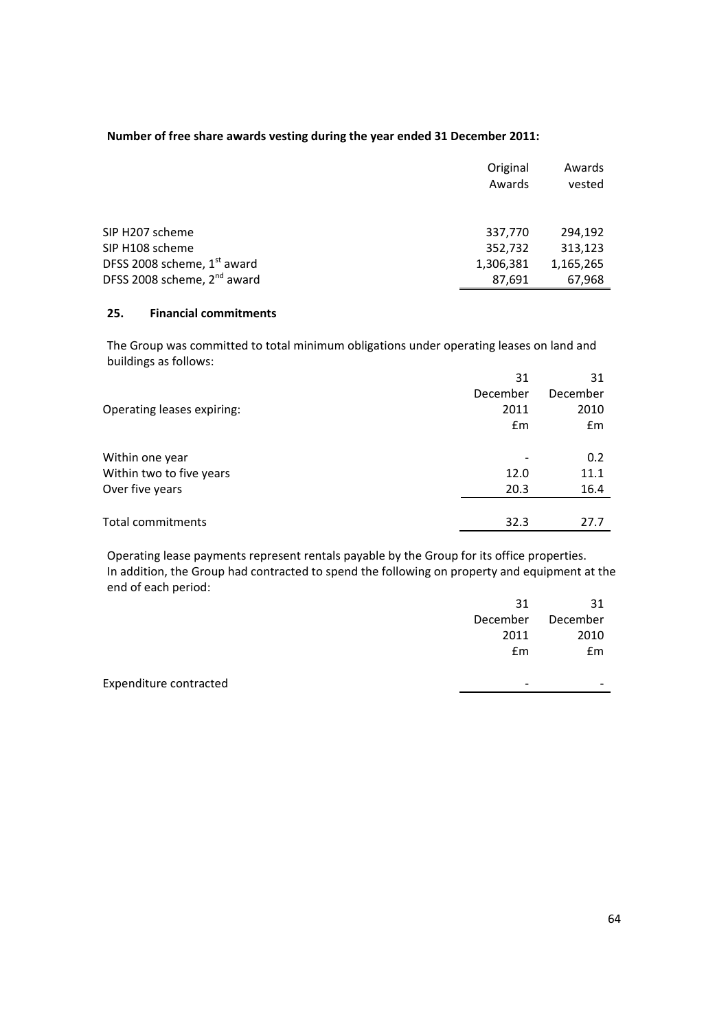**Number of free share awards vesting during the year ended 31 December 2011:**

| | Original Awards | Awards vested |
|---|---|---|
| SIP H207 scheme | 337,770 | 294,192 |
| SIP H108 scheme | 352,732 | 313,123 |
| DFSS 2008 scheme, 1st award | 1,306,381 | 1,165,265 |
| DFSS 2008 scheme, 2nd award | 87,691 | 67,968 |

## 25. Financial commitments

The Group was committed to total minimum obligations under operating leases on land and buildings as follows:

| Operating leases expiring: | 31 December 2011 £m | 31 December 2010 £m |
|---|---|---|
| Within one year | - | 0.2 |
| Within two to five years | 12.0 | 11.1 |
| Over five years | 20.3 | 16.4 |
| Total commitments | 32.3 | 27.7 |

Operating lease payments represent rentals payable by the Group for its office properties.
In addition, the Group had contracted to spend the following on property and equipment at the end of each period:

| | 31 December 2011 £m | 31 December 2010 £m |
|---|---|---|
| Expenditure contracted | - | - |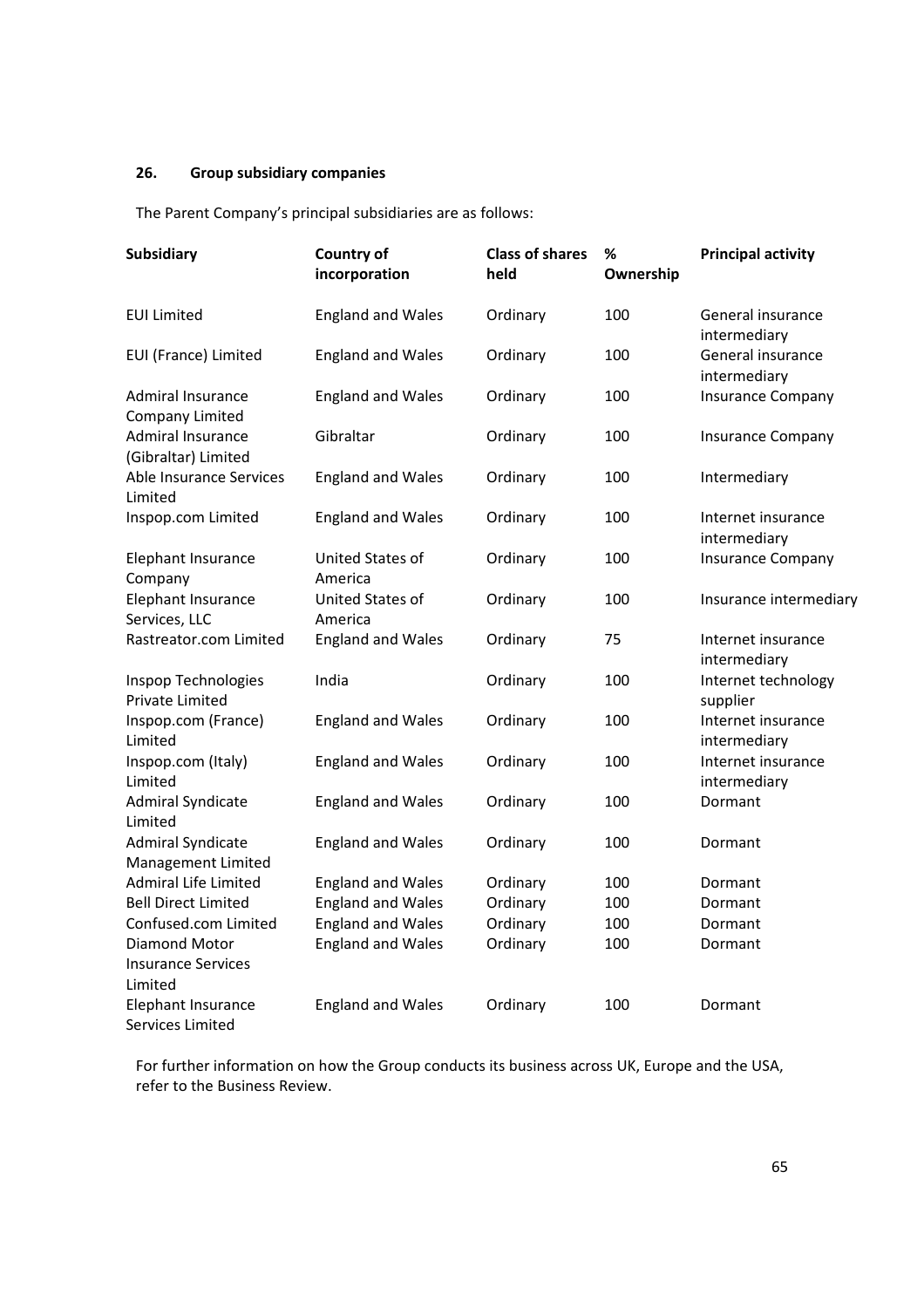## 26. Group subsidiary companies

The Parent Company's principal subsidiaries are as follows:

| Subsidiary | Country of incorporation | Class of shares held | % Ownership | Principal activity |
|---|---|---|---|---|
| EUI Limited | England and Wales | Ordinary | 100 | General insurance intermediary |
| EUI (France) Limited | England and Wales | Ordinary | 100 | General insurance intermediary |
| Admiral Insurance Company Limited | England and Wales | Ordinary | 100 | Insurance Company |
| Admiral Insurance (Gibraltar) Limited | Gibraltar | Ordinary | 100 | Insurance Company |
| Able Insurance Services Limited | England and Wales | Ordinary | 100 | Intermediary |
| Inspop.com Limited | England and Wales | Ordinary | 100 | Internet insurance intermediary |
| Elephant Insurance Company | United States of America | Ordinary | 100 | Insurance Company |
| Elephant Insurance Services, LLC | United States of America | Ordinary | 100 | Insurance intermediary |
| Rastreator.com Limited | England and Wales | Ordinary | 75 | Internet insurance intermediary |
| Inspop Technologies Private Limited | India | Ordinary | 100 | Internet technology supplier |
| Inspop.com (France) Limited | England and Wales | Ordinary | 100 | Internet insurance intermediary |
| Inspop.com (Italy) Limited | England and Wales | Ordinary | 100 | Internet insurance intermediary |
| Admiral Syndicate Limited | England and Wales | Ordinary | 100 | Dormant |
| Admiral Syndicate Management Limited | England and Wales | Ordinary | 100 | Dormant |
| Admiral Life Limited | England and Wales | Ordinary | 100 | Dormant |
| Bell Direct Limited | England and Wales | Ordinary | 100 | Dormant |
| Confused.com Limited | England and Wales | Ordinary | 100 | Dormant |
| Diamond Motor Insurance Services Limited | England and Wales | Ordinary | 100 | Dormant |
| Elephant Insurance Services Limited | England and Wales | Ordinary | 100 | Dormant |

For further information on how the Group conducts its business across UK, Europe and the USA, refer to the Business Review.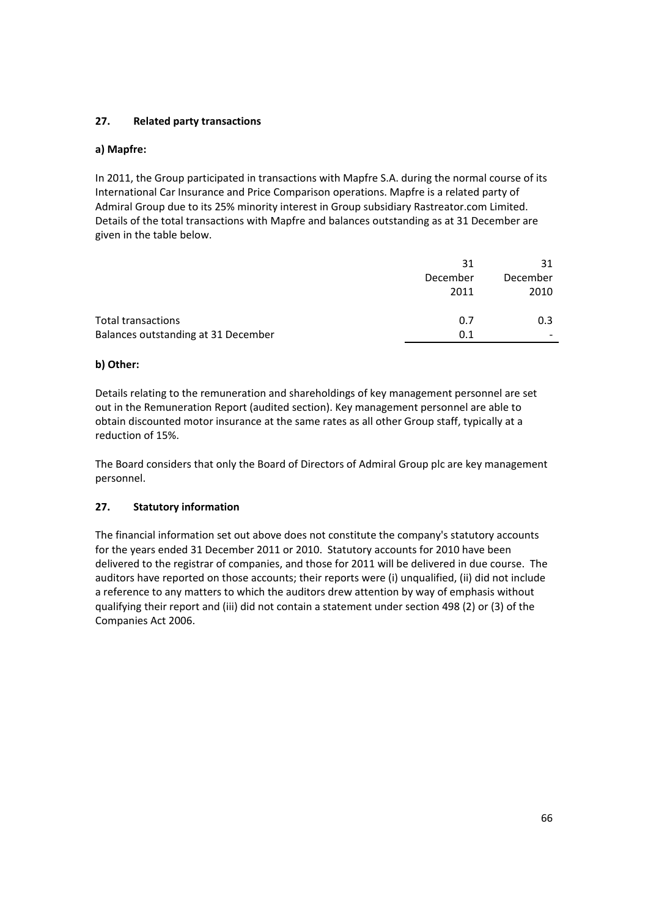## 27. Related party transactions

### a) Mapfre:

In 2011, the Group participated in transactions with Mapfre S.A. during the normal course of its International Car Insurance and Price Comparison operations. Mapfre is a related party of Admiral Group due to its 25% minority interest in Group subsidiary Rastreator.com Limited. Details of the total transactions with Mapfre and balances outstanding as at 31 December are given in the table below.

| | 31 December 2011 | 31 December 2010 |
|---|---|---|
| Total transactions | 0.7 | 0.3 |
| Balances outstanding at 31 December | 0.1 | - |

### b) Other:

Details relating to the remuneration and shareholdings of key management personnel are set out in the Remuneration Report (audited section). Key management personnel are able to obtain discounted motor insurance at the same rates as all other Group staff, typically at a reduction of 15%.

The Board considers that only the Board of Directors of Admiral Group plc are key management personnel.

## 27. Statutory information

The financial information set out above does not constitute the company's statutory accounts for the years ended 31 December 2011 or 2010. Statutory accounts for 2010 have been delivered to the registrar of companies, and those for 2011 will be delivered in due course. The auditors have reported on those accounts; their reports were (i) unqualified, (ii) did not include a reference to any matters to which the auditors drew attention by way of emphasis without qualifying their report and (iii) did not contain a statement under section 498 (2) or (3) of the Companies Act 2006.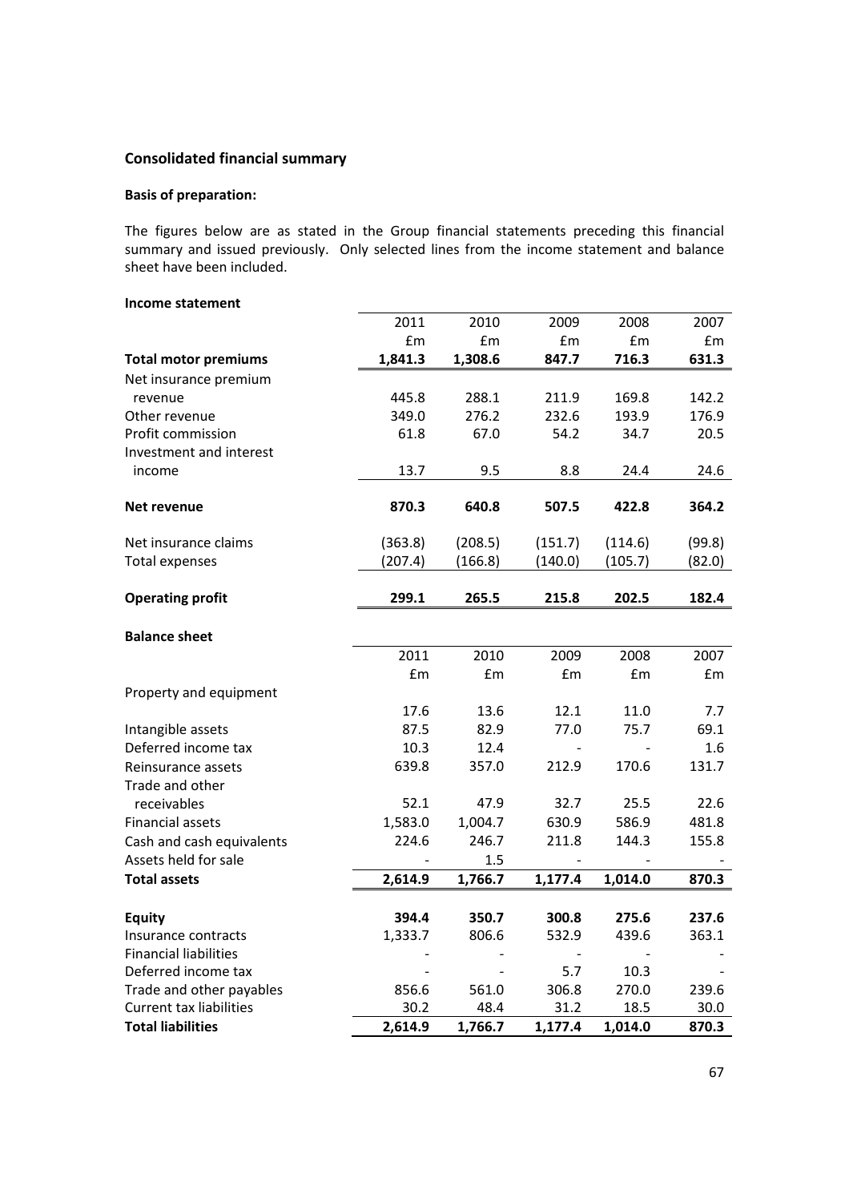## Consolidated financial summary

### Basis of preparation:

The figures below are as stated in the Group financial statements preceding this financial summary and issued previously. Only selected lines from the income statement and balance sheet have been included.

**Income statement**

| | 2011 | 2010 | 2009 | 2008 | 2007 |
|---|---|---|---|---|---|
| | £m | £m | £m | £m | £m |
| **Total motor premiums** | **1,841.3** | **1,308.6** | **847.7** | **716.3** | **631.3** |
| Net insurance premium revenue | 445.8 | 288.1 | 211.9 | 169.8 | 142.2 |
| Other revenue | 349.0 | 276.2 | 232.6 | 193.9 | 176.9 |
| Profit commission | 61.8 | 67.0 | 54.2 | 34.7 | 20.5 |
| Investment and interest income | 13.7 | 9.5 | 8.8 | 24.4 | 24.6 |
| **Net revenue** | **870.3** | **640.8** | **507.5** | **422.8** | **364.2** |
| Net insurance claims | (363.8) | (208.5) | (151.7) | (114.6) | (99.8) |
| Total expenses | (207.4) | (166.8) | (140.0) | (105.7) | (82.0) |
| **Operating profit** | **299.1** | **265.5** | **215.8** | **202.5** | **182.4** |

**Balance sheet**

| | 2011 | 2010 | 2009 | 2008 | 2007 |
|---|---|---|---|---|---|
| | £m | £m | £m | £m | £m |
| Property and equipment | 17.6 | 13.6 | 12.1 | 11.0 | 7.7 |
| Intangible assets | 87.5 | 82.9 | 77.0 | 75.7 | 69.1 |
| Deferred income tax | 10.3 | 12.4 | - | - | 1.6 |
| Reinsurance assets | 639.8 | 357.0 | 212.9 | 170.6 | 131.7 |
| Trade and other receivables | 52.1 | 47.9 | 32.7 | 25.5 | 22.6 |
| Financial assets | 1,583.0 | 1,004.7 | 630.9 | 586.9 | 481.8 |
| Cash and cash equivalents | 224.6 | 246.7 | 211.8 | 144.3 | 155.8 |
| Assets held for sale | - | 1.5 | - | - | - |
| **Total assets** | **2,614.9** | **1,766.7** | **1,177.4** | **1,014.0** | **870.3** |
| **Equity** | **394.4** | **350.7** | **300.8** | **275.6** | **237.6** |
| Insurance contracts | 1,333.7 | 806.6 | 532.9 | 439.6 | 363.1 |
| Financial liabilities | - | - | - | - | - |
| Deferred income tax | - | - | 5.7 | 10.3 | - |
| Trade and other payables | 856.6 | 561.0 | 306.8 | 270.0 | 239.6 |
| Current tax liabilities | 30.2 | 48.4 | 31.2 | 18.5 | 30.0 |
| **Total liabilities** | **2,614.9** | **1,766.7** | **1,177.4** | **1,014.0** | **870.3** |